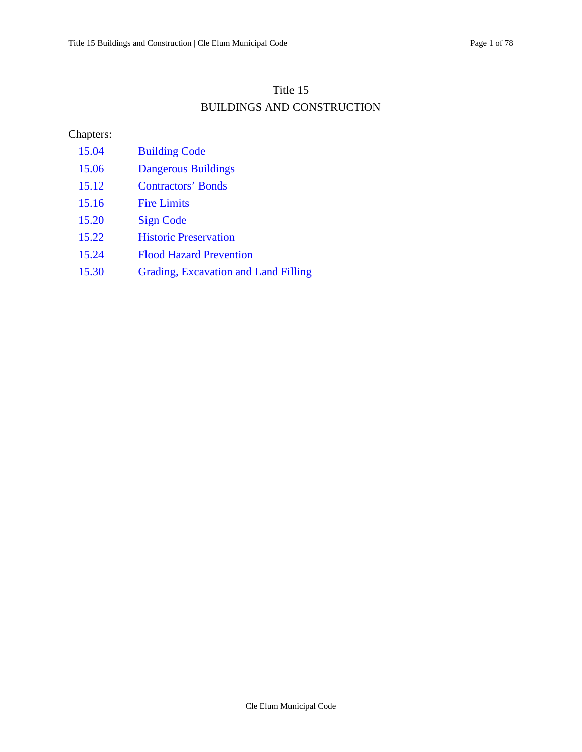# Title 15
# BUILDINGS AND CONSTRUCTION

Chapters:

| | |
|---|---|
| 15.04 | Building Code |
| 15.06 | Dangerous Buildings |
| 15.12 | Contractors’ Bonds |
| 15.16 | Fire Limits |
| 15.20 | Sign Code |
| 15.22 | Historic Preservation |
| 15.24 | Flood Hazard Prevention |
| 15.30 | Grading, Excavation and Land Filling |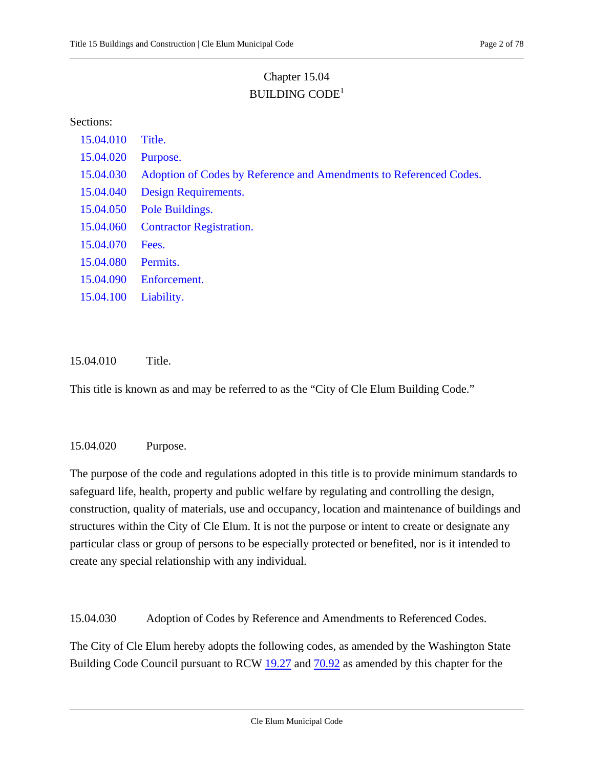# Chapter 15.04
# BUILDING CODE[1]

Sections:

| | |
|---|---|
| 15.04.010 | Title. |
| 15.04.020 | Purpose. |
| 15.04.030 | Adoption of Codes by Reference and Amendments to Referenced Codes. |
| 15.04.040 | Design Requirements. |
| 15.04.050 | Pole Buildings. |
| 15.04.060 | Contractor Registration. |
| 15.04.070 | Fees. |
| 15.04.080 | Permits. |
| 15.04.090 | Enforcement. |
| 15.04.100 | Liability. |

## 15.04.010 Title.

This title is known as and may be referred to as the "City of Cle Elum Building Code."

## 15.04.020 Purpose.

The purpose of the code and regulations adopted in this title is to provide minimum standards to safeguard life, health, property and public welfare by regulating and controlling the design, construction, quality of materials, use and occupancy, location and maintenance of buildings and structures within the City of Cle Elum. It is not the purpose or intent to create or designate any particular class or group of persons to be especially protected or benefited, nor is it intended to create any special relationship with any individual.

## 15.04.030 Adoption of Codes by Reference and Amendments to Referenced Codes.

The City of Cle Elum hereby adopts the following codes, as amended by the Washington State Building Code Council pursuant to RCW 19.27 and 70.92 as amended by this chapter for the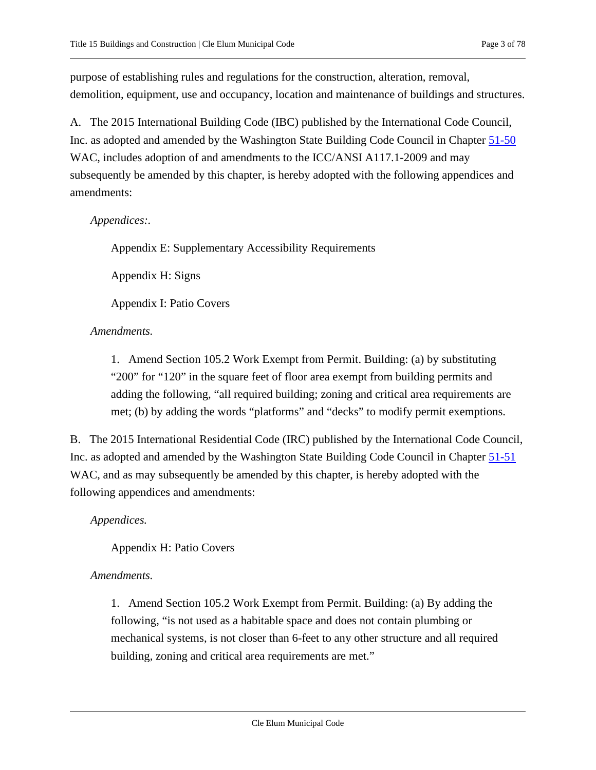purpose of establishing rules and regulations for the construction, alteration, removal, demolition, equipment, use and occupancy, location and maintenance of buildings and structures.

A. The 2015 International Building Code (IBC) published by the International Code Council, Inc. as adopted and amended by the Washington State Building Code Council in Chapter 51-50 WAC, includes adoption of and amendments to the ICC/ANSI A117.1-2009 and may subsequently be amended by this chapter, is hereby adopted with the following appendices and amendments:

*Appendices:.*

Appendix E: Supplementary Accessibility Requirements

Appendix H: Signs

Appendix I: Patio Covers

*Amendments.*

1. Amend Section 105.2 Work Exempt from Permit. Building: (a) by substituting "200" for "120" in the square feet of floor area exempt from building permits and adding the following, "all required building; zoning and critical area requirements are met; (b) by adding the words "platforms" and "decks" to modify permit exemptions.

B. The 2015 International Residential Code (IRC) published by the International Code Council, Inc. as adopted and amended by the Washington State Building Code Council in Chapter 51-51 WAC, and as may subsequently be amended by this chapter, is hereby adopted with the following appendices and amendments:

*Appendices.*

Appendix H: Patio Covers

*Amendments.*

1. Amend Section 105.2 Work Exempt from Permit. Building: (a) By adding the following, "is not used as a habitable space and does not contain plumbing or mechanical systems, is not closer than 6-feet to any other structure and all required building, zoning and critical area requirements are met."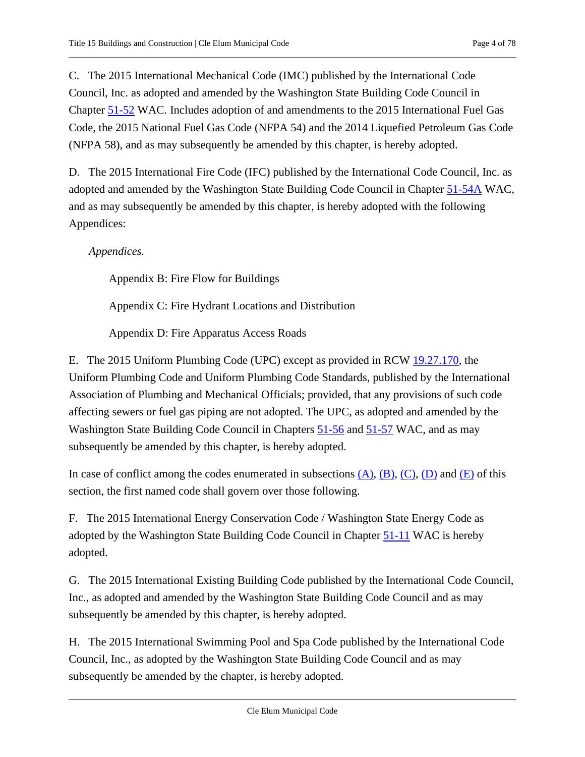C. The 2015 International Mechanical Code (IMC) published by the International Code Council, Inc. as adopted and amended by the Washington State Building Code Council in Chapter 51-52 WAC. Includes adoption of and amendments to the 2015 International Fuel Gas Code, the 2015 National Fuel Gas Code (NFPA 54) and the 2014 Liquefied Petroleum Gas Code (NFPA 58), and as may subsequently be amended by this chapter, is hereby adopted.

D. The 2015 International Fire Code (IFC) published by the International Code Council, Inc. as adopted and amended by the Washington State Building Code Council in Chapter 51-54A WAC, and as may subsequently be amended by this chapter, is hereby adopted with the following Appendices:

*Appendices.*

Appendix B: Fire Flow for Buildings

Appendix C: Fire Hydrant Locations and Distribution

Appendix D: Fire Apparatus Access Roads

E. The 2015 Uniform Plumbing Code (UPC) except as provided in RCW 19.27.170, the Uniform Plumbing Code and Uniform Plumbing Code Standards, published by the International Association of Plumbing and Mechanical Officials; provided, that any provisions of such code affecting sewers or fuel gas piping are not adopted. The UPC, as adopted and amended by the Washington State Building Code Council in Chapters 51-56 and 51-57 WAC, and as may subsequently be amended by this chapter, is hereby adopted.

In case of conflict among the codes enumerated in subsections (A), (B), (C), (D) and (E) of this section, the first named code shall govern over those following.

F. The 2015 International Energy Conservation Code / Washington State Energy Code as adopted by the Washington State Building Code Council in Chapter 51-11 WAC is hereby adopted.

G. The 2015 International Existing Building Code published by the International Code Council, Inc., as adopted and amended by the Washington State Building Code Council and as may subsequently be amended by this chapter, is hereby adopted.

H. The 2015 International Swimming Pool and Spa Code published by the International Code Council, Inc., as adopted by the Washington State Building Code Council and as may subsequently be amended by the chapter, is hereby adopted.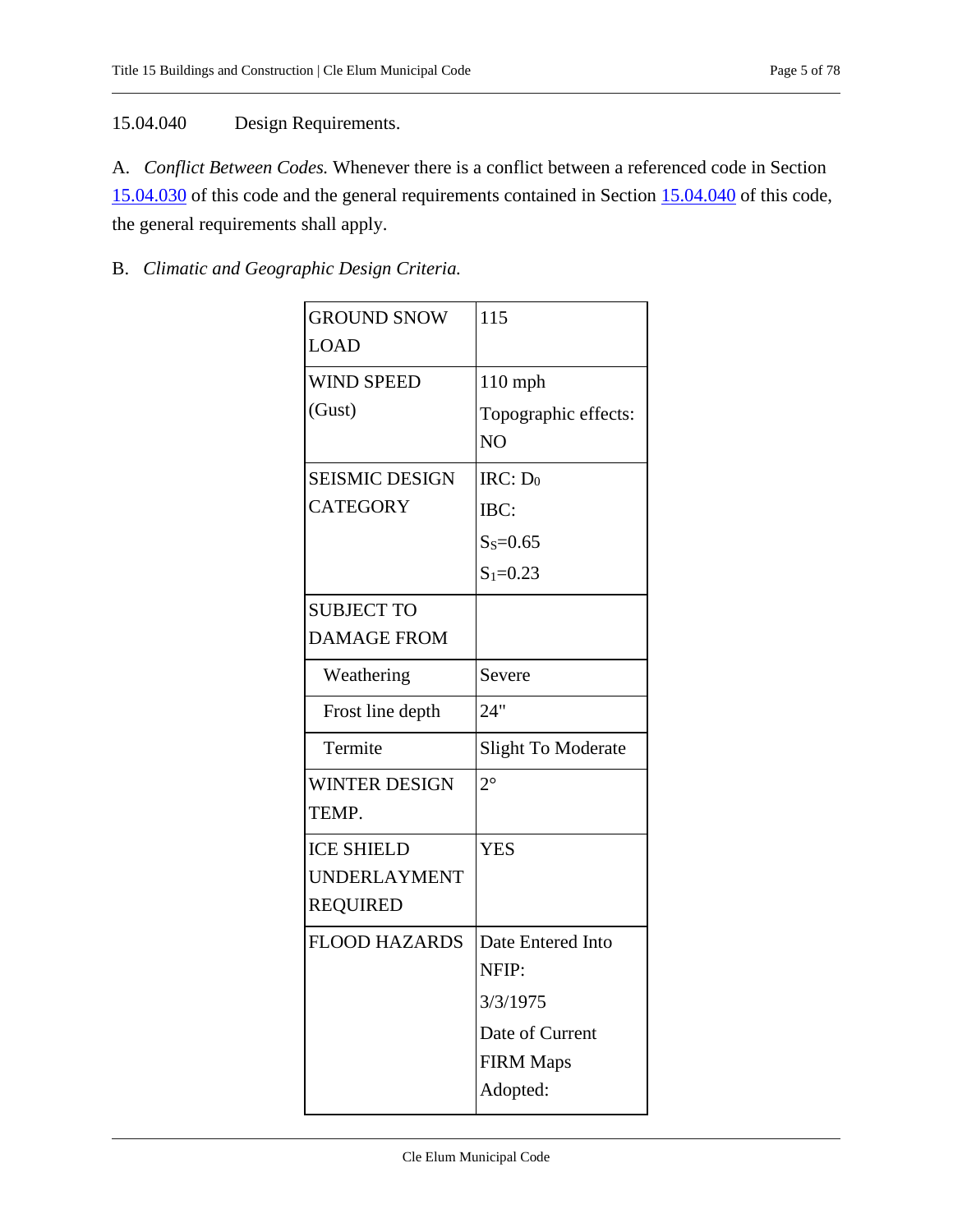15.04.040 Design Requirements.

A. *Conflict Between Codes.* Whenever there is a conflict between a referenced code in Section 15.04.030 of this code and the general requirements contained in Section 15.04.040 of this code, the general requirements shall apply.

B. *Climatic and Geographic Design Criteria.*

| | |
|---|---|
| GROUND SNOW LOAD | 115 |
| WIND SPEED (Gust) | 110 mph<br>Topographic effects: NO |
| SEISMIC DESIGN CATEGORY | IRC: $D_0$<br>IBC:<br>$S_S$=0.65<br>$S_1$=0.23 |
| SUBJECT TO DAMAGE FROM | |
| Weathering | Severe |
| Frost line depth | 24" |
| Termite | Slight To Moderate |
| WINTER DESIGN TEMP. | 2° |
| ICE SHIELD UNDERLAYMENT REQUIRED | YES |
| FLOOD HAZARDS | Date Entered Into NFIP:<br>3/3/1975<br>Date of Current FIRM Maps Adopted: |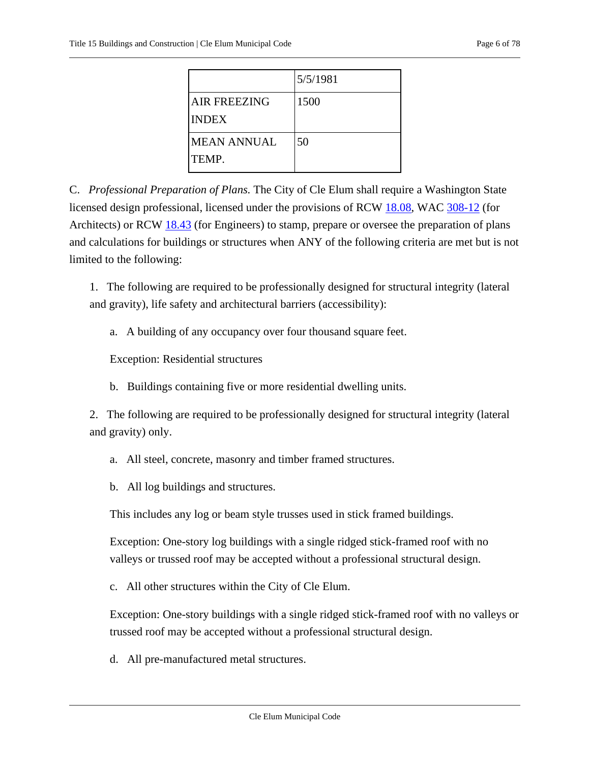| | 5/5/1981 |
|---|---|
| AIR FREEZING INDEX | 1500 |
| MEAN ANNUAL TEMP. | 50 |

C. *Professional Preparation of Plans.* The City of Cle Elum shall require a Washington State licensed design professional, licensed under the provisions of RCW 18.08, WAC 308-12 (for Architects) or RCW 18.43 (for Engineers) to stamp, prepare or oversee the preparation of plans and calculations for buildings or structures when ANY of the following criteria are met but is not limited to the following:

1. The following are required to be professionally designed for structural integrity (lateral and gravity), life safety and architectural barriers (accessibility):

   a. A building of any occupancy over four thousand square feet.

   Exception: Residential structures

   b. Buildings containing five or more residential dwelling units.

2. The following are required to be professionally designed for structural integrity (lateral and gravity) only.

   a. All steel, concrete, masonry and timber framed structures.

   b. All log buildings and structures.

   This includes any log or beam style trusses used in stick framed buildings.

   Exception: One-story log buildings with a single ridged stick-framed roof with no valleys or trussed roof may be accepted without a professional structural design.

   c. All other structures within the City of Cle Elum.

   Exception: One-story buildings with a single ridged stick-framed roof with no valleys or trussed roof may be accepted without a professional structural design.

   d. All pre-manufactured metal structures.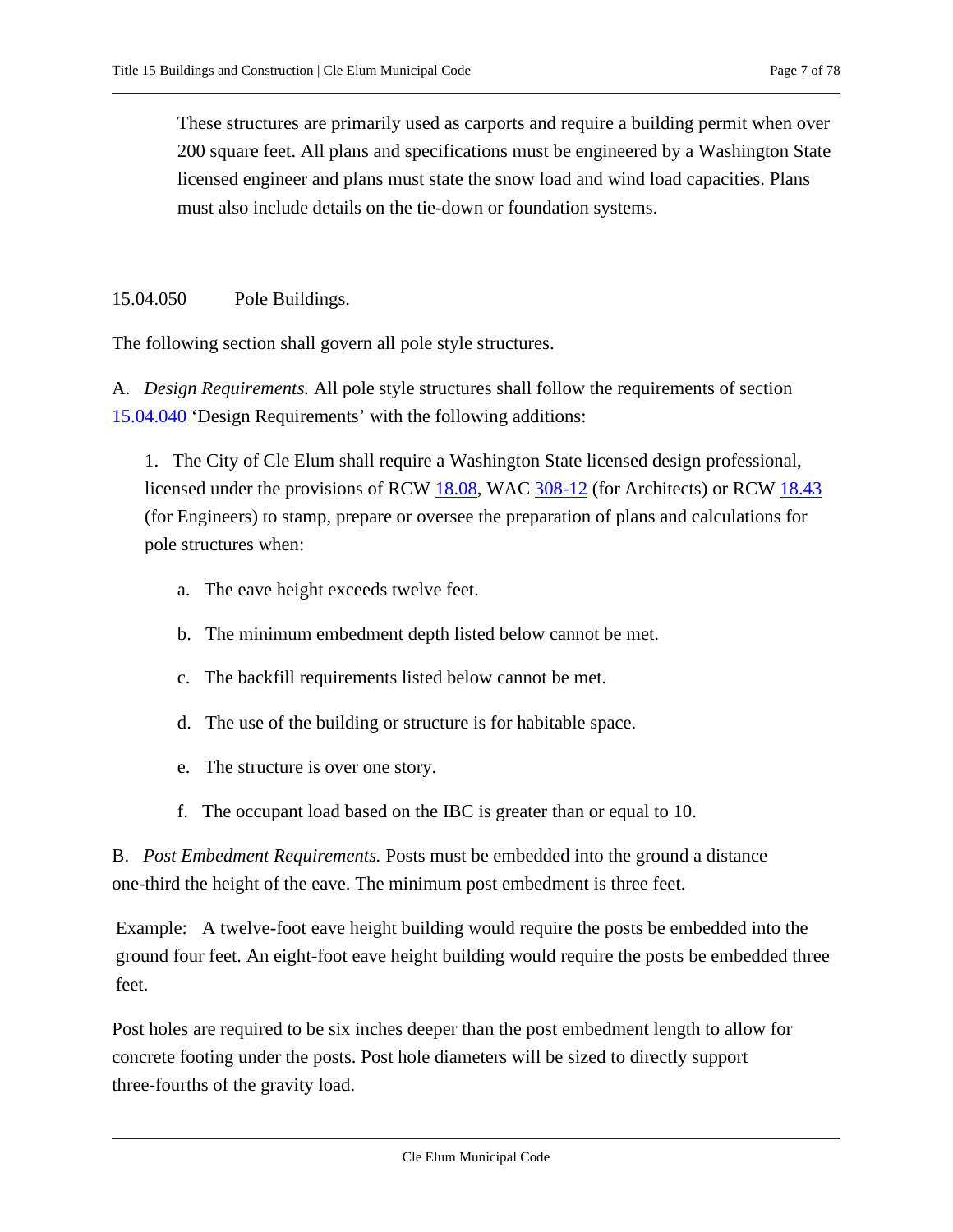These structures are primarily used as carports and require a building permit when over 200 square feet. All plans and specifications must be engineered by a Washington State licensed engineer and plans must state the snow load and wind load capacities. Plans must also include details on the tie-down or foundation systems.

## 15.04.050 Pole Buildings.

The following section shall govern all pole style structures.

A. *Design Requirements.* All pole style structures shall follow the requirements of section 15.04.040 'Design Requirements' with the following additions:

1. The City of Cle Elum shall require a Washington State licensed design professional, licensed under the provisions of RCW 18.08, WAC 308-12 (for Architects) or RCW 18.43 (for Engineers) to stamp, prepare or oversee the preparation of plans and calculations for pole structures when:

   a. The eave height exceeds twelve feet.

   b. The minimum embedment depth listed below cannot be met.

   c. The backfill requirements listed below cannot be met.

   d. The use of the building or structure is for habitable space.

   e. The structure is over one story.

   f. The occupant load based on the IBC is greater than or equal to 10.

B. *Post Embedment Requirements.* Posts must be embedded into the ground a distance one-third the height of the eave. The minimum post embedment is three feet.

Example: A twelve-foot eave height building would require the posts be embedded into the ground four feet. An eight-foot eave height building would require the posts be embedded three feet.

Post holes are required to be six inches deeper than the post embedment length to allow for concrete footing under the posts. Post hole diameters will be sized to directly support three-fourths of the gravity load.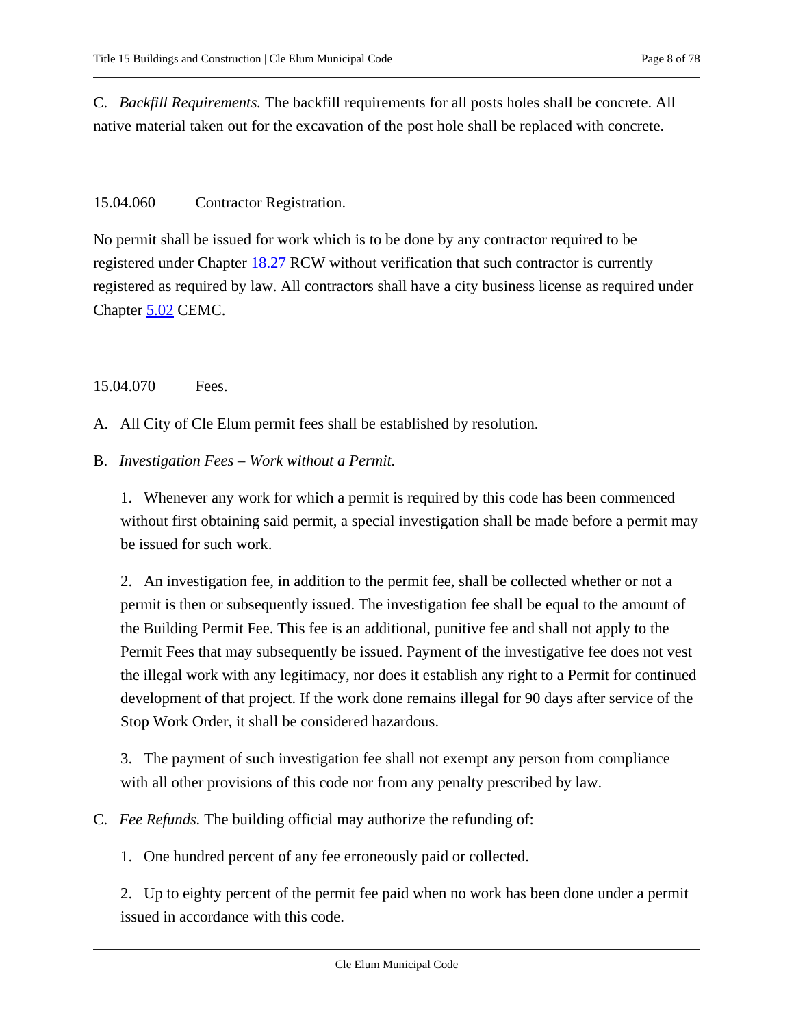C. *Backfill Requirements.* The backfill requirements for all posts holes shall be concrete. All native material taken out for the excavation of the post hole shall be replaced with concrete.

### 15.04.060 Contractor Registration.

No permit shall be issued for work which is to be done by any contractor required to be registered under Chapter 18.27 RCW without verification that such contractor is currently registered as required by law. All contractors shall have a city business license as required under Chapter 5.02 CEMC.

### 15.04.070 Fees.

A. All City of Cle Elum permit fees shall be established by resolution.

B. *Investigation Fees – Work without a Permit.*

1. Whenever any work for which a permit is required by this code has been commenced without first obtaining said permit, a special investigation shall be made before a permit may be issued for such work.

2. An investigation fee, in addition to the permit fee, shall be collected whether or not a permit is then or subsequently issued. The investigation fee shall be equal to the amount of the Building Permit Fee. This fee is an additional, punitive fee and shall not apply to the Permit Fees that may subsequently be issued. Payment of the investigative fee does not vest the illegal work with any legitimacy, nor does it establish any right to a Permit for continued development of that project. If the work done remains illegal for 90 days after service of the Stop Work Order, it shall be considered hazardous.

3. The payment of such investigation fee shall not exempt any person from compliance with all other provisions of this code nor from any penalty prescribed by law.

C. *Fee Refunds.* The building official may authorize the refunding of:

1. One hundred percent of any fee erroneously paid or collected.

2. Up to eighty percent of the permit fee paid when no work has been done under a permit issued in accordance with this code.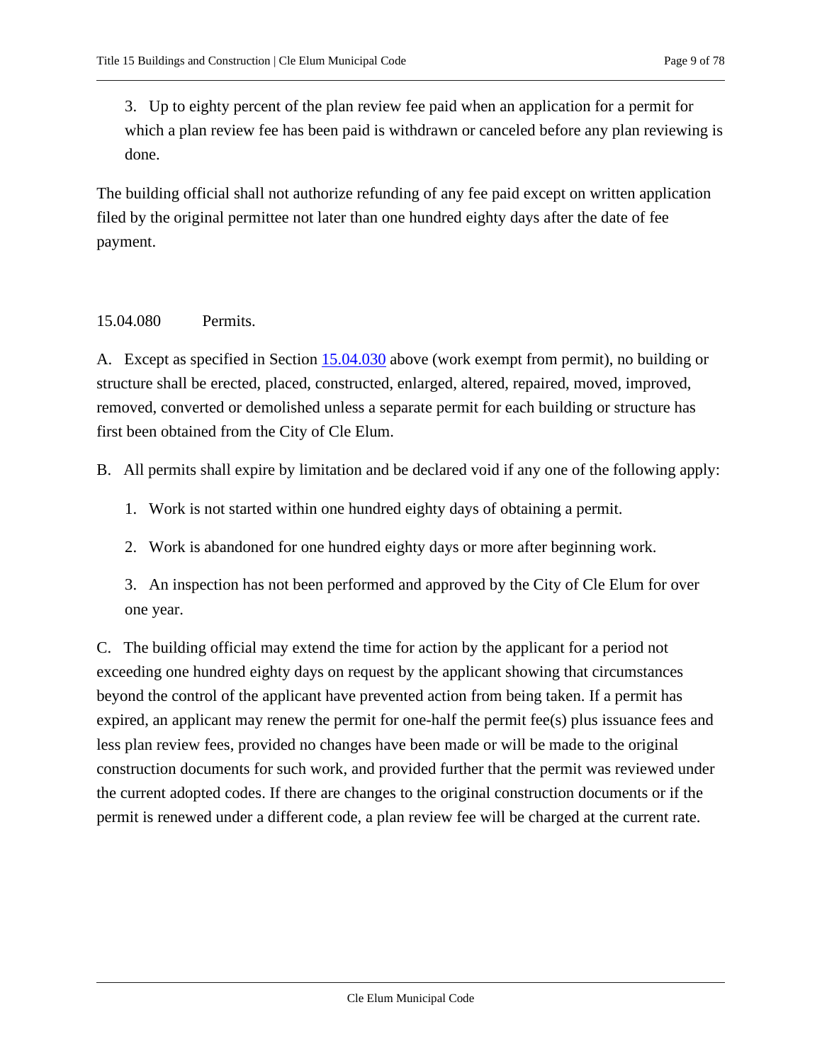3. Up to eighty percent of the plan review fee paid when an application for a permit for which a plan review fee has been paid is withdrawn or canceled before any plan reviewing is done.

The building official shall not authorize refunding of any fee paid except on written application filed by the original permittee not later than one hundred eighty days after the date of fee payment.

## 15.04.080 Permits.

A. Except as specified in Section [15.04.030](15.04.030) above (work exempt from permit), no building or structure shall be erected, placed, constructed, enlarged, altered, repaired, moved, improved, removed, converted or demolished unless a separate permit for each building or structure has first been obtained from the City of Cle Elum.

B. All permits shall expire by limitation and be declared void if any one of the following apply:

1. Work is not started within one hundred eighty days of obtaining a permit.

2. Work is abandoned for one hundred eighty days or more after beginning work.

3. An inspection has not been performed and approved by the City of Cle Elum for over one year.

C. The building official may extend the time for action by the applicant for a period not exceeding one hundred eighty days on request by the applicant showing that circumstances beyond the control of the applicant have prevented action from being taken. If a permit has expired, an applicant may renew the permit for one-half the permit fee(s) plus issuance fees and less plan review fees, provided no changes have been made or will be made to the original construction documents for such work, and provided further that the permit was reviewed under the current adopted codes. If there are changes to the original construction documents or if the permit is renewed under a different code, a plan review fee will be charged at the current rate.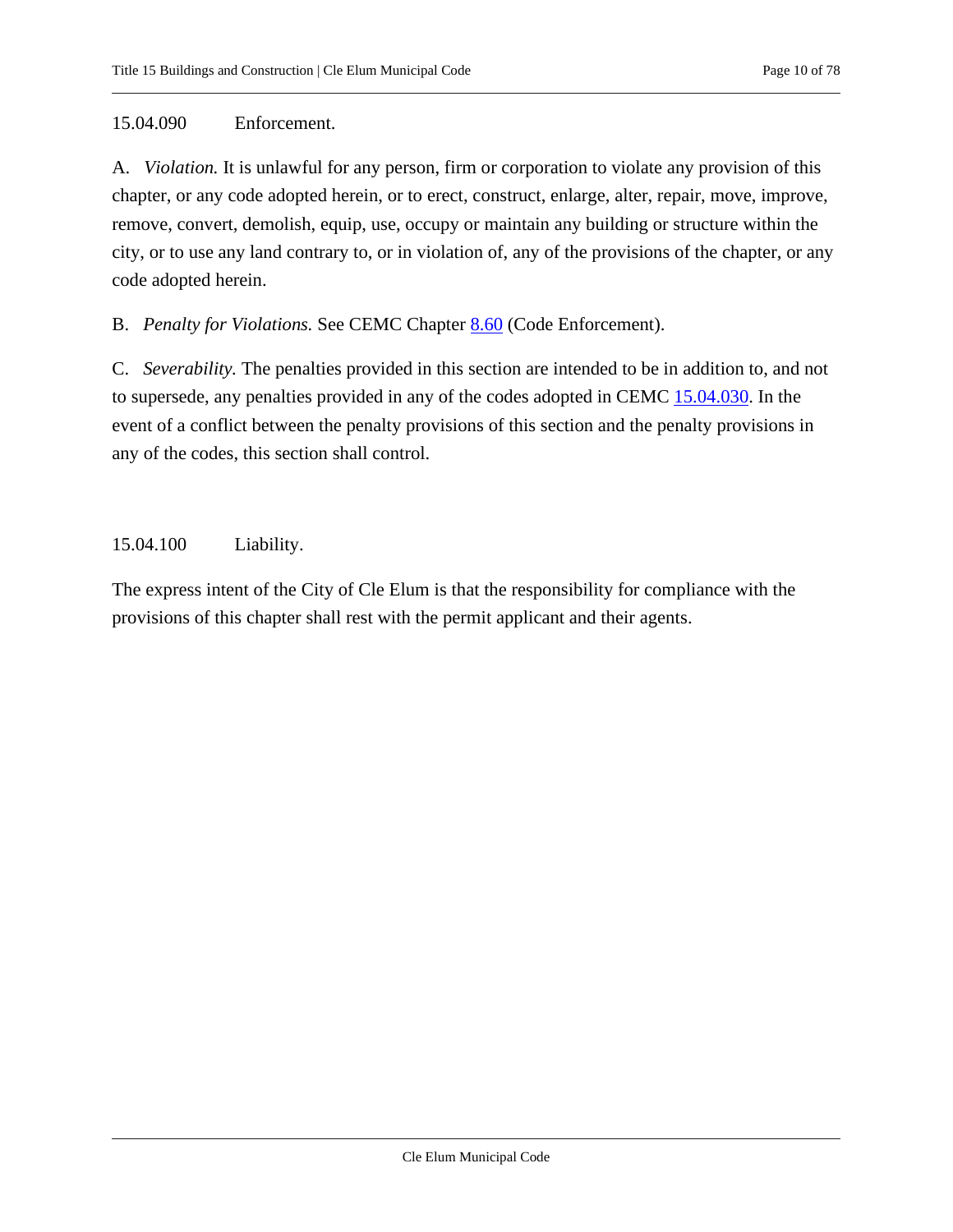## 15.04.090 Enforcement.

A. *Violation.* It is unlawful for any person, firm or corporation to violate any provision of this chapter, or any code adopted herein, or to erect, construct, enlarge, alter, repair, move, improve, remove, convert, demolish, equip, use, occupy or maintain any building or structure within the city, or to use any land contrary to, or in violation of, any of the provisions of the chapter, or any code adopted herein.

B. *Penalty for Violations.* See CEMC Chapter 8.60 (Code Enforcement).

C. *Severability.* The penalties provided in this section are intended to be in addition to, and not to supersede, any penalties provided in any of the codes adopted in CEMC 15.04.030. In the event of a conflict between the penalty provisions of this section and the penalty provisions in any of the codes, this section shall control.

## 15.04.100 Liability.

The express intent of the City of Cle Elum is that the responsibility for compliance with the provisions of this chapter shall rest with the permit applicant and their agents.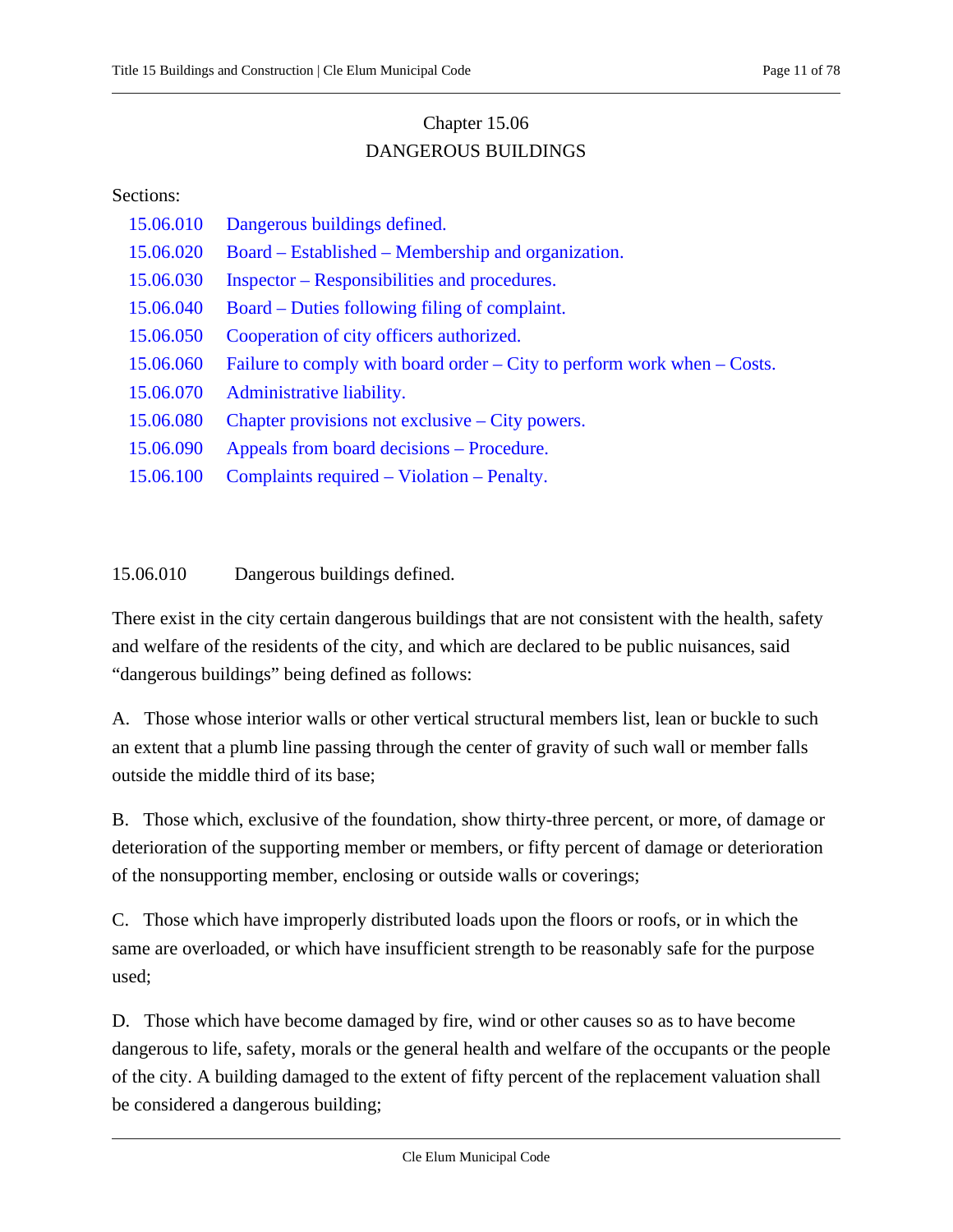# Chapter 15.06
# DANGEROUS BUILDINGS

Sections:

| | |
|---|---|
| 15.06.010 | Dangerous buildings defined. |
| 15.06.020 | Board – Established – Membership and organization. |
| 15.06.030 | Inspector – Responsibilities and procedures. |
| 15.06.040 | Board – Duties following filing of complaint. |
| 15.06.050 | Cooperation of city officers authorized. |
| 15.06.060 | Failure to comply with board order – City to perform work when – Costs. |
| 15.06.070 | Administrative liability. |
| 15.06.080 | Chapter provisions not exclusive – City powers. |
| 15.06.090 | Appeals from board decisions – Procedure. |
| 15.06.100 | Complaints required – Violation – Penalty. |

## 15.06.010 Dangerous buildings defined.

There exist in the city certain dangerous buildings that are not consistent with the health, safety and welfare of the residents of the city, and which are declared to be public nuisances, said "dangerous buildings" being defined as follows:

A. Those whose interior walls or other vertical structural members list, lean or buckle to such an extent that a plumb line passing through the center of gravity of such wall or member falls outside the middle third of its base;

B. Those which, exclusive of the foundation, show thirty-three percent, or more, of damage or deterioration of the supporting member or members, or fifty percent of damage or deterioration of the nonsupporting member, enclosing or outside walls or coverings;

C. Those which have improperly distributed loads upon the floors or roofs, or in which the same are overloaded, or which have insufficient strength to be reasonably safe for the purpose used;

D. Those which have become damaged by fire, wind or other causes so as to have become dangerous to life, safety, morals or the general health and welfare of the occupants or the people of the city. A building damaged to the extent of fifty percent of the replacement valuation shall be considered a dangerous building;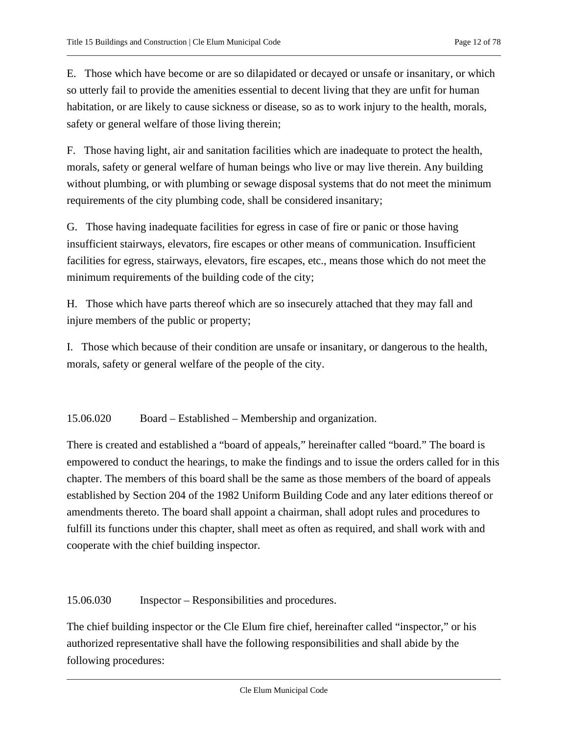E. Those which have become or are so dilapidated or decayed or unsafe or insanitary, or which so utterly fail to provide the amenities essential to decent living that they are unfit for human habitation, or are likely to cause sickness or disease, so as to work injury to the health, morals, safety or general welfare of those living therein;

F. Those having light, air and sanitation facilities which are inadequate to protect the health, morals, safety or general welfare of human beings who live or may live therein. Any building without plumbing, or with plumbing or sewage disposal systems that do not meet the minimum requirements of the city plumbing code, shall be considered insanitary;

G. Those having inadequate facilities for egress in case of fire or panic or those having insufficient stairways, elevators, fire escapes or other means of communication. Insufficient facilities for egress, stairways, elevators, fire escapes, etc., means those which do not meet the minimum requirements of the building code of the city;

H. Those which have parts thereof which are so insecurely attached that they may fall and injure members of the public or property;

I. Those which because of their condition are unsafe or insanitary, or dangerous to the health, morals, safety or general welfare of the people of the city.

## 15.06.020 Board – Established – Membership and organization.

There is created and established a "board of appeals," hereinafter called "board." The board is empowered to conduct the hearings, to make the findings and to issue the orders called for in this chapter. The members of this board shall be the same as those members of the board of appeals established by Section 204 of the 1982 Uniform Building Code and any later editions thereof or amendments thereto. The board shall appoint a chairman, shall adopt rules and procedures to fulfill its functions under this chapter, shall meet as often as required, and shall work with and cooperate with the chief building inspector.

## 15.06.030 Inspector – Responsibilities and procedures.

The chief building inspector or the Cle Elum fire chief, hereinafter called "inspector," or his authorized representative shall have the following responsibilities and shall abide by the following procedures: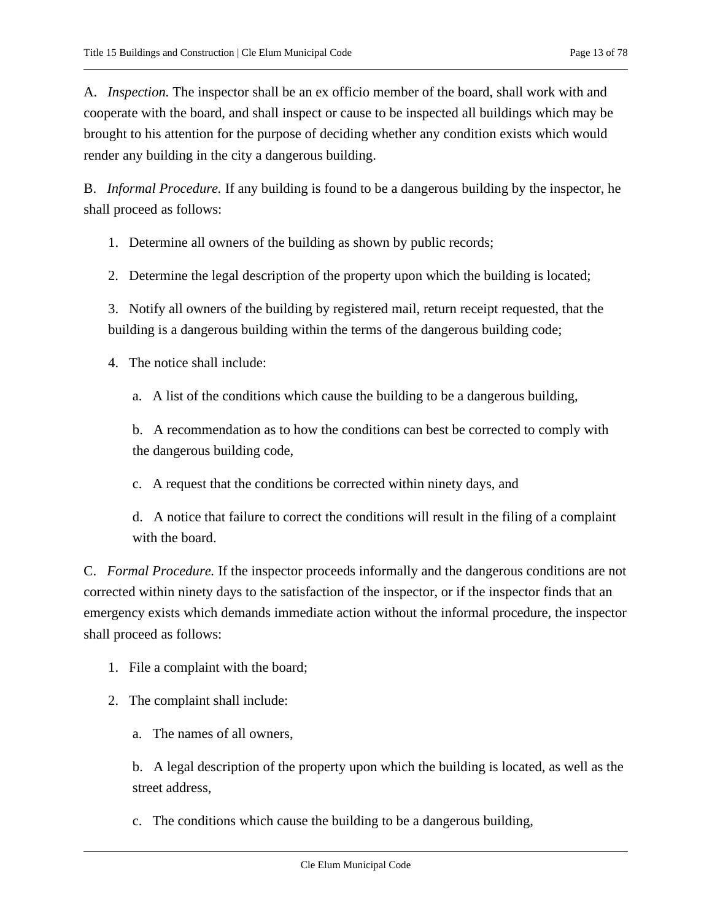A. *Inspection.* The inspector shall be an ex officio member of the board, shall work with and cooperate with the board, and shall inspect or cause to be inspected all buildings which may be brought to his attention for the purpose of deciding whether any condition exists which would render any building in the city a dangerous building.

B. *Informal Procedure.* If any building is found to be a dangerous building by the inspector, he shall proceed as follows:

1. Determine all owners of the building as shown by public records;

2. Determine the legal description of the property upon which the building is located;

3. Notify all owners of the building by registered mail, return receipt requested, that the building is a dangerous building within the terms of the dangerous building code;

4. The notice shall include:

   a. A list of the conditions which cause the building to be a dangerous building,

   b. A recommendation as to how the conditions can best be corrected to comply with the dangerous building code,

   c. A request that the conditions be corrected within ninety days, and

   d. A notice that failure to correct the conditions will result in the filing of a complaint with the board.

C. *Formal Procedure.* If the inspector proceeds informally and the dangerous conditions are not corrected within ninety days to the satisfaction of the inspector, or if the inspector finds that an emergency exists which demands immediate action without the informal procedure, the inspector shall proceed as follows:

1. File a complaint with the board;

2. The complaint shall include:

   a. The names of all owners,

   b. A legal description of the property upon which the building is located, as well as the street address,

   c. The conditions which cause the building to be a dangerous building,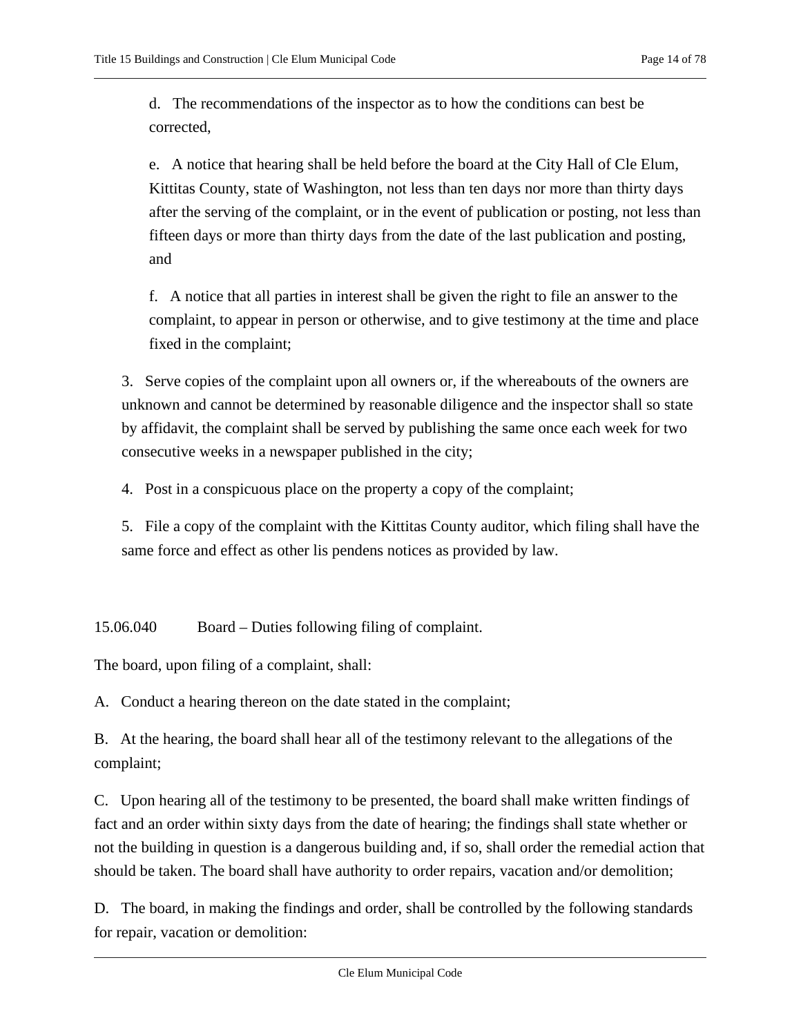d. The recommendations of the inspector as to how the conditions can best be corrected,

e. A notice that hearing shall be held before the board at the City Hall of Cle Elum, Kittitas County, state of Washington, not less than ten days nor more than thirty days after the serving of the complaint, or in the event of publication or posting, not less than fifteen days or more than thirty days from the date of the last publication and posting, and

f. A notice that all parties in interest shall be given the right to file an answer to the complaint, to appear in person or otherwise, and to give testimony at the time and place fixed in the complaint;

3. Serve copies of the complaint upon all owners or, if the whereabouts of the owners are unknown and cannot be determined by reasonable diligence and the inspector shall so state by affidavit, the complaint shall be served by publishing the same once each week for two consecutive weeks in a newspaper published in the city;

4. Post in a conspicuous place on the property a copy of the complaint;

5. File a copy of the complaint with the Kittitas County auditor, which filing shall have the same force and effect as other lis pendens notices as provided by law.

## 15.06.040 Board – Duties following filing of complaint.

The board, upon filing of a complaint, shall:

A. Conduct a hearing thereon on the date stated in the complaint;

B. At the hearing, the board shall hear all of the testimony relevant to the allegations of the complaint;

C. Upon hearing all of the testimony to be presented, the board shall make written findings of fact and an order within sixty days from the date of hearing; the findings shall state whether or not the building in question is a dangerous building and, if so, shall order the remedial action that should be taken. The board shall have authority to order repairs, vacation and/or demolition;

D. The board, in making the findings and order, shall be controlled by the following standards for repair, vacation or demolition: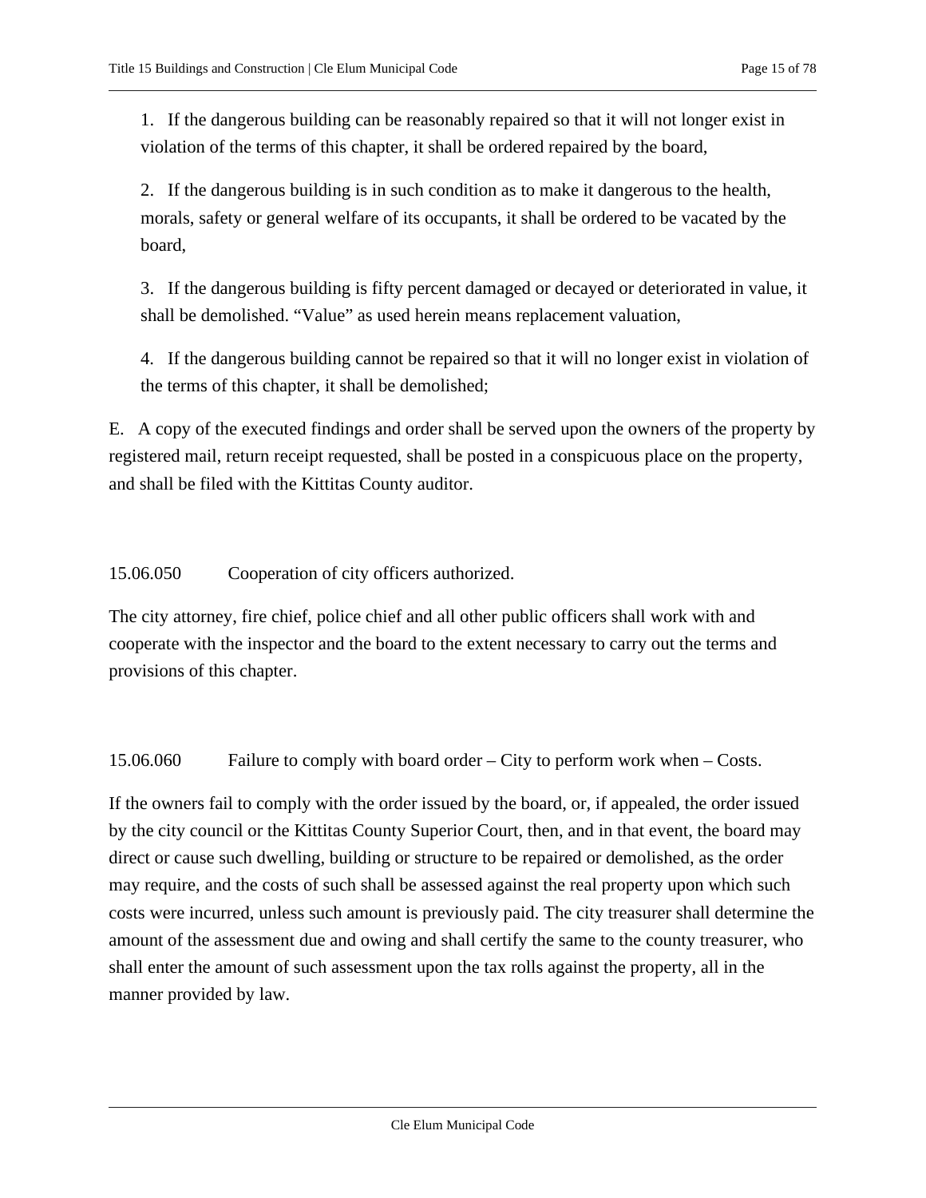1. If the dangerous building can be reasonably repaired so that it will not longer exist in violation of the terms of this chapter, it shall be ordered repaired by the board,

2. If the dangerous building is in such condition as to make it dangerous to the health, morals, safety or general welfare of its occupants, it shall be ordered to be vacated by the board,

3. If the dangerous building is fifty percent damaged or decayed or deteriorated in value, it shall be demolished. “Value” as used herein means replacement valuation,

4. If the dangerous building cannot be repaired so that it will no longer exist in violation of the terms of this chapter, it shall be demolished;

E. A copy of the executed findings and order shall be served upon the owners of the property by registered mail, return receipt requested, shall be posted in a conspicuous place on the property, and shall be filed with the Kittitas County auditor.

### 15.06.050 Cooperation of city officers authorized.

The city attorney, fire chief, police chief and all other public officers shall work with and cooperate with the inspector and the board to the extent necessary to carry out the terms and provisions of this chapter.

### 15.06.060 Failure to comply with board order – City to perform work when – Costs.

If the owners fail to comply with the order issued by the board, or, if appealed, the order issued by the city council or the Kittitas County Superior Court, then, and in that event, the board may direct or cause such dwelling, building or structure to be repaired or demolished, as the order may require, and the costs of such shall be assessed against the real property upon which such costs were incurred, unless such amount is previously paid. The city treasurer shall determine the amount of the assessment due and owing and shall certify the same to the county treasurer, who shall enter the amount of such assessment upon the tax rolls against the property, all in the manner provided by law.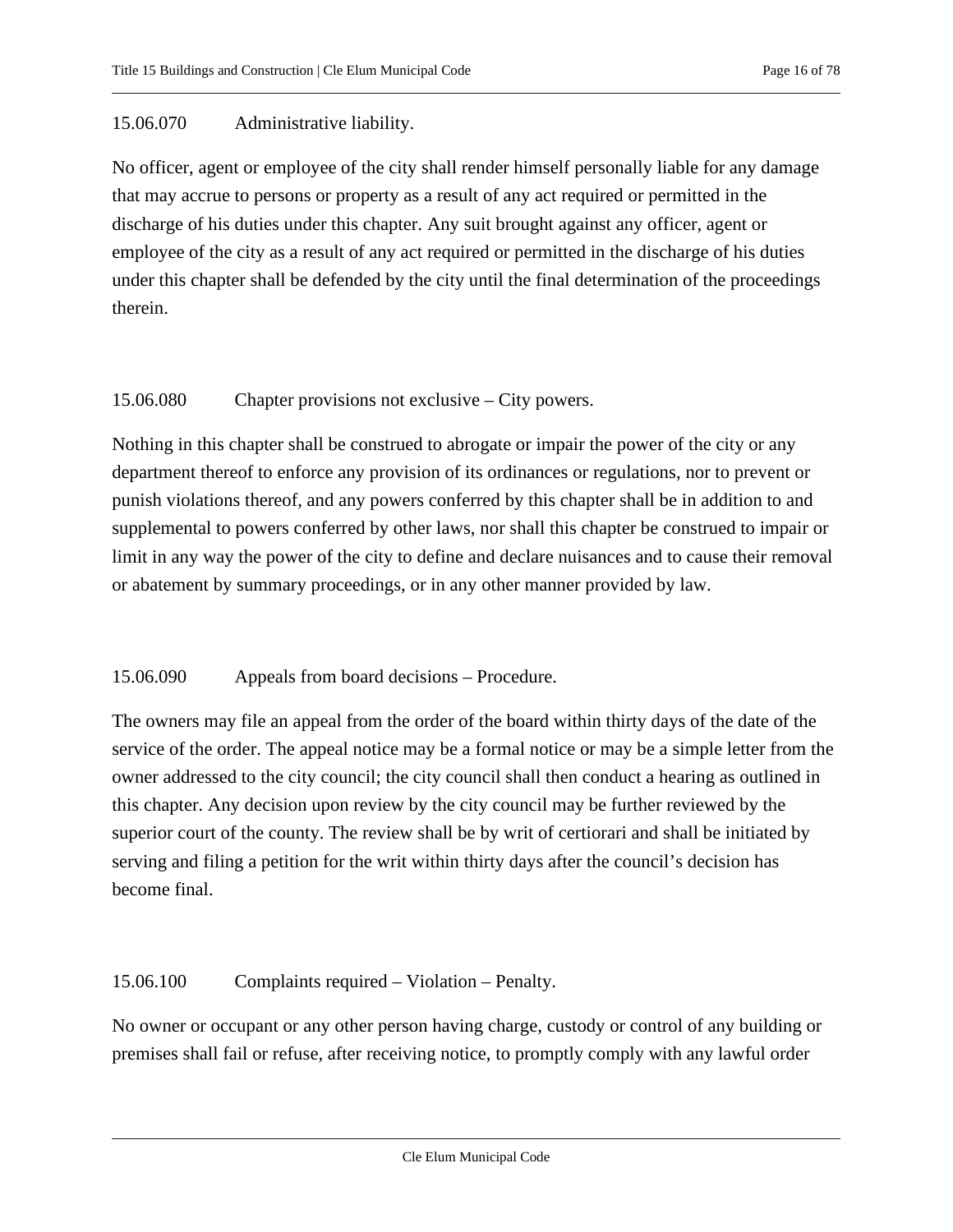### 15.06.070 Administrative liability.

No officer, agent or employee of the city shall render himself personally liable for any damage that may accrue to persons or property as a result of any act required or permitted in the discharge of his duties under this chapter. Any suit brought against any officer, agent or employee of the city as a result of any act required or permitted in the discharge of his duties under this chapter shall be defended by the city until the final determination of the proceedings therein.

### 15.06.080 Chapter provisions not exclusive – City powers.

Nothing in this chapter shall be construed to abrogate or impair the power of the city or any department thereof to enforce any provision of its ordinances or regulations, nor to prevent or punish violations thereof, and any powers conferred by this chapter shall be in addition to and supplemental to powers conferred by other laws, nor shall this chapter be construed to impair or limit in any way the power of the city to define and declare nuisances and to cause their removal or abatement by summary proceedings, or in any other manner provided by law.

### 15.06.090 Appeals from board decisions – Procedure.

The owners may file an appeal from the order of the board within thirty days of the date of the service of the order. The appeal notice may be a formal notice or may be a simple letter from the owner addressed to the city council; the city council shall then conduct a hearing as outlined in this chapter. Any decision upon review by the city council may be further reviewed by the superior court of the county. The review shall be by writ of certiorari and shall be initiated by serving and filing a petition for the writ within thirty days after the council's decision has become final.

### 15.06.100 Complaints required – Violation – Penalty.

No owner or occupant or any other person having charge, custody or control of any building or premises shall fail or refuse, after receiving notice, to promptly comply with any lawful order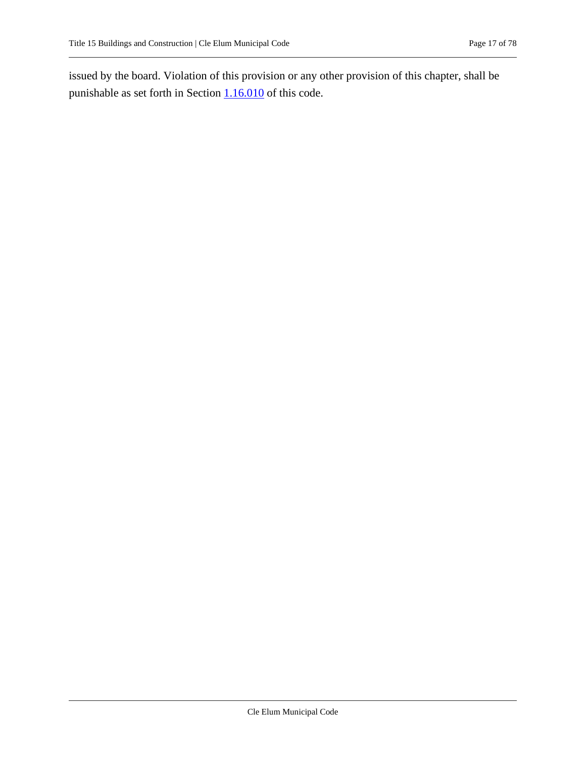issued by the board. Violation of this provision or any other provision of this chapter, shall be punishable as set forth in Section [1.16.010](#) of this code.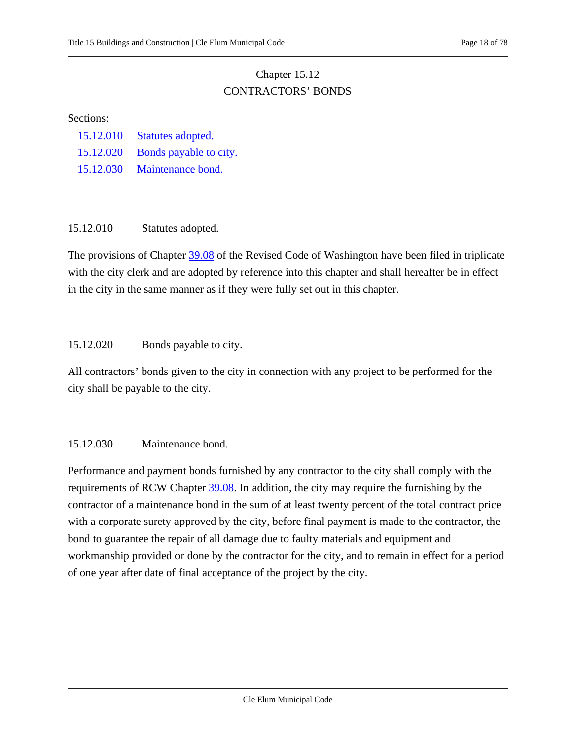# Chapter 15.12
# CONTRACTORS' BONDS

Sections:

- 15.12.010 Statutes adopted.
- 15.12.020 Bonds payable to city.
- 15.12.030 Maintenance bond.

## 15.12.010 Statutes adopted.

The provisions of Chapter 39.08 of the Revised Code of Washington have been filed in triplicate with the city clerk and are adopted by reference into this chapter and shall hereafter be in effect in the city in the same manner as if they were fully set out in this chapter.

## 15.12.020 Bonds payable to city.

All contractors' bonds given to the city in connection with any project to be performed for the city shall be payable to the city.

## 15.12.030 Maintenance bond.

Performance and payment bonds furnished by any contractor to the city shall comply with the requirements of RCW Chapter 39.08. In addition, the city may require the furnishing by the contractor of a maintenance bond in the sum of at least twenty percent of the total contract price with a corporate surety approved by the city, before final payment is made to the contractor, the bond to guarantee the repair of all damage due to faulty materials and equipment and workmanship provided or done by the contractor for the city, and to remain in effect for a period of one year after date of final acceptance of the project by the city.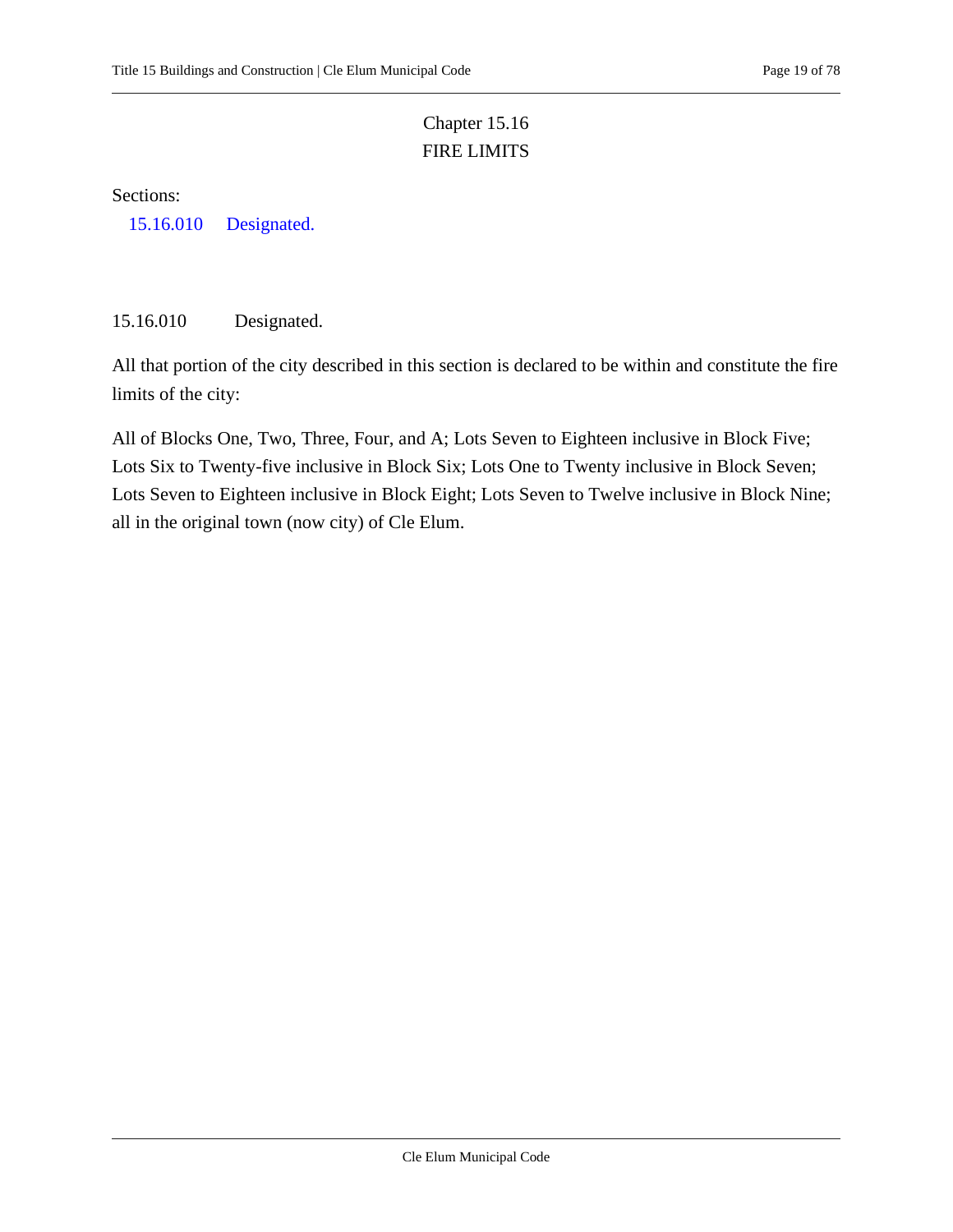# Chapter 15.16
# FIRE LIMITS

Sections:

15.16.010 Designated.

## 15.16.010 Designated.

All that portion of the city described in this section is declared to be within and constitute the fire limits of the city:

All of Blocks One, Two, Three, Four, and A; Lots Seven to Eighteen inclusive in Block Five; Lots Six to Twenty-five inclusive in Block Six; Lots One to Twenty inclusive in Block Seven; Lots Seven to Eighteen inclusive in Block Eight; Lots Seven to Twelve inclusive in Block Nine; all in the original town (now city) of Cle Elum.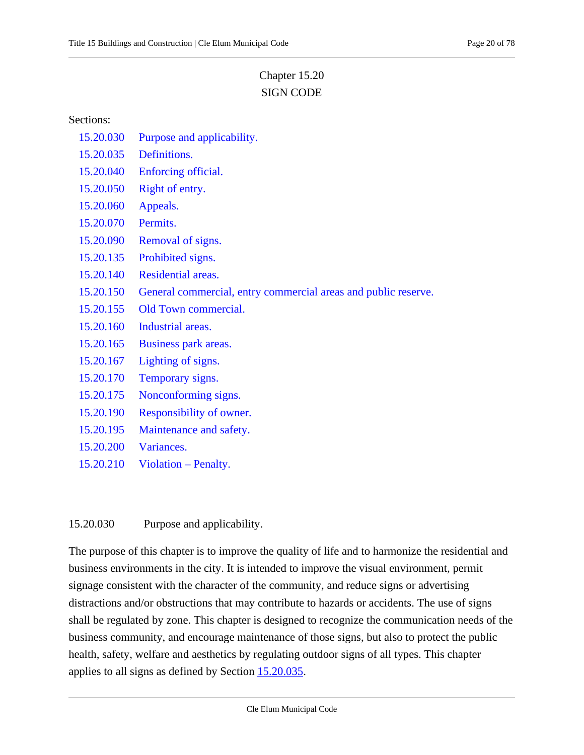# Chapter 15.20
# SIGN CODE

Sections:

| | |
|---|---|
| 15.20.030 | Purpose and applicability. |
| 15.20.035 | Definitions. |
| 15.20.040 | Enforcing official. |
| 15.20.050 | Right of entry. |
| 15.20.060 | Appeals. |
| 15.20.070 | Permits. |
| 15.20.090 | Removal of signs. |
| 15.20.135 | Prohibited signs. |
| 15.20.140 | Residential areas. |
| 15.20.150 | General commercial, entry commercial areas and public reserve. |
| 15.20.155 | Old Town commercial. |
| 15.20.160 | Industrial areas. |
| 15.20.165 | Business park areas. |
| 15.20.167 | Lighting of signs. |
| 15.20.170 | Temporary signs. |
| 15.20.175 | Nonconforming signs. |
| 15.20.190 | Responsibility of owner. |
| 15.20.195 | Maintenance and safety. |
| 15.20.200 | Variances. |
| 15.20.210 | Violation – Penalty. |

## 15.20.030 Purpose and applicability.

The purpose of this chapter is to improve the quality of life and to harmonize the residential and business environments in the city. It is intended to improve the visual environment, permit signage consistent with the character of the community, and reduce signs or advertising distractions and/or obstructions that may contribute to hazards or accidents. The use of signs shall be regulated by zone. This chapter is designed to recognize the communication needs of the business community, and encourage maintenance of those signs, but also to protect the public health, safety, welfare and aesthetics by regulating outdoor signs of all types. This chapter applies to all signs as defined by Section 15.20.035.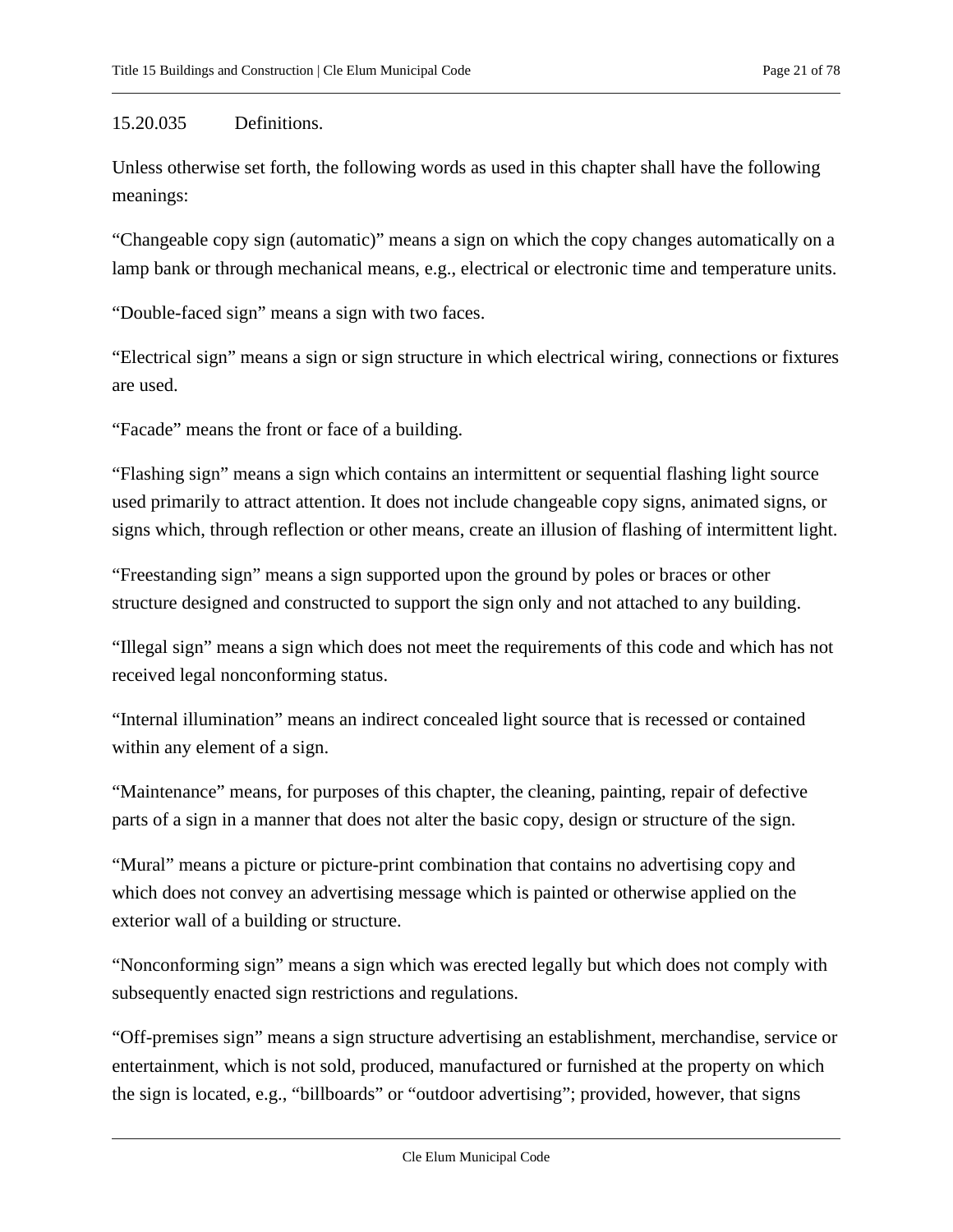15.20.035 Definitions.

Unless otherwise set forth, the following words as used in this chapter shall have the following meanings:

"Changeable copy sign (automatic)" means a sign on which the copy changes automatically on a lamp bank or through mechanical means, e.g., electrical or electronic time and temperature units.

"Double-faced sign" means a sign with two faces.

"Electrical sign" means a sign or sign structure in which electrical wiring, connections or fixtures are used.

"Facade" means the front or face of a building.

"Flashing sign" means a sign which contains an intermittent or sequential flashing light source used primarily to attract attention. It does not include changeable copy signs, animated signs, or signs which, through reflection or other means, create an illusion of flashing of intermittent light.

"Freestanding sign" means a sign supported upon the ground by poles or braces or other structure designed and constructed to support the sign only and not attached to any building.

"Illegal sign" means a sign which does not meet the requirements of this code and which has not received legal nonconforming status.

"Internal illumination" means an indirect concealed light source that is recessed or contained within any element of a sign.

"Maintenance" means, for purposes of this chapter, the cleaning, painting, repair of defective parts of a sign in a manner that does not alter the basic copy, design or structure of the sign.

"Mural" means a picture or picture-print combination that contains no advertising copy and which does not convey an advertising message which is painted or otherwise applied on the exterior wall of a building or structure.

"Nonconforming sign" means a sign which was erected legally but which does not comply with subsequently enacted sign restrictions and regulations.

"Off-premises sign" means a sign structure advertising an establishment, merchandise, service or entertainment, which is not sold, produced, manufactured or furnished at the property on which the sign is located, e.g., "billboards" or "outdoor advertising"; provided, however, that signs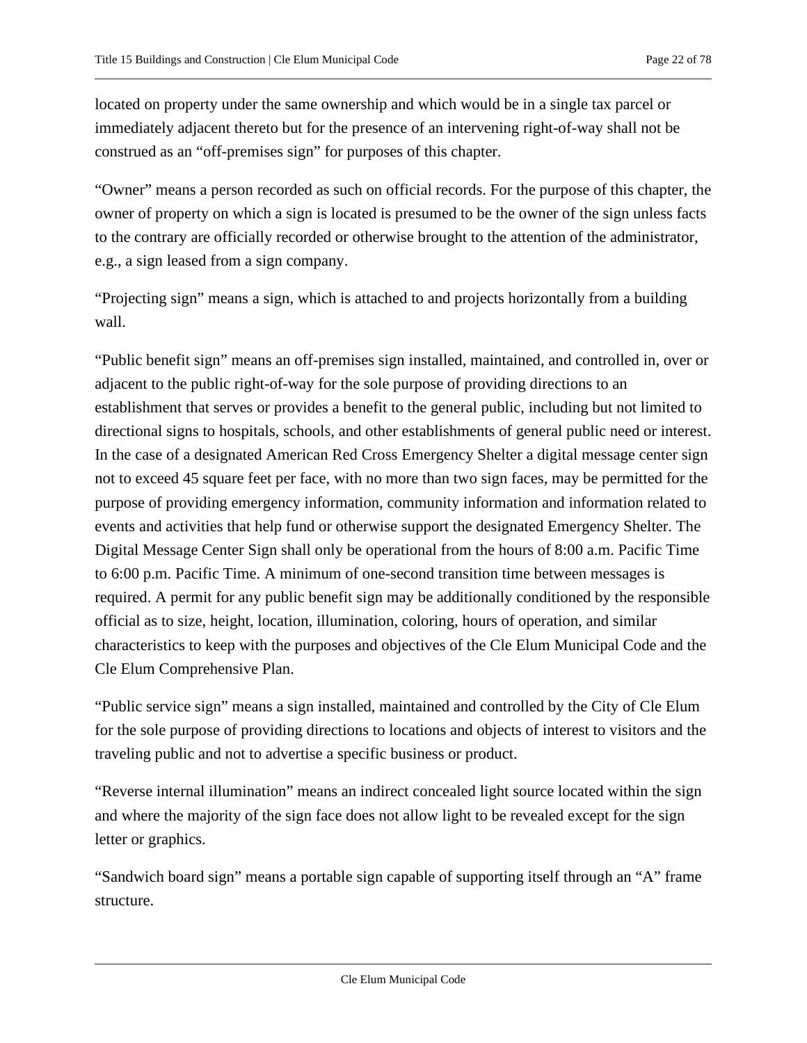located on property under the same ownership and which would be in a single tax parcel or immediately adjacent thereto but for the presence of an intervening right-of-way shall not be construed as an "off-premises sign" for purposes of this chapter.

"Owner" means a person recorded as such on official records. For the purpose of this chapter, the owner of property on which a sign is located is presumed to be the owner of the sign unless facts to the contrary are officially recorded or otherwise brought to the attention of the administrator, e.g., a sign leased from a sign company.

"Projecting sign" means a sign, which is attached to and projects horizontally from a building wall.

"Public benefit sign" means an off-premises sign installed, maintained, and controlled in, over or adjacent to the public right-of-way for the sole purpose of providing directions to an establishment that serves or provides a benefit to the general public, including but not limited to directional signs to hospitals, schools, and other establishments of general public need or interest. In the case of a designated American Red Cross Emergency Shelter a digital message center sign not to exceed 45 square feet per face, with no more than two sign faces, may be permitted for the purpose of providing emergency information, community information and information related to events and activities that help fund or otherwise support the designated Emergency Shelter. The Digital Message Center Sign shall only be operational from the hours of 8:00 a.m. Pacific Time to 6:00 p.m. Pacific Time. A minimum of one-second transition time between messages is required. A permit for any public benefit sign may be additionally conditioned by the responsible official as to size, height, location, illumination, coloring, hours of operation, and similar characteristics to keep with the purposes and objectives of the Cle Elum Municipal Code and the Cle Elum Comprehensive Plan.

"Public service sign" means a sign installed, maintained and controlled by the City of Cle Elum for the sole purpose of providing directions to locations and objects of interest to visitors and the traveling public and not to advertise a specific business or product.

"Reverse internal illumination" means an indirect concealed light source located within the sign and where the majority of the sign face does not allow light to be revealed except for the sign letter or graphics.

"Sandwich board sign" means a portable sign capable of supporting itself through an "A" frame structure.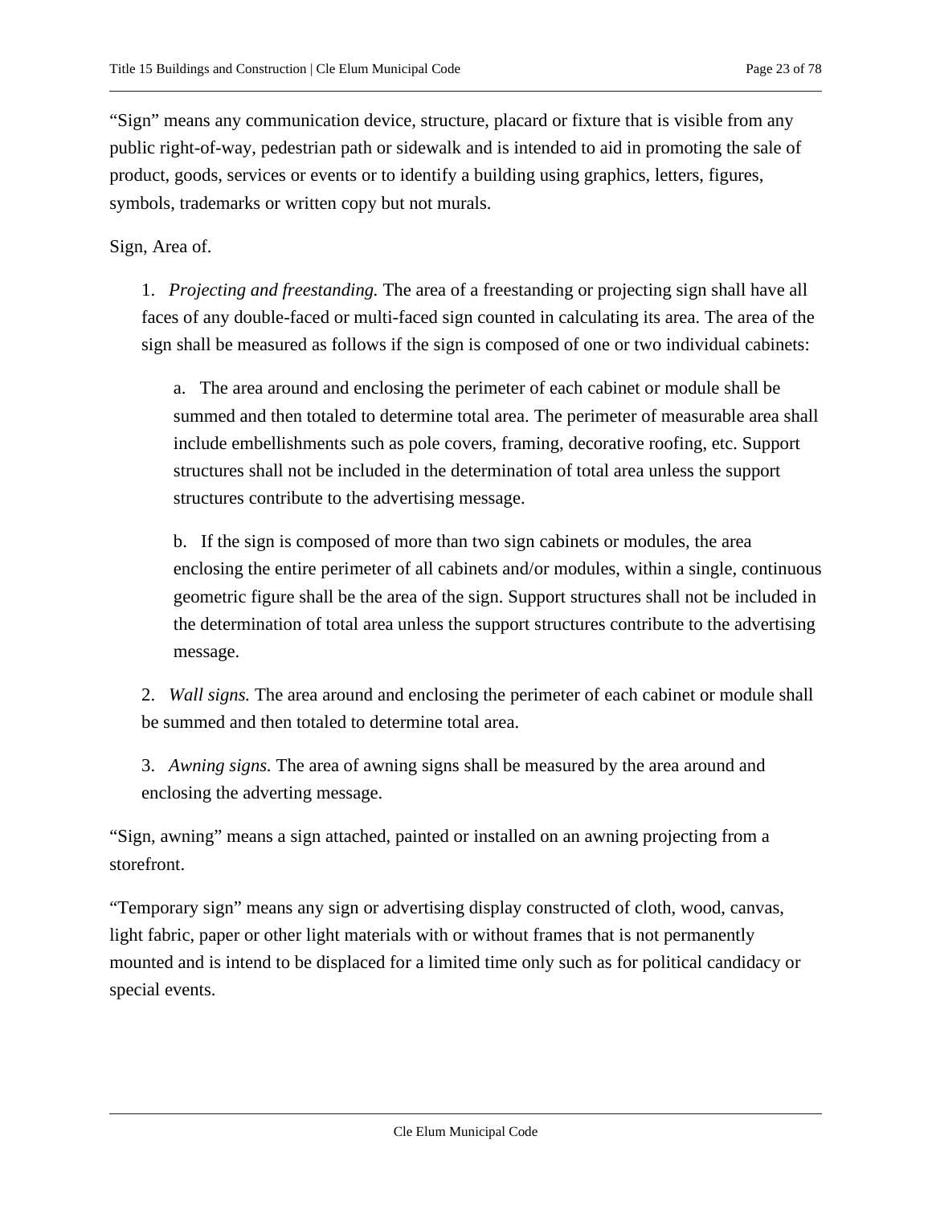"Sign" means any communication device, structure, placard or fixture that is visible from any public right-of-way, pedestrian path or sidewalk and is intended to aid in promoting the sale of product, goods, services or events or to identify a building using graphics, letters, figures, symbols, trademarks or written copy but not murals.

Sign, Area of.

1. *Projecting and freestanding.* The area of a freestanding or projecting sign shall have all faces of any double-faced or multi-faced sign counted in calculating its area. The area of the sign shall be measured as follows if the sign is composed of one or two individual cabinets:

   a. The area around and enclosing the perimeter of each cabinet or module shall be summed and then totaled to determine total area. The perimeter of measurable area shall include embellishments such as pole covers, framing, decorative roofing, etc. Support structures shall not be included in the determination of total area unless the support structures contribute to the advertising message.

   b. If the sign is composed of more than two sign cabinets or modules, the area enclosing the entire perimeter of all cabinets and/or modules, within a single, continuous geometric figure shall be the area of the sign. Support structures shall not be included in the determination of total area unless the support structures contribute to the advertising message.

2. *Wall signs.* The area around and enclosing the perimeter of each cabinet or module shall be summed and then totaled to determine total area.

3. *Awning signs.* The area of awning signs shall be measured by the area around and enclosing the adverting message.

"Sign, awning" means a sign attached, painted or installed on an awning projecting from a storefront.

"Temporary sign" means any sign or advertising display constructed of cloth, wood, canvas, light fabric, paper or other light materials with or without frames that is not permanently mounted and is intend to be displaced for a limited time only such as for political candidacy or special events.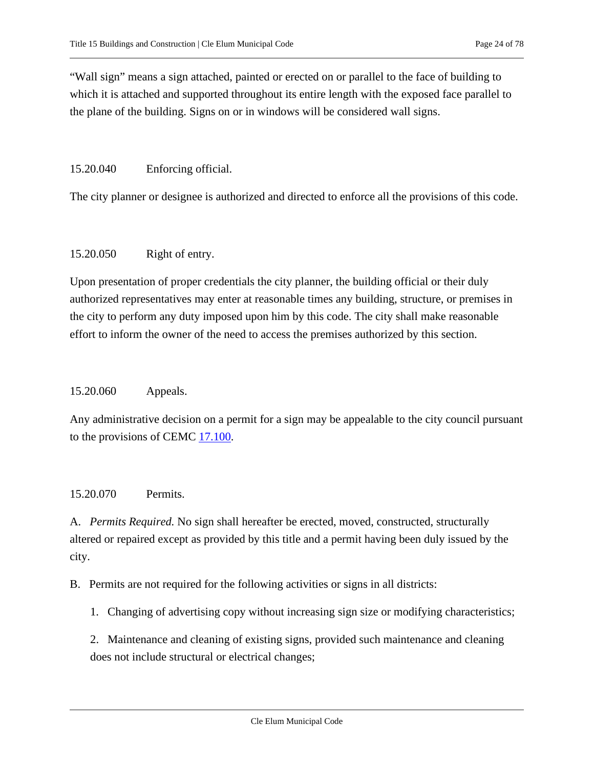“Wall sign” means a sign attached, painted or erected on or parallel to the face of building to which it is attached and supported throughout its entire length with the exposed face parallel to the plane of the building. Signs on or in windows will be considered wall signs.

### 15.20.040 Enforcing official.

The city planner or designee is authorized and directed to enforce all the provisions of this code.

### 15.20.050 Right of entry.

Upon presentation of proper credentials the city planner, the building official or their duly authorized representatives may enter at reasonable times any building, structure, or premises in the city to perform any duty imposed upon him by this code. The city shall make reasonable effort to inform the owner of the need to access the premises authorized by this section.

### 15.20.060 Appeals.

Any administrative decision on a permit for a sign may be appealable to the city council pursuant to the provisions of CEMC 17.100.

### 15.20.070 Permits.

A. *Permits Required.* No sign shall hereafter be erected, moved, constructed, structurally altered or repaired except as provided by this title and a permit having been duly issued by the city.

B. Permits are not required for the following activities or signs in all districts:

1. Changing of advertising copy without increasing sign size or modifying characteristics;

2. Maintenance and cleaning of existing signs, provided such maintenance and cleaning does not include structural or electrical changes;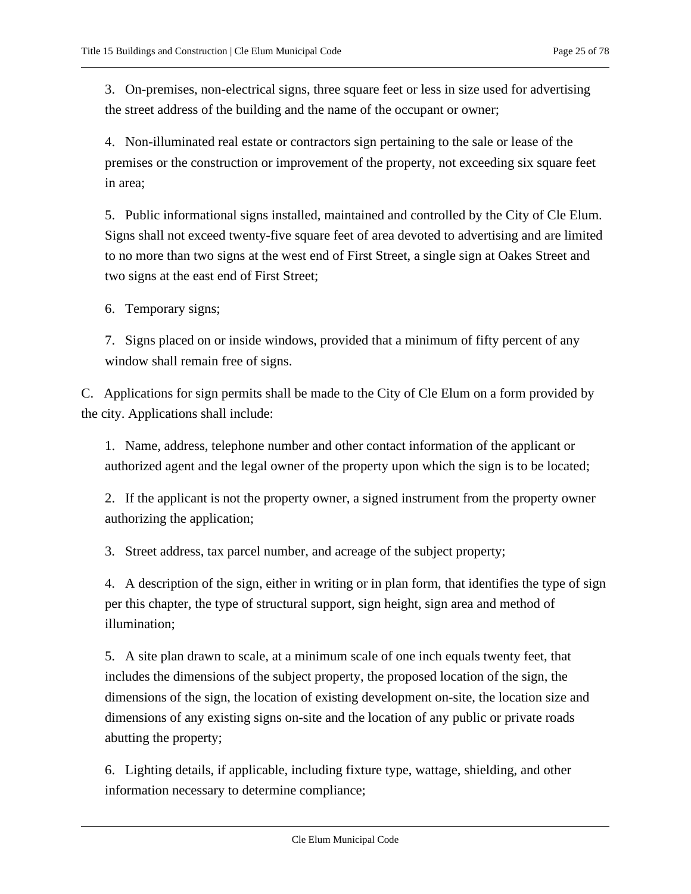3. On-premises, non-electrical signs, three square feet or less in size used for advertising the street address of the building and the name of the occupant or owner;

4. Non-illuminated real estate or contractors sign pertaining to the sale or lease of the premises or the construction or improvement of the property, not exceeding six square feet in area;

5. Public informational signs installed, maintained and controlled by the City of Cle Elum. Signs shall not exceed twenty-five square feet of area devoted to advertising and are limited to no more than two signs at the west end of First Street, a single sign at Oakes Street and two signs at the east end of First Street;

6. Temporary signs;

7. Signs placed on or inside windows, provided that a minimum of fifty percent of any window shall remain free of signs.

C. Applications for sign permits shall be made to the City of Cle Elum on a form provided by the city. Applications shall include:

1. Name, address, telephone number and other contact information of the applicant or authorized agent and the legal owner of the property upon which the sign is to be located;

2. If the applicant is not the property owner, a signed instrument from the property owner authorizing the application;

3. Street address, tax parcel number, and acreage of the subject property;

4. A description of the sign, either in writing or in plan form, that identifies the type of sign per this chapter, the type of structural support, sign height, sign area and method of illumination;

5. A site plan drawn to scale, at a minimum scale of one inch equals twenty feet, that includes the dimensions of the subject property, the proposed location of the sign, the dimensions of the sign, the location of existing development on-site, the location size and dimensions of any existing signs on-site and the location of any public or private roads abutting the property;

6. Lighting details, if applicable, including fixture type, wattage, shielding, and other information necessary to determine compliance;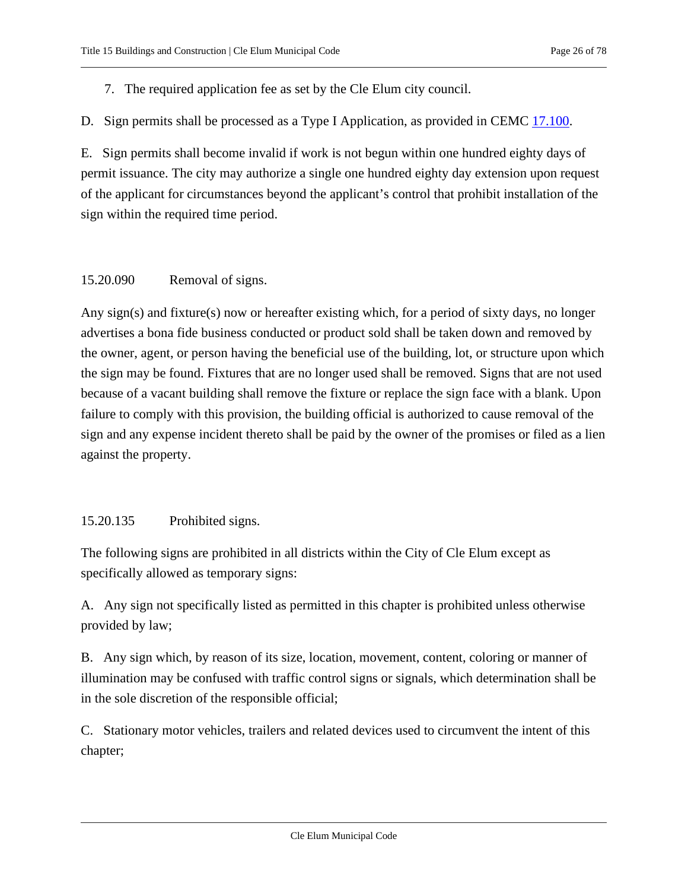7. The required application fee as set by the Cle Elum city council.

D. Sign permits shall be processed as a Type I Application, as provided in CEMC [17.100](17.100).

E. Sign permits shall become invalid if work is not begun within one hundred eighty days of permit issuance. The city may authorize a single one hundred eighty day extension upon request of the applicant for circumstances beyond the applicant's control that prohibit installation of the sign within the required time period.

## 15.20.090 Removal of signs.

Any sign(s) and fixture(s) now or hereafter existing which, for a period of sixty days, no longer advertises a bona fide business conducted or product sold shall be taken down and removed by the owner, agent, or person having the beneficial use of the building, lot, or structure upon which the sign may be found. Fixtures that are no longer used shall be removed. Signs that are not used because of a vacant building shall remove the fixture or replace the sign face with a blank. Upon failure to comply with this provision, the building official is authorized to cause removal of the sign and any expense incident thereto shall be paid by the owner of the promises or filed as a lien against the property.

## 15.20.135 Prohibited signs.

The following signs are prohibited in all districts within the City of Cle Elum except as specifically allowed as temporary signs:

A. Any sign not specifically listed as permitted in this chapter is prohibited unless otherwise provided by law;

B. Any sign which, by reason of its size, location, movement, content, coloring or manner of illumination may be confused with traffic control signs or signals, which determination shall be in the sole discretion of the responsible official;

C. Stationary motor vehicles, trailers and related devices used to circumvent the intent of this chapter;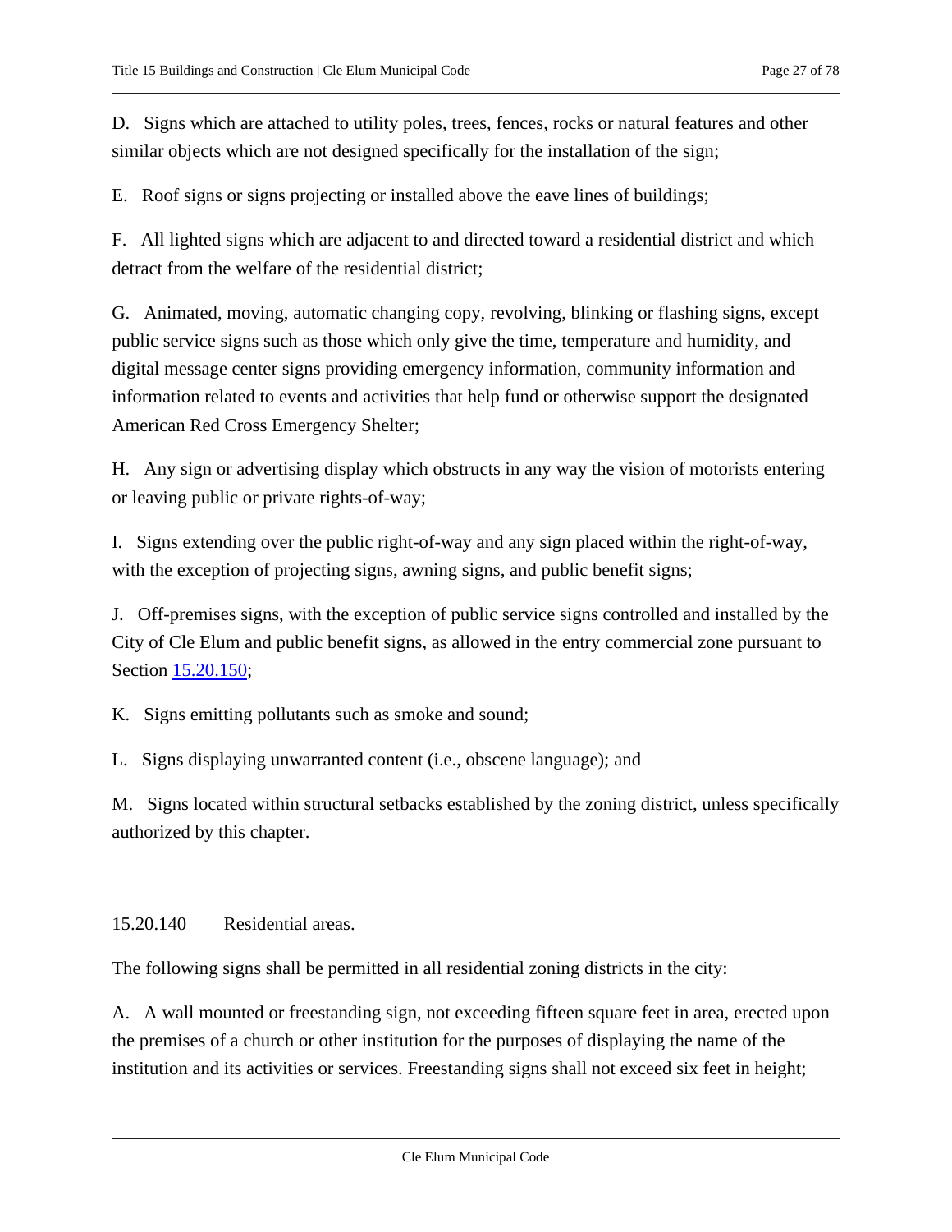D. Signs which are attached to utility poles, trees, fences, rocks or natural features and other similar objects which are not designed specifically for the installation of the sign;

E. Roof signs or signs projecting or installed above the eave lines of buildings;

F. All lighted signs which are adjacent to and directed toward a residential district and which detract from the welfare of the residential district;

G. Animated, moving, automatic changing copy, revolving, blinking or flashing signs, except public service signs such as those which only give the time, temperature and humidity, and digital message center signs providing emergency information, community information and information related to events and activities that help fund or otherwise support the designated American Red Cross Emergency Shelter;

H. Any sign or advertising display which obstructs in any way the vision of motorists entering or leaving public or private rights-of-way;

I. Signs extending over the public right-of-way and any sign placed within the right-of-way, with the exception of projecting signs, awning signs, and public benefit signs;

J. Off-premises signs, with the exception of public service signs controlled and installed by the City of Cle Elum and public benefit signs, as allowed in the entry commercial zone pursuant to Section 15.20.150;

K. Signs emitting pollutants such as smoke and sound;

L. Signs displaying unwarranted content (i.e., obscene language); and

M. Signs located within structural setbacks established by the zoning district, unless specifically authorized by this chapter.

## 15.20.140 Residential areas.

The following signs shall be permitted in all residential zoning districts in the city:

A. A wall mounted or freestanding sign, not exceeding fifteen square feet in area, erected upon the premises of a church or other institution for the purposes of displaying the name of the institution and its activities or services. Freestanding signs shall not exceed six feet in height;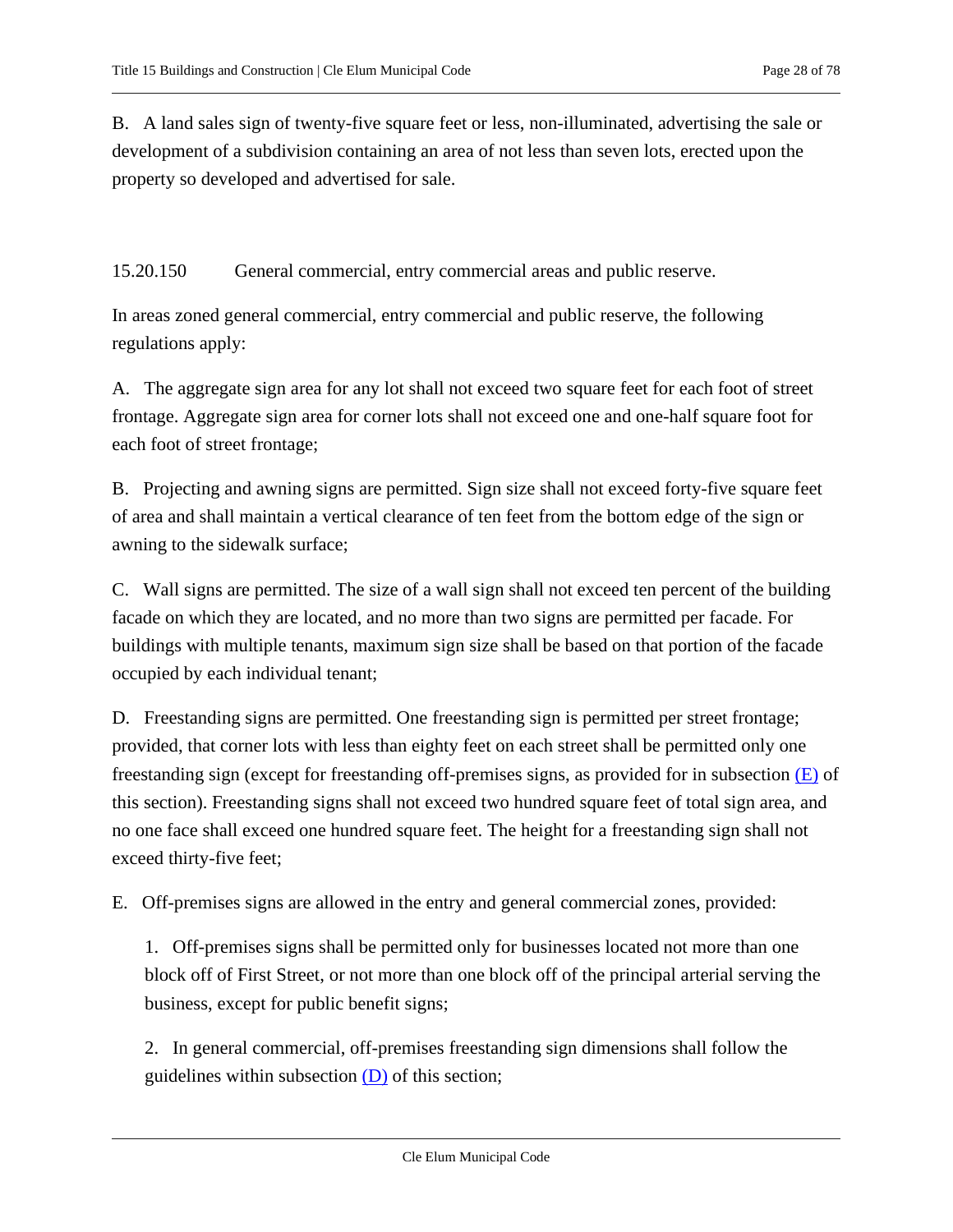B. A land sales sign of twenty-five square feet or less, non-illuminated, advertising the sale or development of a subdivision containing an area of not less than seven lots, erected upon the property so developed and advertised for sale.

## 15.20.150 General commercial, entry commercial areas and public reserve.

In areas zoned general commercial, entry commercial and public reserve, the following regulations apply:

A. The aggregate sign area for any lot shall not exceed two square feet for each foot of street frontage. Aggregate sign area for corner lots shall not exceed one and one-half square foot for each foot of street frontage;

B. Projecting and awning signs are permitted. Sign size shall not exceed forty-five square feet of area and shall maintain a vertical clearance of ten feet from the bottom edge of the sign or awning to the sidewalk surface;

C. Wall signs are permitted. The size of a wall sign shall not exceed ten percent of the building facade on which they are located, and no more than two signs are permitted per facade. For buildings with multiple tenants, maximum sign size shall be based on that portion of the facade occupied by each individual tenant;

D. Freestanding signs are permitted. One freestanding sign is permitted per street frontage; provided, that corner lots with less than eighty feet on each street shall be permitted only one freestanding sign (except for freestanding off-premises signs, as provided for in subsection (E) of this section). Freestanding signs shall not exceed two hundred square feet of total sign area, and no one face shall exceed one hundred square feet. The height for a freestanding sign shall not exceed thirty-five feet;

E. Off-premises signs are allowed in the entry and general commercial zones, provided:

1. Off-premises signs shall be permitted only for businesses located not more than one block off of First Street, or not more than one block off of the principal arterial serving the business, except for public benefit signs;

2. In general commercial, off-premises freestanding sign dimensions shall follow the guidelines within subsection (D) of this section;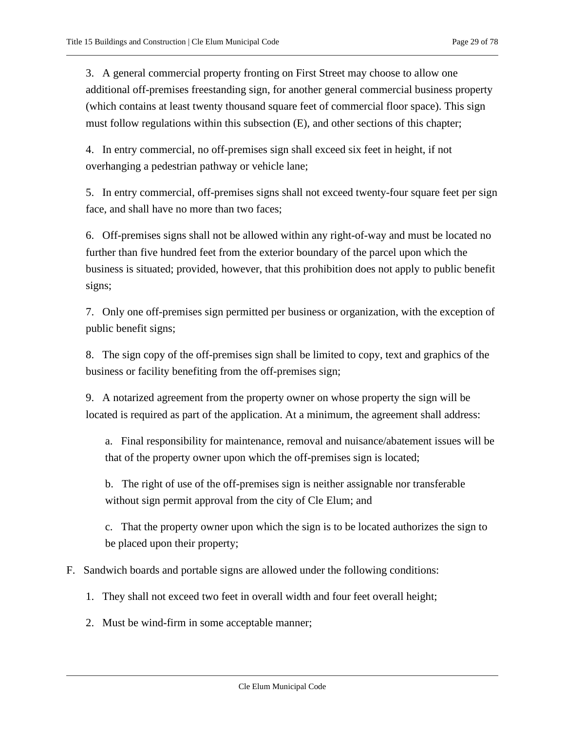3. A general commercial property fronting on First Street may choose to allow one additional off-premises freestanding sign, for another general commercial business property (which contains at least twenty thousand square feet of commercial floor space). This sign must follow regulations within this subsection (E), and other sections of this chapter;

4. In entry commercial, no off-premises sign shall exceed six feet in height, if not overhanging a pedestrian pathway or vehicle lane;

5. In entry commercial, off-premises signs shall not exceed twenty-four square feet per sign face, and shall have no more than two faces;

6. Off-premises signs shall not be allowed within any right-of-way and must be located no further than five hundred feet from the exterior boundary of the parcel upon which the business is situated; provided, however, that this prohibition does not apply to public benefit signs;

7. Only one off-premises sign permitted per business or organization, with the exception of public benefit signs;

8. The sign copy of the off-premises sign shall be limited to copy, text and graphics of the business or facility benefiting from the off-premises sign;

9. A notarized agreement from the property owner on whose property the sign will be located is required as part of the application. At a minimum, the agreement shall address:

   a. Final responsibility for maintenance, removal and nuisance/abatement issues will be that of the property owner upon which the off-premises sign is located;

   b. The right of use of the off-premises sign is neither assignable nor transferable without sign permit approval from the city of Cle Elum; and

   c. That the property owner upon which the sign is to be located authorizes the sign to be placed upon their property;

F. Sandwich boards and portable signs are allowed under the following conditions:

   1. They shall not exceed two feet in overall width and four feet overall height;

   2. Must be wind-firm in some acceptable manner;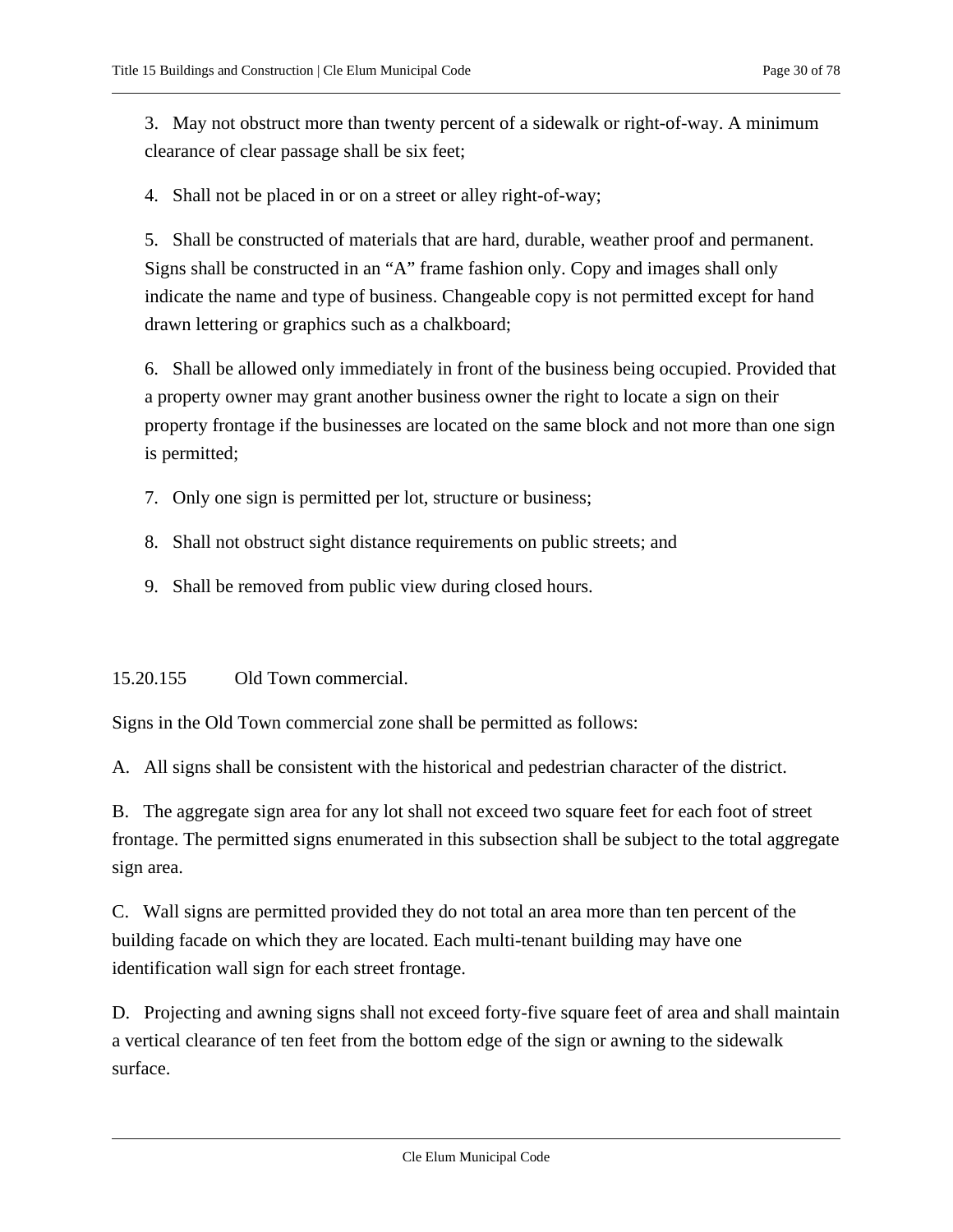3. May not obstruct more than twenty percent of a sidewalk or right-of-way. A minimum clearance of clear passage shall be six feet;

4. Shall not be placed in or on a street or alley right-of-way;

5. Shall be constructed of materials that are hard, durable, weather proof and permanent. Signs shall be constructed in an "A" frame fashion only. Copy and images shall only indicate the name and type of business. Changeable copy is not permitted except for hand drawn lettering or graphics such as a chalkboard;

6. Shall be allowed only immediately in front of the business being occupied. Provided that a property owner may grant another business owner the right to locate a sign on their property frontage if the businesses are located on the same block and not more than one sign is permitted;

7. Only one sign is permitted per lot, structure or business;

8. Shall not obstruct sight distance requirements on public streets; and

9. Shall be removed from public view during closed hours.

## 15.20.155 Old Town commercial.

Signs in the Old Town commercial zone shall be permitted as follows:

A. All signs shall be consistent with the historical and pedestrian character of the district.

B. The aggregate sign area for any lot shall not exceed two square feet for each foot of street frontage. The permitted signs enumerated in this subsection shall be subject to the total aggregate sign area.

C. Wall signs are permitted provided they do not total an area more than ten percent of the building facade on which they are located. Each multi-tenant building may have one identification wall sign for each street frontage.

D. Projecting and awning signs shall not exceed forty-five square feet of area and shall maintain a vertical clearance of ten feet from the bottom edge of the sign or awning to the sidewalk surface.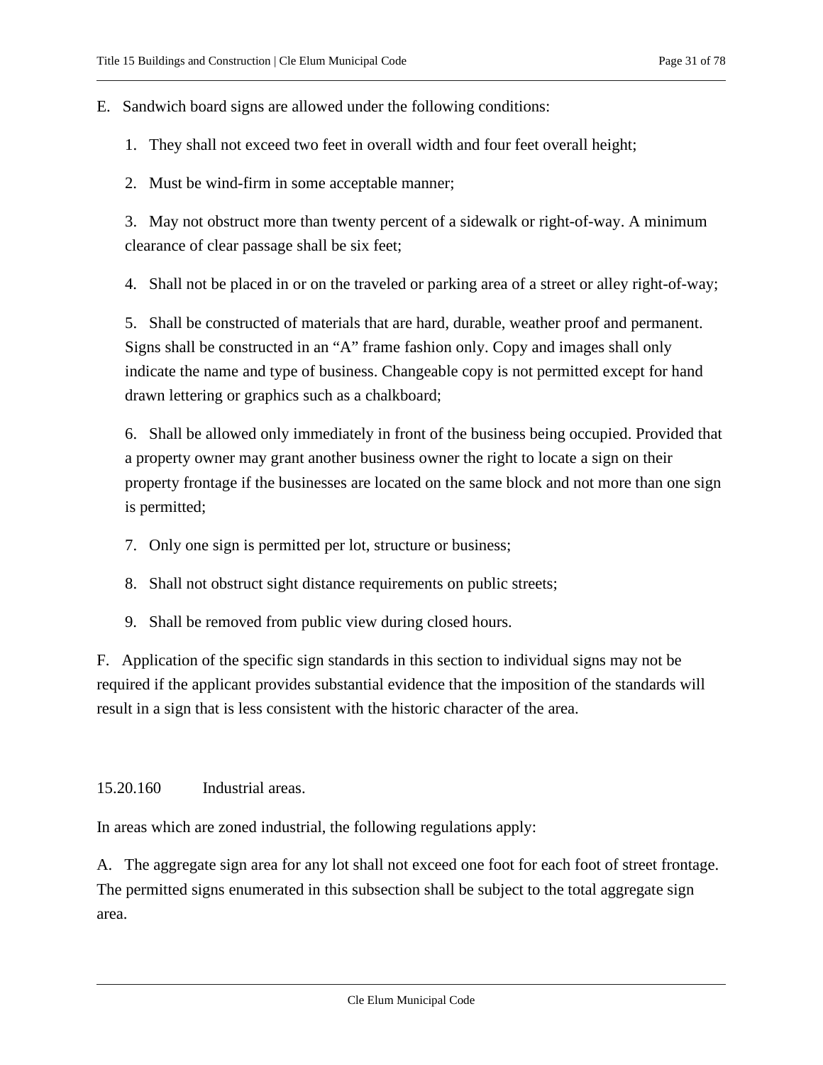E. Sandwich board signs are allowed under the following conditions:

1. They shall not exceed two feet in overall width and four feet overall height;

2. Must be wind-firm in some acceptable manner;

3. May not obstruct more than twenty percent of a sidewalk or right-of-way. A minimum clearance of clear passage shall be six feet;

4. Shall not be placed in or on the traveled or parking area of a street or alley right-of-way;

5. Shall be constructed of materials that are hard, durable, weather proof and permanent. Signs shall be constructed in an "A" frame fashion only. Copy and images shall only indicate the name and type of business. Changeable copy is not permitted except for hand drawn lettering or graphics such as a chalkboard;

6. Shall be allowed only immediately in front of the business being occupied. Provided that a property owner may grant another business owner the right to locate a sign on their property frontage if the businesses are located on the same block and not more than one sign is permitted;

7. Only one sign is permitted per lot, structure or business;

8. Shall not obstruct sight distance requirements on public streets;

9. Shall be removed from public view during closed hours.

F. Application of the specific sign standards in this section to individual signs may not be required if the applicant provides substantial evidence that the imposition of the standards will result in a sign that is less consistent with the historic character of the area.

## 15.20.160 Industrial areas.

In areas which are zoned industrial, the following regulations apply:

A. The aggregate sign area for any lot shall not exceed one foot for each foot of street frontage. The permitted signs enumerated in this subsection shall be subject to the total aggregate sign area.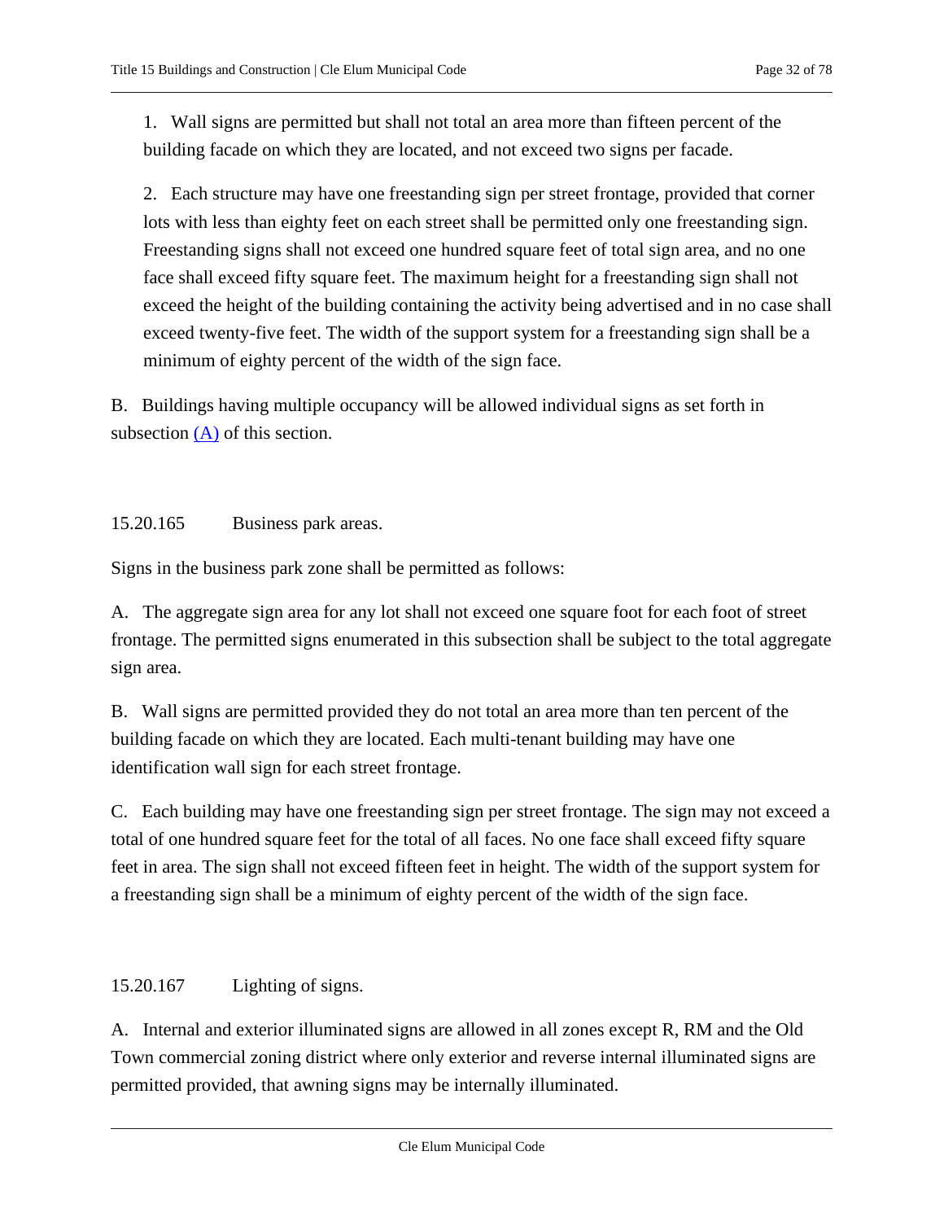1. Wall signs are permitted but shall not total an area more than fifteen percent of the building facade on which they are located, and not exceed two signs per facade.

2. Each structure may have one freestanding sign per street frontage, provided that corner lots with less than eighty feet on each street shall be permitted only one freestanding sign. Freestanding signs shall not exceed one hundred square feet of total sign area, and no one face shall exceed fifty square feet. The maximum height for a freestanding sign shall not exceed the height of the building containing the activity being advertised and in no case shall exceed twenty-five feet. The width of the support system for a freestanding sign shall be a minimum of eighty percent of the width of the sign face.

B. Buildings having multiple occupancy will be allowed individual signs as set forth in subsection (A) of this section.

## 15.20.165 Business park areas.

Signs in the business park zone shall be permitted as follows:

A. The aggregate sign area for any lot shall not exceed one square foot for each foot of street frontage. The permitted signs enumerated in this subsection shall be subject to the total aggregate sign area.

B. Wall signs are permitted provided they do not total an area more than ten percent of the building facade on which they are located. Each multi-tenant building may have one identification wall sign for each street frontage.

C. Each building may have one freestanding sign per street frontage. The sign may not exceed a total of one hundred square feet for the total of all faces. No one face shall exceed fifty square feet in area. The sign shall not exceed fifteen feet in height. The width of the support system for a freestanding sign shall be a minimum of eighty percent of the width of the sign face.

## 15.20.167 Lighting of signs.

A. Internal and exterior illuminated signs are allowed in all zones except R, RM and the Old Town commercial zoning district where only exterior and reverse internal illuminated signs are permitted provided, that awning signs may be internally illuminated.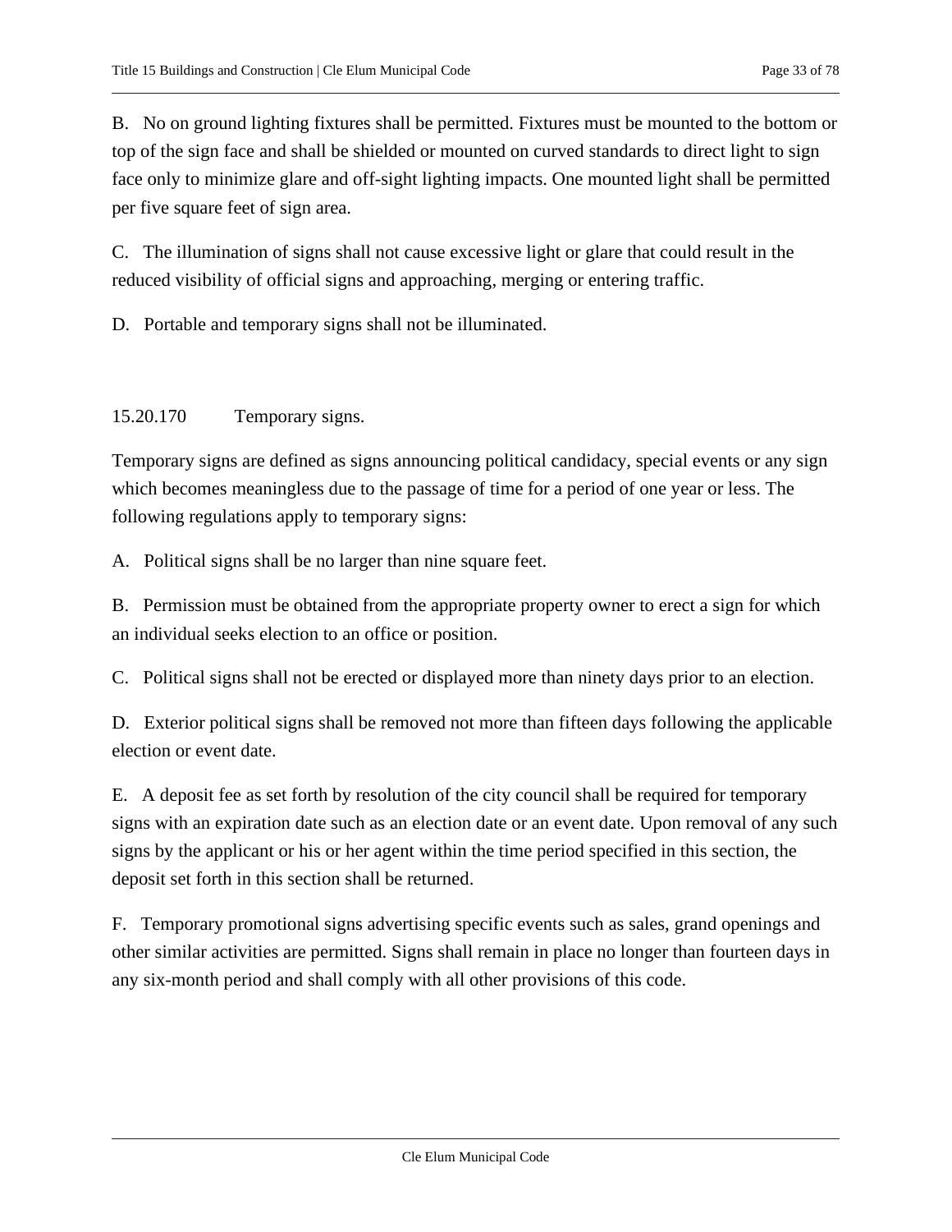B. No on ground lighting fixtures shall be permitted. Fixtures must be mounted to the bottom or top of the sign face and shall be shielded or mounted on curved standards to direct light to sign face only to minimize glare and off-sight lighting impacts. One mounted light shall be permitted per five square feet of sign area.

C. The illumination of signs shall not cause excessive light or glare that could result in the reduced visibility of official signs and approaching, merging or entering traffic.

D. Portable and temporary signs shall not be illuminated.

## 15.20.170 Temporary signs.

Temporary signs are defined as signs announcing political candidacy, special events or any sign which becomes meaningless due to the passage of time for a period of one year or less. The following regulations apply to temporary signs:

A. Political signs shall be no larger than nine square feet.

B. Permission must be obtained from the appropriate property owner to erect a sign for which an individual seeks election to an office or position.

C. Political signs shall not be erected or displayed more than ninety days prior to an election.

D. Exterior political signs shall be removed not more than fifteen days following the applicable election or event date.

E. A deposit fee as set forth by resolution of the city council shall be required for temporary signs with an expiration date such as an election date or an event date. Upon removal of any such signs by the applicant or his or her agent within the time period specified in this section, the deposit set forth in this section shall be returned.

F. Temporary promotional signs advertising specific events such as sales, grand openings and other similar activities are permitted. Signs shall remain in place no longer than fourteen days in any six-month period and shall comply with all other provisions of this code.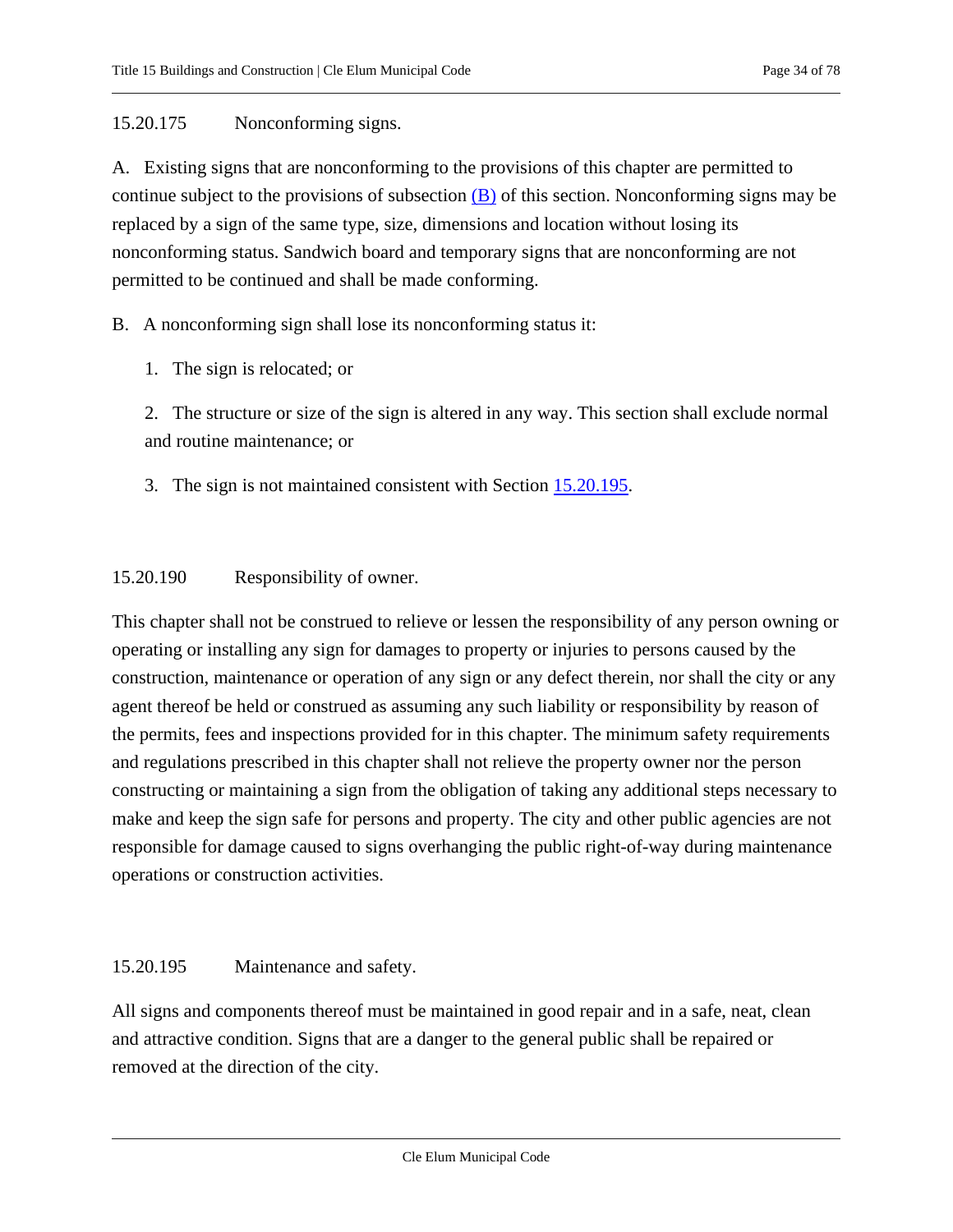### 15.20.175 Nonconforming signs.

A. Existing signs that are nonconforming to the provisions of this chapter are permitted to continue subject to the provisions of subsection (B) of this section. Nonconforming signs may be replaced by a sign of the same type, size, dimensions and location without losing its nonconforming status. Sandwich board and temporary signs that are nonconforming are not permitted to be continued and shall be made conforming.

B. A nonconforming sign shall lose its nonconforming status it:

1. The sign is relocated; or

2. The structure or size of the sign is altered in any way. This section shall exclude normal and routine maintenance; or

3. The sign is not maintained consistent with Section 15.20.195.

### 15.20.190 Responsibility of owner.

This chapter shall not be construed to relieve or lessen the responsibility of any person owning or operating or installing any sign for damages to property or injuries to persons caused by the construction, maintenance or operation of any sign or any defect therein, nor shall the city or any agent thereof be held or construed as assuming any such liability or responsibility by reason of the permits, fees and inspections provided for in this chapter. The minimum safety requirements and regulations prescribed in this chapter shall not relieve the property owner nor the person constructing or maintaining a sign from the obligation of taking any additional steps necessary to make and keep the sign safe for persons and property. The city and other public agencies are not responsible for damage caused to signs overhanging the public right-of-way during maintenance operations or construction activities.

### 15.20.195 Maintenance and safety.

All signs and components thereof must be maintained in good repair and in a safe, neat, clean and attractive condition. Signs that are a danger to the general public shall be repaired or removed at the direction of the city.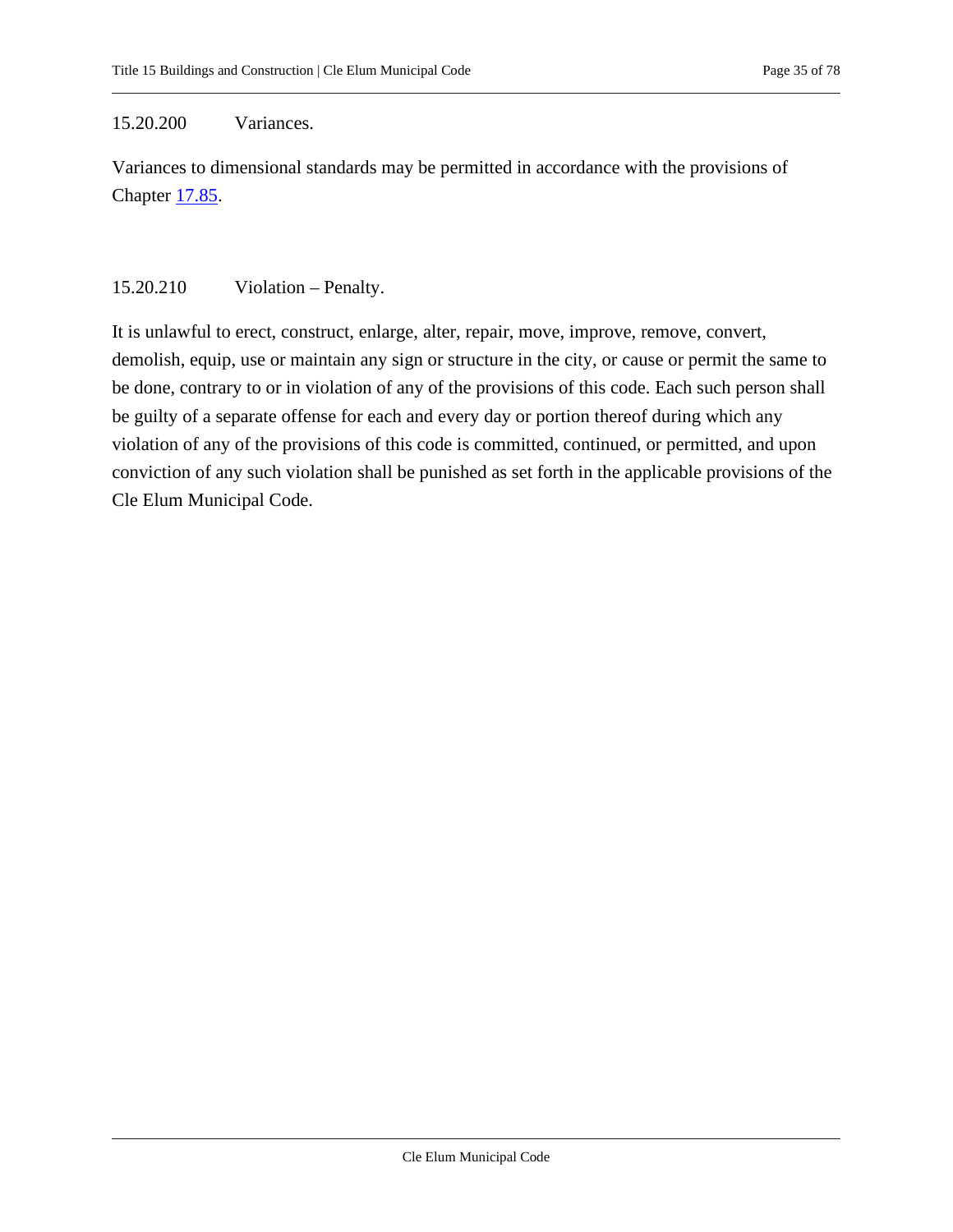### 15.20.200 Variances.

Variances to dimensional standards may be permitted in accordance with the provisions of Chapter 17.85.

### 15.20.210 Violation – Penalty.

It is unlawful to erect, construct, enlarge, alter, repair, move, improve, remove, convert, demolish, equip, use or maintain any sign or structure in the city, or cause or permit the same to be done, contrary to or in violation of any of the provisions of this code. Each such person shall be guilty of a separate offense for each and every day or portion thereof during which any violation of any of the provisions of this code is committed, continued, or permitted, and upon conviction of any such violation shall be punished as set forth in the applicable provisions of the Cle Elum Municipal Code.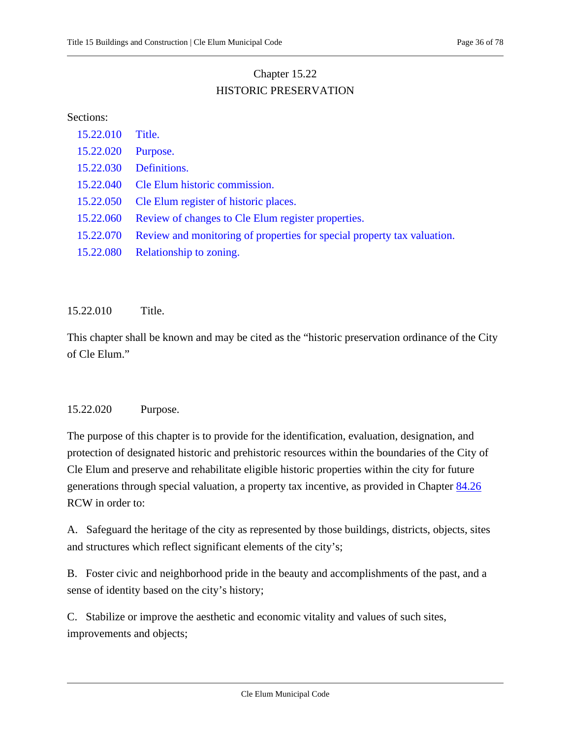# Chapter 15.22
# HISTORIC PRESERVATION

Sections:

| | |
|---|---|
| 15.22.010 | Title. |
| 15.22.020 | Purpose. |
| 15.22.030 | Definitions. |
| 15.22.040 | Cle Elum historic commission. |
| 15.22.050 | Cle Elum register of historic places. |
| 15.22.060 | Review of changes to Cle Elum register properties. |
| 15.22.070 | Review and monitoring of properties for special property tax valuation. |
| 15.22.080 | Relationship to zoning. |

## 15.22.010 Title.

This chapter shall be known and may be cited as the "historic preservation ordinance of the City of Cle Elum."

## 15.22.020 Purpose.

The purpose of this chapter is to provide for the identification, evaluation, designation, and protection of designated historic and prehistoric resources within the boundaries of the City of Cle Elum and preserve and rehabilitate eligible historic properties within the city for future generations through special valuation, a property tax incentive, as provided in Chapter 84.26 RCW in order to:

A. Safeguard the heritage of the city as represented by those buildings, districts, objects, sites and structures which reflect significant elements of the city's;

B. Foster civic and neighborhood pride in the beauty and accomplishments of the past, and a sense of identity based on the city's history;

C. Stabilize or improve the aesthetic and economic vitality and values of such sites, improvements and objects;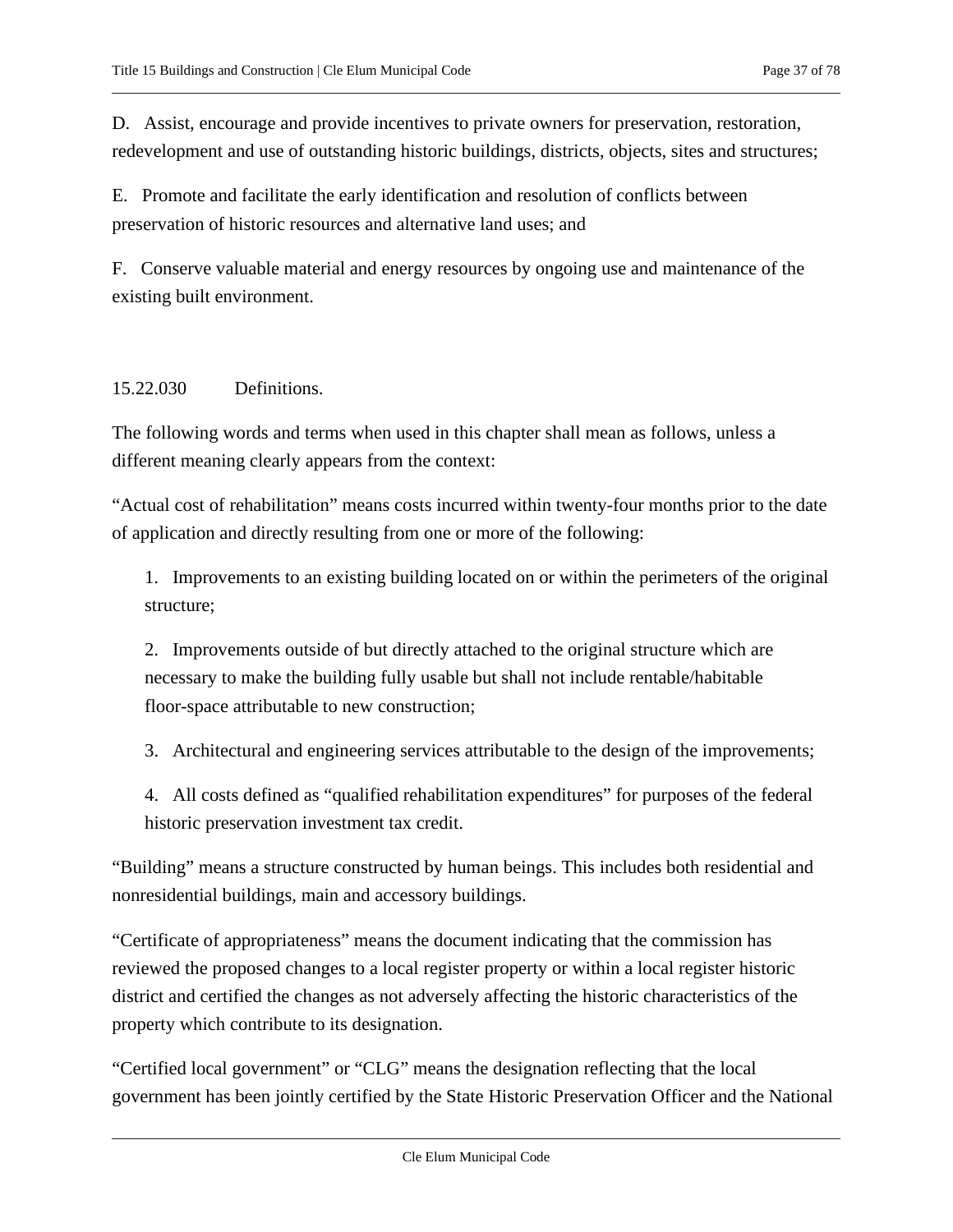D. Assist, encourage and provide incentives to private owners for preservation, restoration, redevelopment and use of outstanding historic buildings, districts, objects, sites and structures;

E. Promote and facilitate the early identification and resolution of conflicts between preservation of historic resources and alternative land uses; and

F. Conserve valuable material and energy resources by ongoing use and maintenance of the existing built environment.

### 15.22.030 Definitions.

The following words and terms when used in this chapter shall mean as follows, unless a different meaning clearly appears from the context:

"Actual cost of rehabilitation" means costs incurred within twenty-four months prior to the date of application and directly resulting from one or more of the following:

1. Improvements to an existing building located on or within the perimeters of the original structure;

2. Improvements outside of but directly attached to the original structure which are necessary to make the building fully usable but shall not include rentable/habitable floor-space attributable to new construction;

3. Architectural and engineering services attributable to the design of the improvements;

4. All costs defined as "qualified rehabilitation expenditures" for purposes of the federal historic preservation investment tax credit.

"Building" means a structure constructed by human beings. This includes both residential and nonresidential buildings, main and accessory buildings.

"Certificate of appropriateness" means the document indicating that the commission has reviewed the proposed changes to a local register property or within a local register historic district and certified the changes as not adversely affecting the historic characteristics of the property which contribute to its designation.

"Certified local government" or "CLG" means the designation reflecting that the local government has been jointly certified by the State Historic Preservation Officer and the National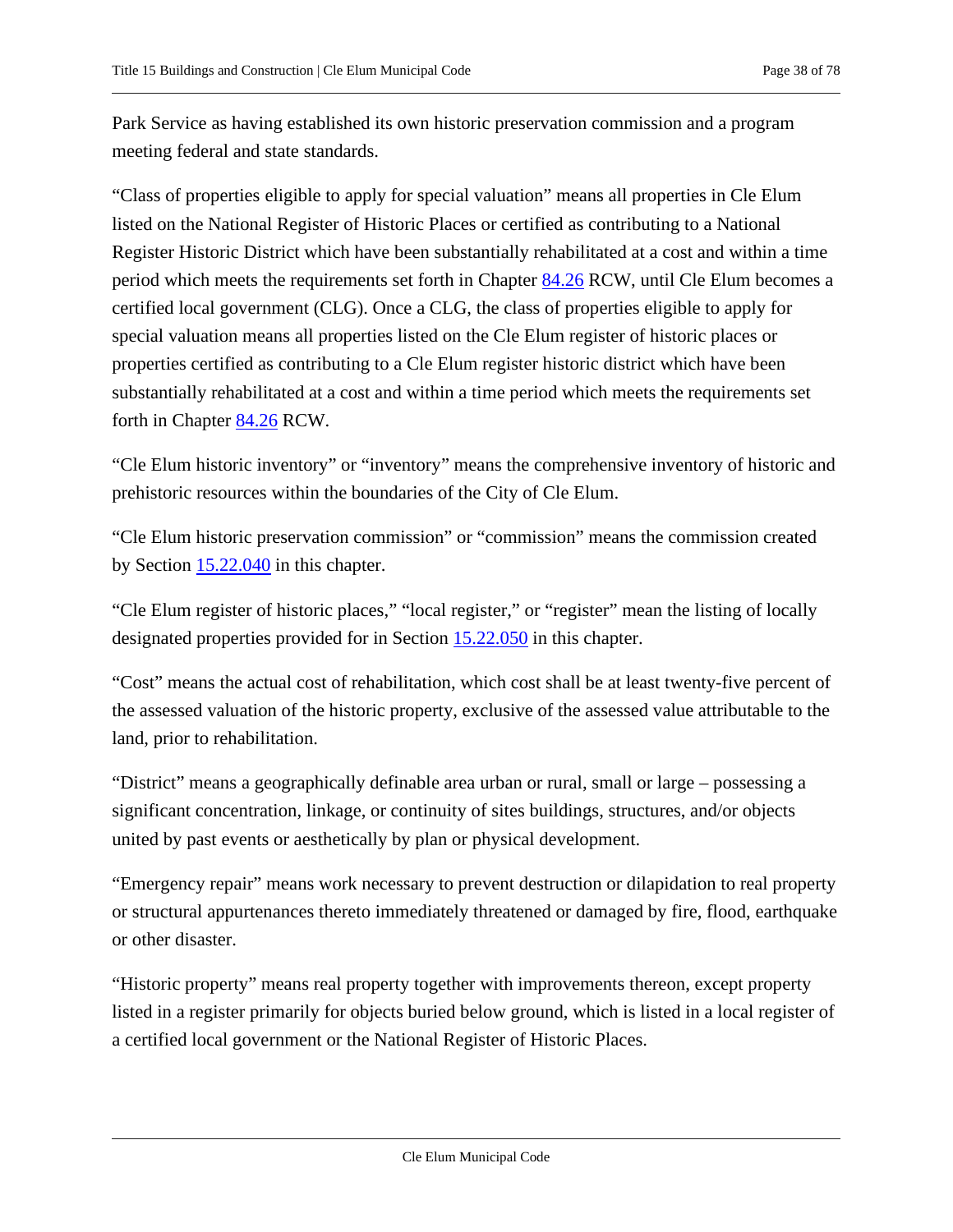Park Service as having established its own historic preservation commission and a program meeting federal and state standards.

"Class of properties eligible to apply for special valuation" means all properties in Cle Elum listed on the National Register of Historic Places or certified as contributing to a National Register Historic District which have been substantially rehabilitated at a cost and within a time period which meets the requirements set forth in Chapter 84.26 RCW, until Cle Elum becomes a certified local government (CLG). Once a CLG, the class of properties eligible to apply for special valuation means all properties listed on the Cle Elum register of historic places or properties certified as contributing to a Cle Elum register historic district which have been substantially rehabilitated at a cost and within a time period which meets the requirements set forth in Chapter 84.26 RCW.

"Cle Elum historic inventory" or "inventory" means the comprehensive inventory of historic and prehistoric resources within the boundaries of the City of Cle Elum.

"Cle Elum historic preservation commission" or "commission" means the commission created by Section 15.22.040 in this chapter.

"Cle Elum register of historic places," "local register," or "register" mean the listing of locally designated properties provided for in Section 15.22.050 in this chapter.

"Cost" means the actual cost of rehabilitation, which cost shall be at least twenty-five percent of the assessed valuation of the historic property, exclusive of the assessed value attributable to the land, prior to rehabilitation.

"District" means a geographically definable area urban or rural, small or large – possessing a significant concentration, linkage, or continuity of sites buildings, structures, and/or objects united by past events or aesthetically by plan or physical development.

"Emergency repair" means work necessary to prevent destruction or dilapidation to real property or structural appurtenances thereto immediately threatened or damaged by fire, flood, earthquake or other disaster.

"Historic property" means real property together with improvements thereon, except property listed in a register primarily for objects buried below ground, which is listed in a local register of a certified local government or the National Register of Historic Places.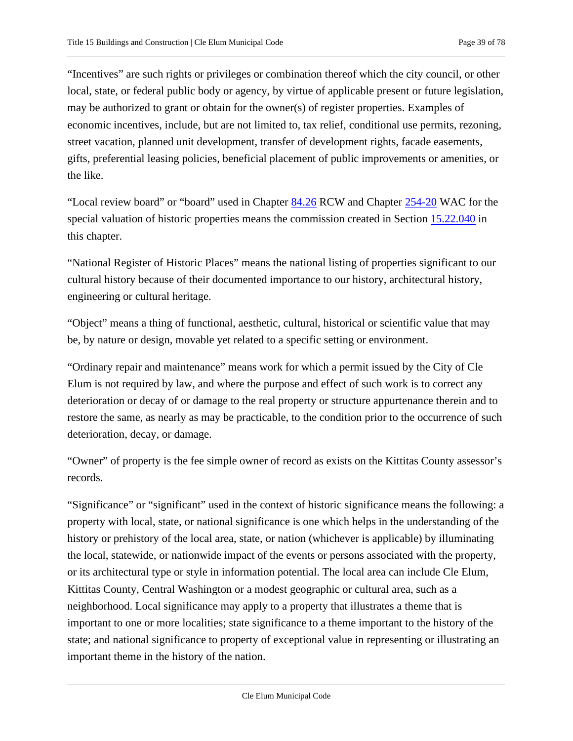"Incentives" are such rights or privileges or combination thereof which the city council, or other local, state, or federal public body or agency, by virtue of applicable present or future legislation, may be authorized to grant or obtain for the owner(s) of register properties. Examples of economic incentives, include, but are not limited to, tax relief, conditional use permits, rezoning, street vacation, planned unit development, transfer of development rights, facade easements, gifts, preferential leasing policies, beneficial placement of public improvements or amenities, or the like.

"Local review board" or "board" used in Chapter 84.26 RCW and Chapter 254-20 WAC for the special valuation of historic properties means the commission created in Section 15.22.040 in this chapter.

"National Register of Historic Places" means the national listing of properties significant to our cultural history because of their documented importance to our history, architectural history, engineering or cultural heritage.

"Object" means a thing of functional, aesthetic, cultural, historical or scientific value that may be, by nature or design, movable yet related to a specific setting or environment.

"Ordinary repair and maintenance" means work for which a permit issued by the City of Cle Elum is not required by law, and where the purpose and effect of such work is to correct any deterioration or decay of or damage to the real property or structure appurtenance therein and to restore the same, as nearly as may be practicable, to the condition prior to the occurrence of such deterioration, decay, or damage.

"Owner" of property is the fee simple owner of record as exists on the Kittitas County assessor's records.

"Significance" or "significant" used in the context of historic significance means the following: a property with local, state, or national significance is one which helps in the understanding of the history or prehistory of the local area, state, or nation (whichever is applicable) by illuminating the local, statewide, or nationwide impact of the events or persons associated with the property, or its architectural type or style in information potential. The local area can include Cle Elum, Kittitas County, Central Washington or a modest geographic or cultural area, such as a neighborhood. Local significance may apply to a property that illustrates a theme that is important to one or more localities; state significance to a theme important to the history of the state; and national significance to property of exceptional value in representing or illustrating an important theme in the history of the nation.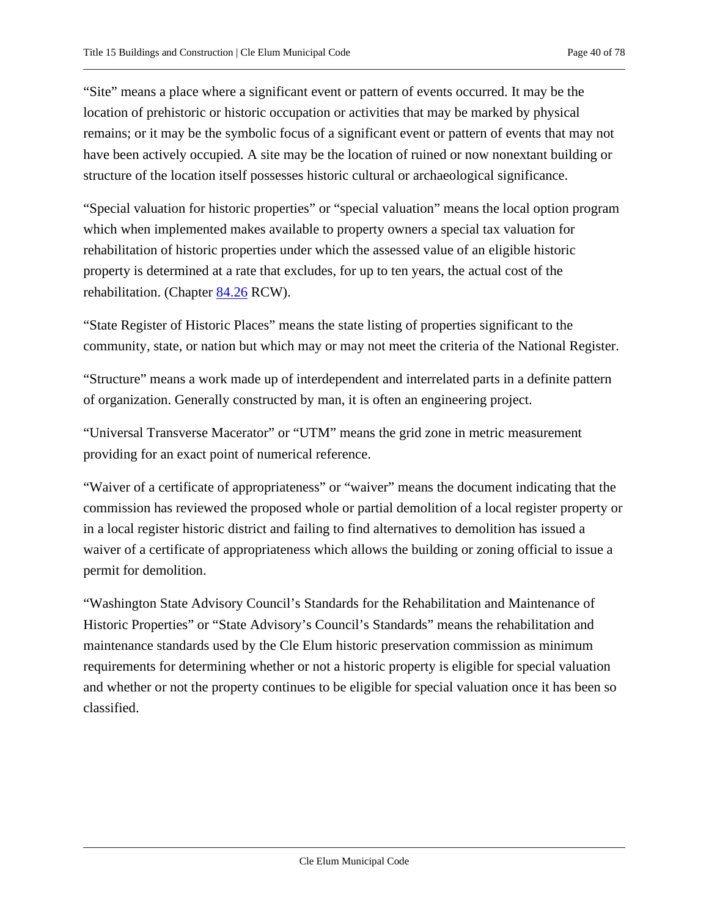"Site" means a place where a significant event or pattern of events occurred. It may be the location of prehistoric or historic occupation or activities that may be marked by physical remains; or it may be the symbolic focus of a significant event or pattern of events that may not have been actively occupied. A site may be the location of ruined or now nonextant building or structure of the location itself possesses historic cultural or archaeological significance.

"Special valuation for historic properties" or "special valuation" means the local option program which when implemented makes available to property owners a special tax valuation for rehabilitation of historic properties under which the assessed value of an eligible historic property is determined at a rate that excludes, for up to ten years, the actual cost of the rehabilitation. (Chapter 84.26 RCW).

"State Register of Historic Places" means the state listing of properties significant to the community, state, or nation but which may or may not meet the criteria of the National Register.

"Structure" means a work made up of interdependent and interrelated parts in a definite pattern of organization. Generally constructed by man, it is often an engineering project.

"Universal Transverse Macerator" or "UTM" means the grid zone in metric measurement providing for an exact point of numerical reference.

"Waiver of a certificate of appropriateness" or "waiver" means the document indicating that the commission has reviewed the proposed whole or partial demolition of a local register property or in a local register historic district and failing to find alternatives to demolition has issued a waiver of a certificate of appropriateness which allows the building or zoning official to issue a permit for demolition.

"Washington State Advisory Council's Standards for the Rehabilitation and Maintenance of Historic Properties" or "State Advisory's Council's Standards" means the rehabilitation and maintenance standards used by the Cle Elum historic preservation commission as minimum requirements for determining whether or not a historic property is eligible for special valuation and whether or not the property continues to be eligible for special valuation once it has been so classified.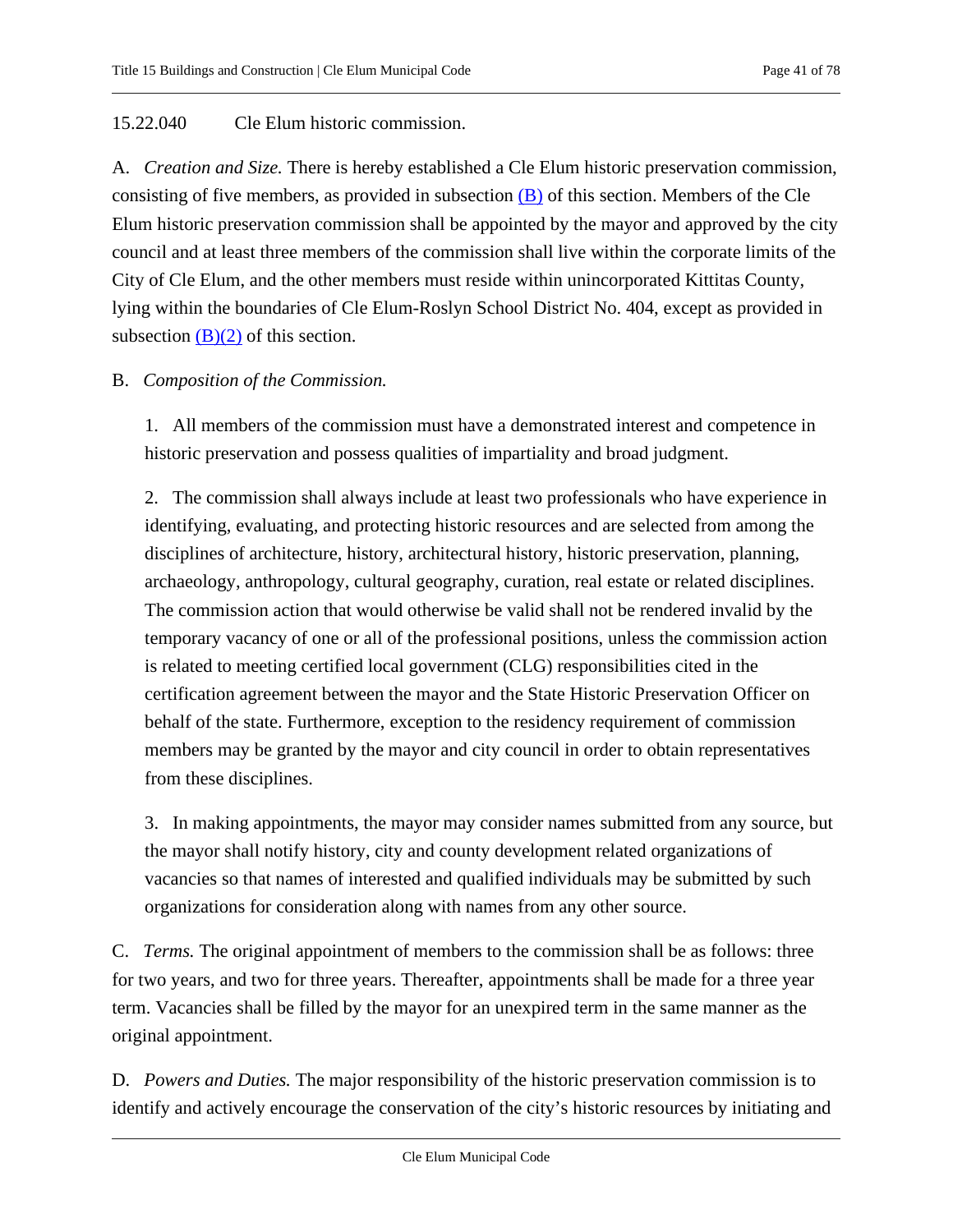15.22.040 Cle Elum historic commission.

A. *Creation and Size.* There is hereby established a Cle Elum historic preservation commission, consisting of five members, as provided in subsection (B) of this section. Members of the Cle Elum historic preservation commission shall be appointed by the mayor and approved by the city council and at least three members of the commission shall live within the corporate limits of the City of Cle Elum, and the other members must reside within unincorporated Kittitas County, lying within the boundaries of Cle Elum-Roslyn School District No. 404, except as provided in subsection (B)(2) of this section.

B. *Composition of the Commission.*

1. All members of the commission must have a demonstrated interest and competence in historic preservation and possess qualities of impartiality and broad judgment.

2. The commission shall always include at least two professionals who have experience in identifying, evaluating, and protecting historic resources and are selected from among the disciplines of architecture, history, architectural history, historic preservation, planning, archaeology, anthropology, cultural geography, curation, real estate or related disciplines. The commission action that would otherwise be valid shall not be rendered invalid by the temporary vacancy of one or all of the professional positions, unless the commission action is related to meeting certified local government (CLG) responsibilities cited in the certification agreement between the mayor and the State Historic Preservation Officer on behalf of the state. Furthermore, exception to the residency requirement of commission members may be granted by the mayor and city council in order to obtain representatives from these disciplines.

3. In making appointments, the mayor may consider names submitted from any source, but the mayor shall notify history, city and county development related organizations of vacancies so that names of interested and qualified individuals may be submitted by such organizations for consideration along with names from any other source.

C. *Terms.* The original appointment of members to the commission shall be as follows: three for two years, and two for three years. Thereafter, appointments shall be made for a three year term. Vacancies shall be filled by the mayor for an unexpired term in the same manner as the original appointment.

D. *Powers and Duties.* The major responsibility of the historic preservation commission is to identify and actively encourage the conservation of the city's historic resources by initiating and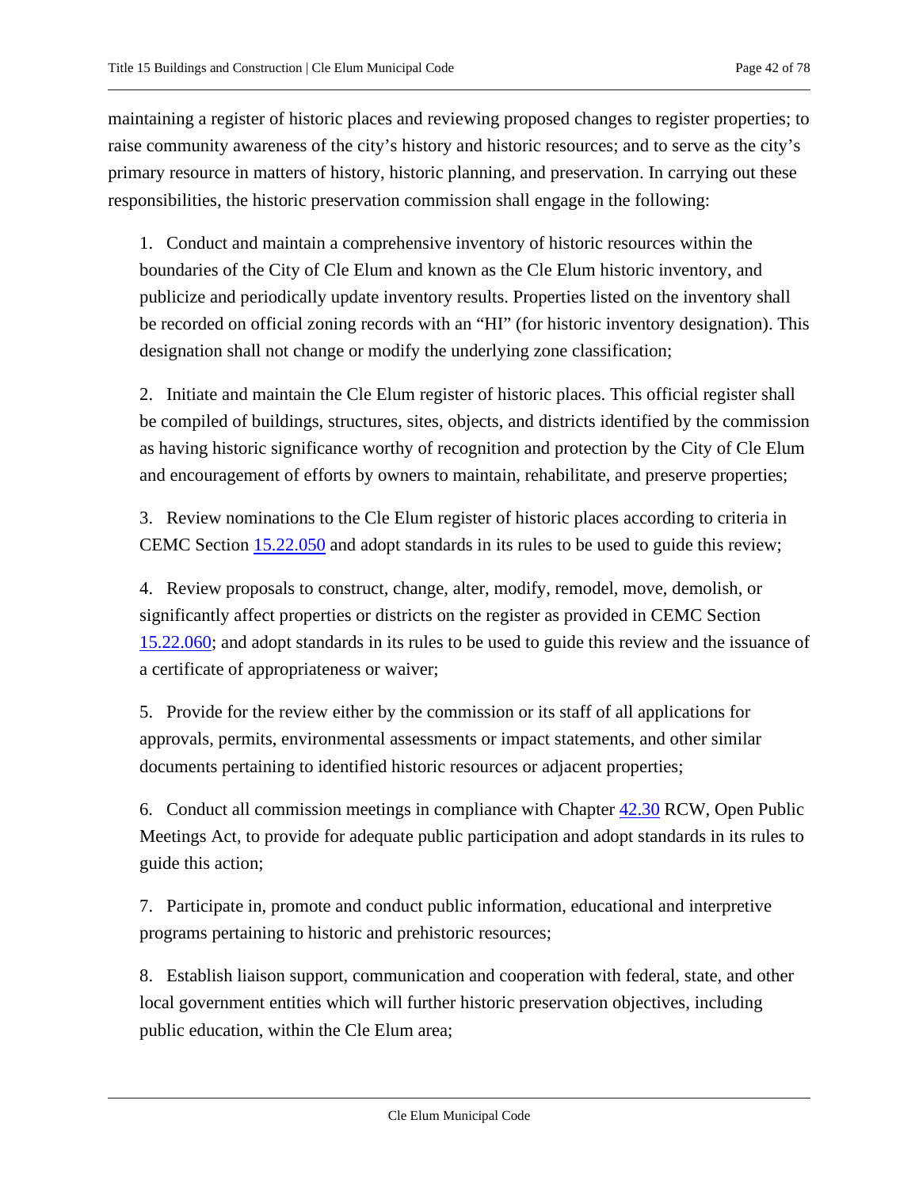maintaining a register of historic places and reviewing proposed changes to register properties; to raise community awareness of the city's history and historic resources; and to serve as the city's primary resource in matters of history, historic planning, and preservation. In carrying out these responsibilities, the historic preservation commission shall engage in the following:

1. Conduct and maintain a comprehensive inventory of historic resources within the boundaries of the City of Cle Elum and known as the Cle Elum historic inventory, and publicize and periodically update inventory results. Properties listed on the inventory shall be recorded on official zoning records with an "HI" (for historic inventory designation). This designation shall not change or modify the underlying zone classification;

2. Initiate and maintain the Cle Elum register of historic places. This official register shall be compiled of buildings, structures, sites, objects, and districts identified by the commission as having historic significance worthy of recognition and protection by the City of Cle Elum and encouragement of efforts by owners to maintain, rehabilitate, and preserve properties;

3. Review nominations to the Cle Elum register of historic places according to criteria in CEMC Section 15.22.050 and adopt standards in its rules to be used to guide this review;

4. Review proposals to construct, change, alter, modify, remodel, move, demolish, or significantly affect properties or districts on the register as provided in CEMC Section 15.22.060; and adopt standards in its rules to be used to guide this review and the issuance of a certificate of appropriateness or waiver;

5. Provide for the review either by the commission or its staff of all applications for approvals, permits, environmental assessments or impact statements, and other similar documents pertaining to identified historic resources or adjacent properties;

6. Conduct all commission meetings in compliance with Chapter 42.30 RCW, Open Public Meetings Act, to provide for adequate public participation and adopt standards in its rules to guide this action;

7. Participate in, promote and conduct public information, educational and interpretive programs pertaining to historic and prehistoric resources;

8. Establish liaison support, communication and cooperation with federal, state, and other local government entities which will further historic preservation objectives, including public education, within the Cle Elum area;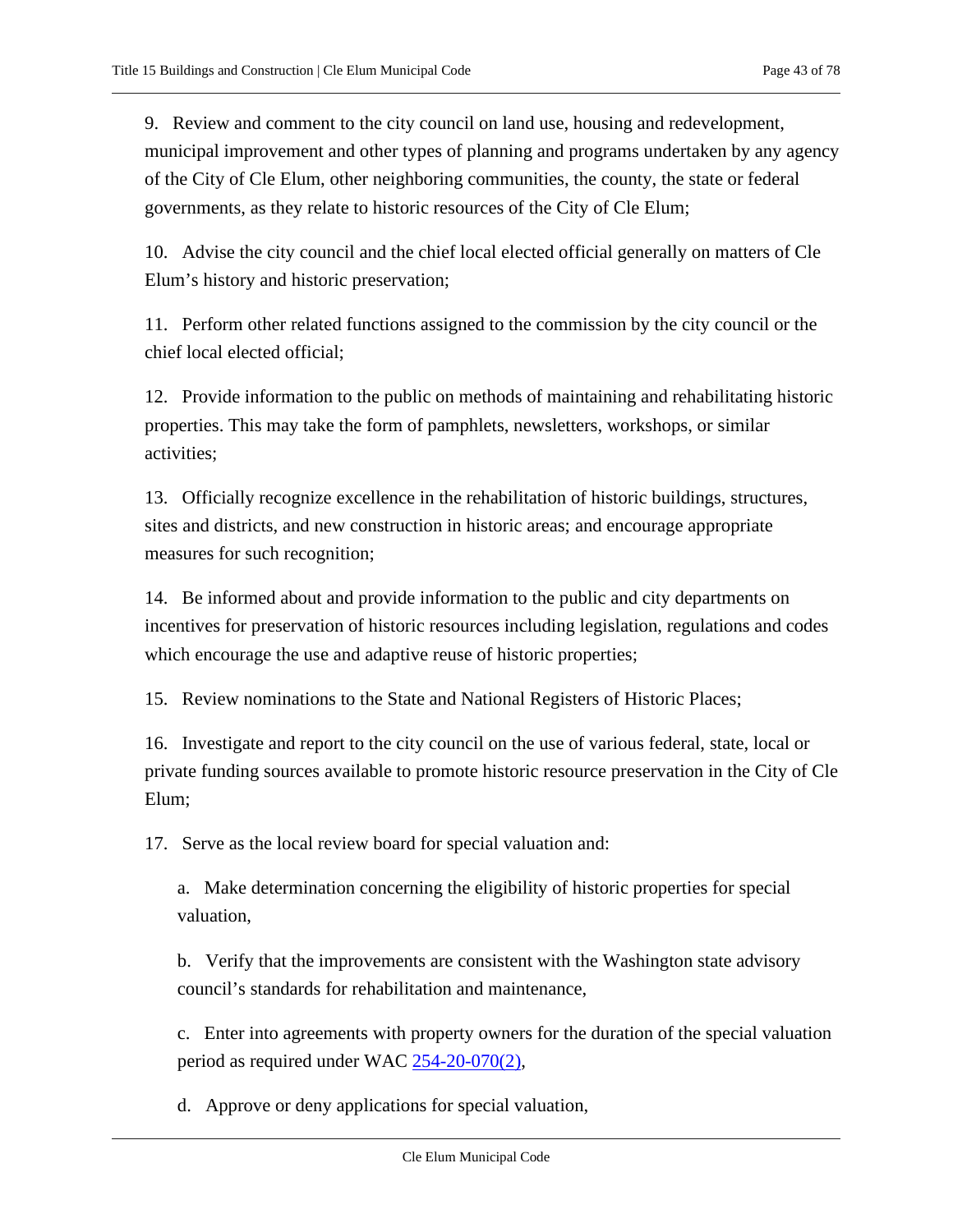9. Review and comment to the city council on land use, housing and redevelopment, municipal improvement and other types of planning and programs undertaken by any agency of the City of Cle Elum, other neighboring communities, the county, the state or federal governments, as they relate to historic resources of the City of Cle Elum;

10. Advise the city council and the chief local elected official generally on matters of Cle Elum's history and historic preservation;

11. Perform other related functions assigned to the commission by the city council or the chief local elected official;

12. Provide information to the public on methods of maintaining and rehabilitating historic properties. This may take the form of pamphlets, newsletters, workshops, or similar activities;

13. Officially recognize excellence in the rehabilitation of historic buildings, structures, sites and districts, and new construction in historic areas; and encourage appropriate measures for such recognition;

14. Be informed about and provide information to the public and city departments on incentives for preservation of historic resources including legislation, regulations and codes which encourage the use and adaptive reuse of historic properties;

15. Review nominations to the State and National Registers of Historic Places;

16. Investigate and report to the city council on the use of various federal, state, local or private funding sources available to promote historic resource preservation in the City of Cle Elum;

17. Serve as the local review board for special valuation and:

    a. Make determination concerning the eligibility of historic properties for special valuation,

    b. Verify that the improvements are consistent with the Washington state advisory council's standards for rehabilitation and maintenance,

    c. Enter into agreements with property owners for the duration of the special valuation period as required under WAC 254-20-070(2),

    d. Approve or deny applications for special valuation,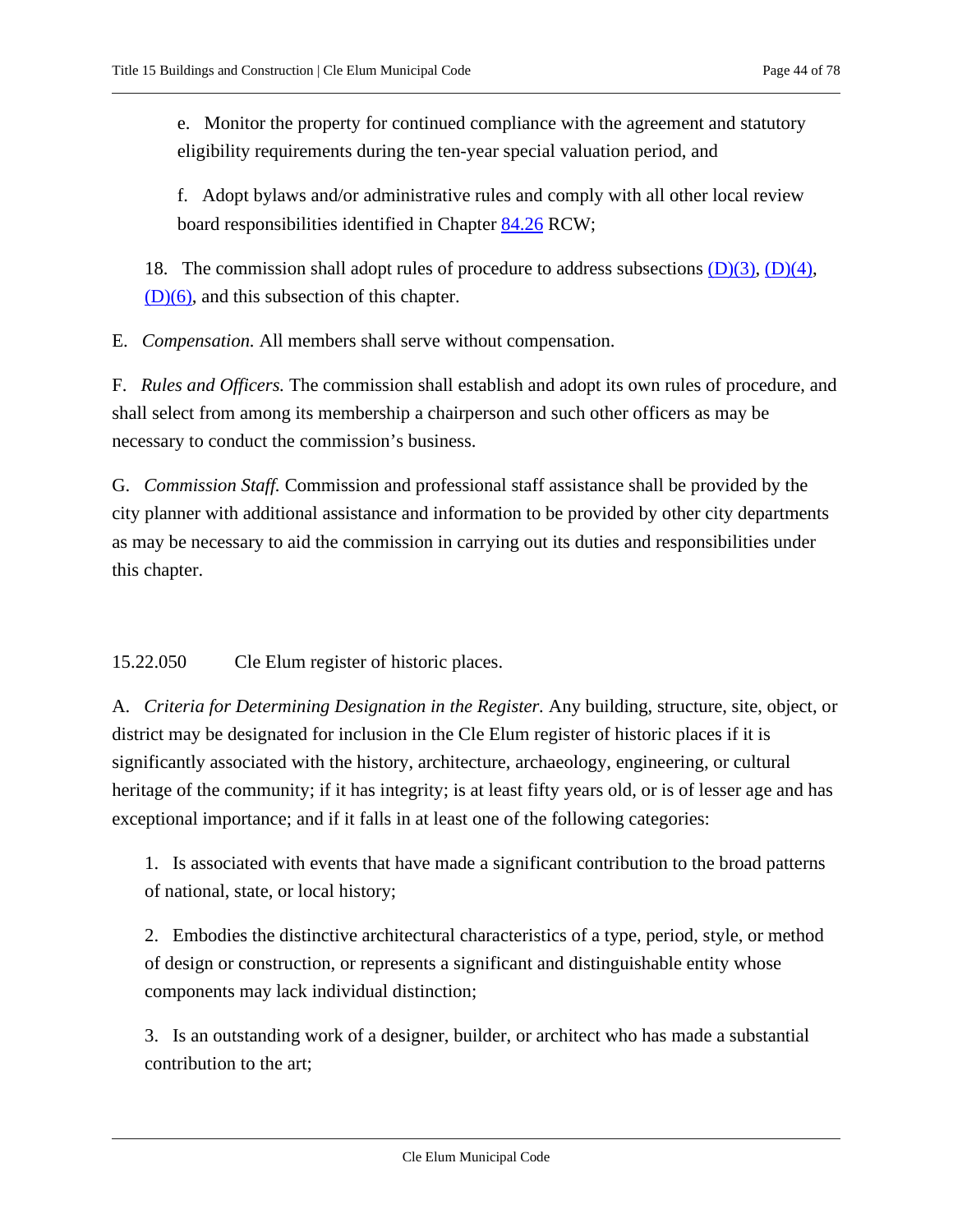e. Monitor the property for continued compliance with the agreement and statutory eligibility requirements during the ten-year special valuation period, and

f. Adopt bylaws and/or administrative rules and comply with all other local review board responsibilities identified in Chapter 84.26 RCW;

18. The commission shall adopt rules of procedure to address subsections (D)(3), (D)(4), (D)(6), and this subsection of this chapter.

E. *Compensation.* All members shall serve without compensation.

F. *Rules and Officers.* The commission shall establish and adopt its own rules of procedure, and shall select from among its membership a chairperson and such other officers as may be necessary to conduct the commission's business.

G. *Commission Staff.* Commission and professional staff assistance shall be provided by the city planner with additional assistance and information to be provided by other city departments as may be necessary to aid the commission in carrying out its duties and responsibilities under this chapter.

## 15.22.050 Cle Elum register of historic places.

A. *Criteria for Determining Designation in the Register.* Any building, structure, site, object, or district may be designated for inclusion in the Cle Elum register of historic places if it is significantly associated with the history, architecture, archaeology, engineering, or cultural heritage of the community; if it has integrity; is at least fifty years old, or is of lesser age and has exceptional importance; and if it falls in at least one of the following categories:

1. Is associated with events that have made a significant contribution to the broad patterns of national, state, or local history;

2. Embodies the distinctive architectural characteristics of a type, period, style, or method of design or construction, or represents a significant and distinguishable entity whose components may lack individual distinction;

3. Is an outstanding work of a designer, builder, or architect who has made a substantial contribution to the art;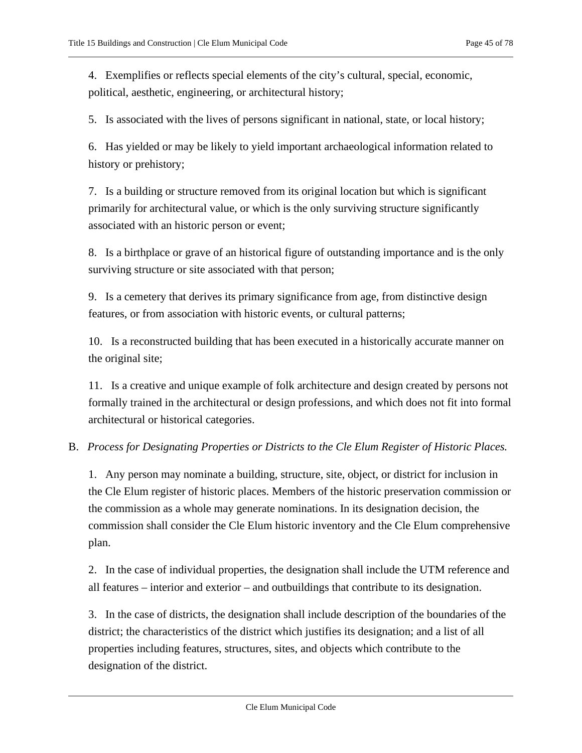4. Exemplifies or reflects special elements of the city's cultural, special, economic, political, aesthetic, engineering, or architectural history;

5. Is associated with the lives of persons significant in national, state, or local history;

6. Has yielded or may be likely to yield important archaeological information related to history or prehistory;

7. Is a building or structure removed from its original location but which is significant primarily for architectural value, or which is the only surviving structure significantly associated with an historic person or event;

8. Is a birthplace or grave of an historical figure of outstanding importance and is the only surviving structure or site associated with that person;

9. Is a cemetery that derives its primary significance from age, from distinctive design features, or from association with historic events, or cultural patterns;

10. Is a reconstructed building that has been executed in a historically accurate manner on the original site;

11. Is a creative and unique example of folk architecture and design created by persons not formally trained in the architectural or design professions, and which does not fit into formal architectural or historical categories.

B. *Process for Designating Properties or Districts to the Cle Elum Register of Historic Places.*

1. Any person may nominate a building, structure, site, object, or district for inclusion in the Cle Elum register of historic places. Members of the historic preservation commission or the commission as a whole may generate nominations. In its designation decision, the commission shall consider the Cle Elum historic inventory and the Cle Elum comprehensive plan.

2. In the case of individual properties, the designation shall include the UTM reference and all features – interior and exterior – and outbuildings that contribute to its designation.

3. In the case of districts, the designation shall include description of the boundaries of the district; the characteristics of the district which justifies its designation; and a list of all properties including features, structures, sites, and objects which contribute to the designation of the district.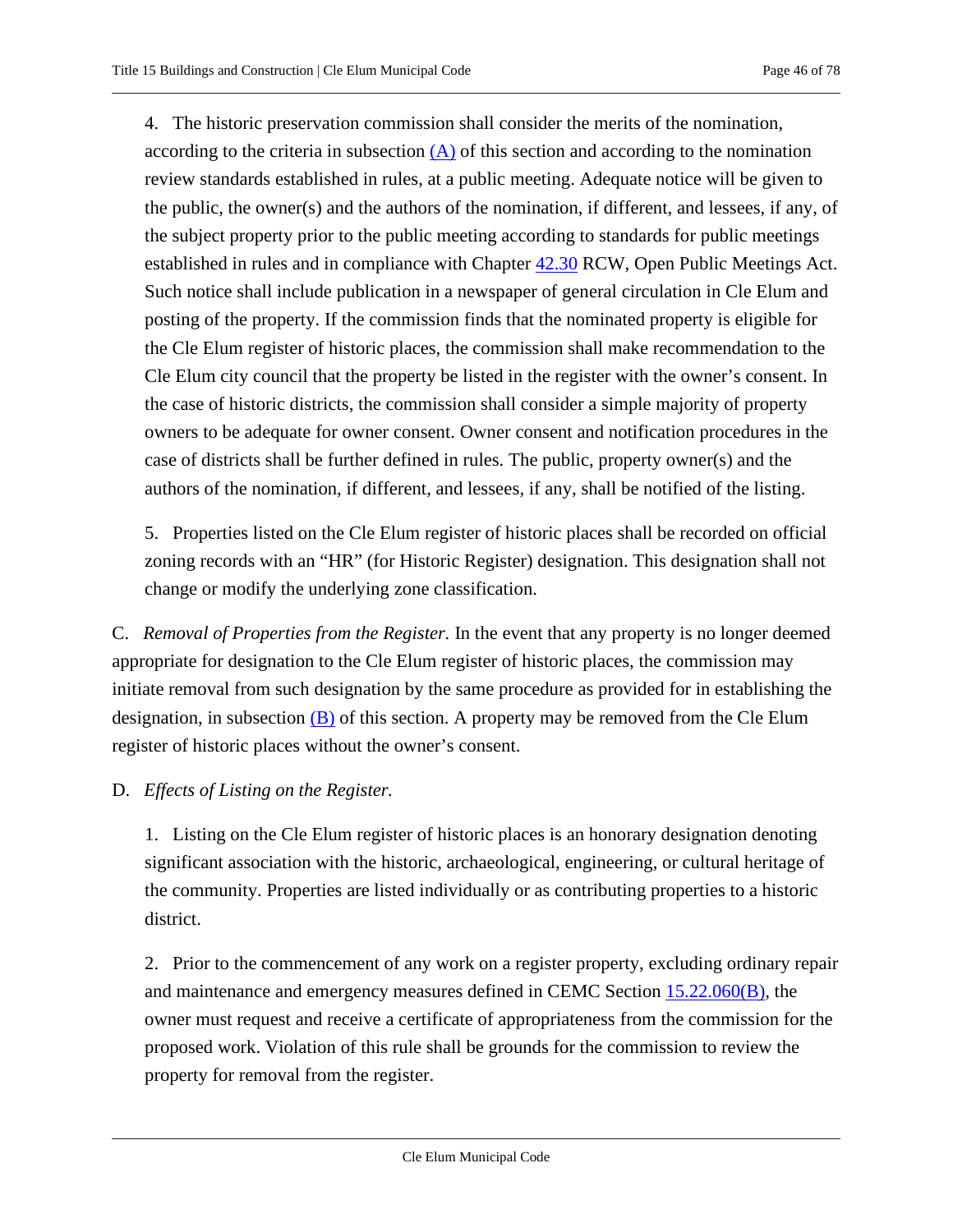4. The historic preservation commission shall consider the merits of the nomination, according to the criteria in subsection (A) of this section and according to the nomination review standards established in rules, at a public meeting. Adequate notice will be given to the public, the owner(s) and the authors of the nomination, if different, and lessees, if any, of the subject property prior to the public meeting according to standards for public meetings established in rules and in compliance with Chapter 42.30 RCW, Open Public Meetings Act. Such notice shall include publication in a newspaper of general circulation in Cle Elum and posting of the property. If the commission finds that the nominated property is eligible for the Cle Elum register of historic places, the commission shall make recommendation to the Cle Elum city council that the property be listed in the register with the owner's consent. In the case of historic districts, the commission shall consider a simple majority of property owners to be adequate for owner consent. Owner consent and notification procedures in the case of districts shall be further defined in rules. The public, property owner(s) and the authors of the nomination, if different, and lessees, if any, shall be notified of the listing.

5. Properties listed on the Cle Elum register of historic places shall be recorded on official zoning records with an "HR" (for Historic Register) designation. This designation shall not change or modify the underlying zone classification.

C. *Removal of Properties from the Register.* In the event that any property is no longer deemed appropriate for designation to the Cle Elum register of historic places, the commission may initiate removal from such designation by the same procedure as provided for in establishing the designation, in subsection (B) of this section. A property may be removed from the Cle Elum register of historic places without the owner's consent.

D. *Effects of Listing on the Register.*

1. Listing on the Cle Elum register of historic places is an honorary designation denoting significant association with the historic, archaeological, engineering, or cultural heritage of the community. Properties are listed individually or as contributing properties to a historic district.

2. Prior to the commencement of any work on a register property, excluding ordinary repair and maintenance and emergency measures defined in CEMC Section 15.22.060(B), the owner must request and receive a certificate of appropriateness from the commission for the proposed work. Violation of this rule shall be grounds for the commission to review the property for removal from the register.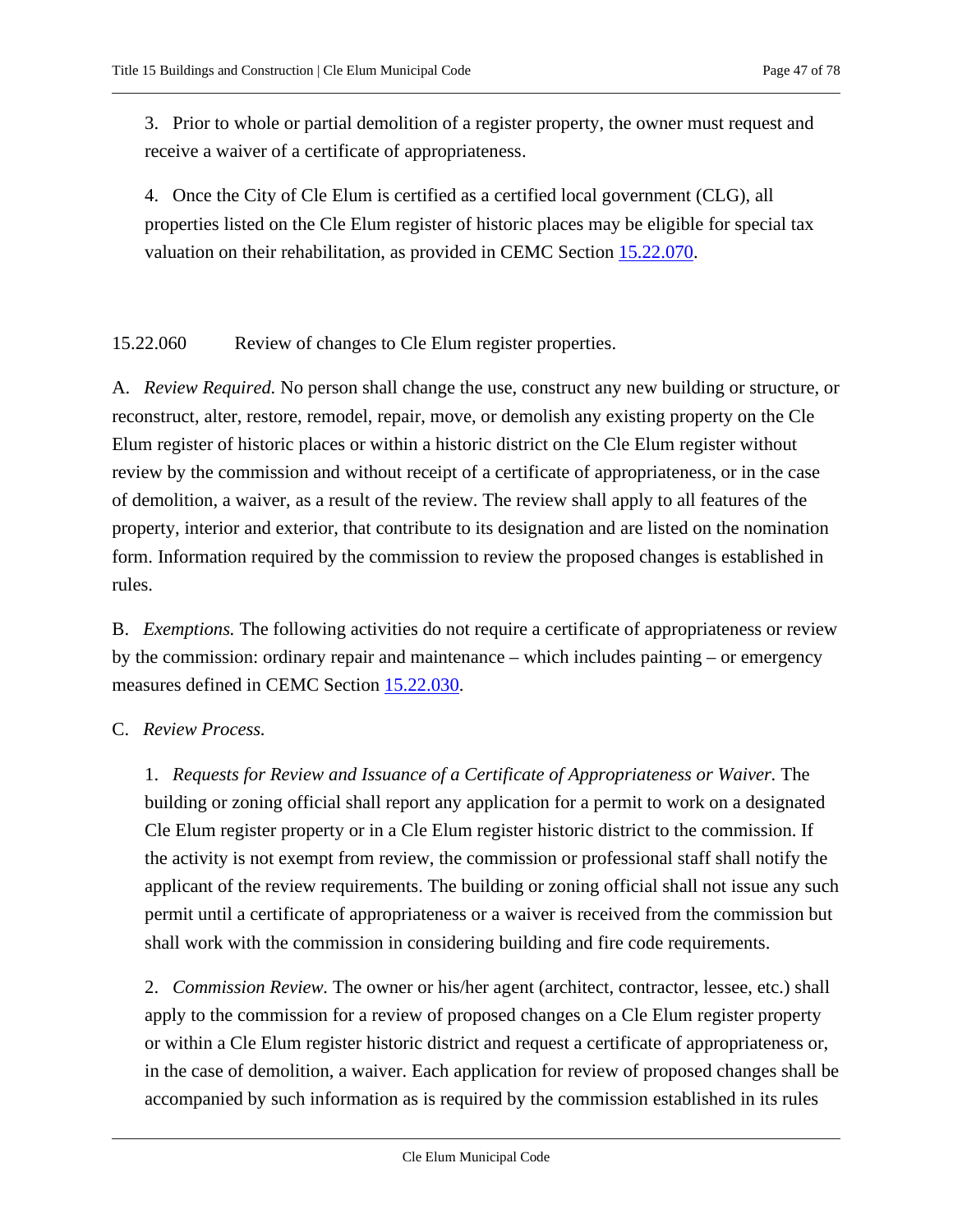3. Prior to whole or partial demolition of a register property, the owner must request and receive a waiver of a certificate of appropriateness.

4. Once the City of Cle Elum is certified as a certified local government (CLG), all properties listed on the Cle Elum register of historic places may be eligible for special tax valuation on their rehabilitation, as provided in CEMC Section 15.22.070.

## 15.22.060 Review of changes to Cle Elum register properties.

A. *Review Required.* No person shall change the use, construct any new building or structure, or reconstruct, alter, restore, remodel, repair, move, or demolish any existing property on the Cle Elum register of historic places or within a historic district on the Cle Elum register without review by the commission and without receipt of a certificate of appropriateness, or in the case of demolition, a waiver, as a result of the review. The review shall apply to all features of the property, interior and exterior, that contribute to its designation and are listed on the nomination form. Information required by the commission to review the proposed changes is established in rules.

B. *Exemptions.* The following activities do not require a certificate of appropriateness or review by the commission: ordinary repair and maintenance – which includes painting – or emergency measures defined in CEMC Section 15.22.030.

C. *Review Process.*

1. *Requests for Review and Issuance of a Certificate of Appropriateness or Waiver.* The building or zoning official shall report any application for a permit to work on a designated Cle Elum register property or in a Cle Elum register historic district to the commission. If the activity is not exempt from review, the commission or professional staff shall notify the applicant of the review requirements. The building or zoning official shall not issue any such permit until a certificate of appropriateness or a waiver is received from the commission but shall work with the commission in considering building and fire code requirements.

2. *Commission Review.* The owner or his/her agent (architect, contractor, lessee, etc.) shall apply to the commission for a review of proposed changes on a Cle Elum register property or within a Cle Elum register historic district and request a certificate of appropriateness or, in the case of demolition, a waiver. Each application for review of proposed changes shall be accompanied by such information as is required by the commission established in its rules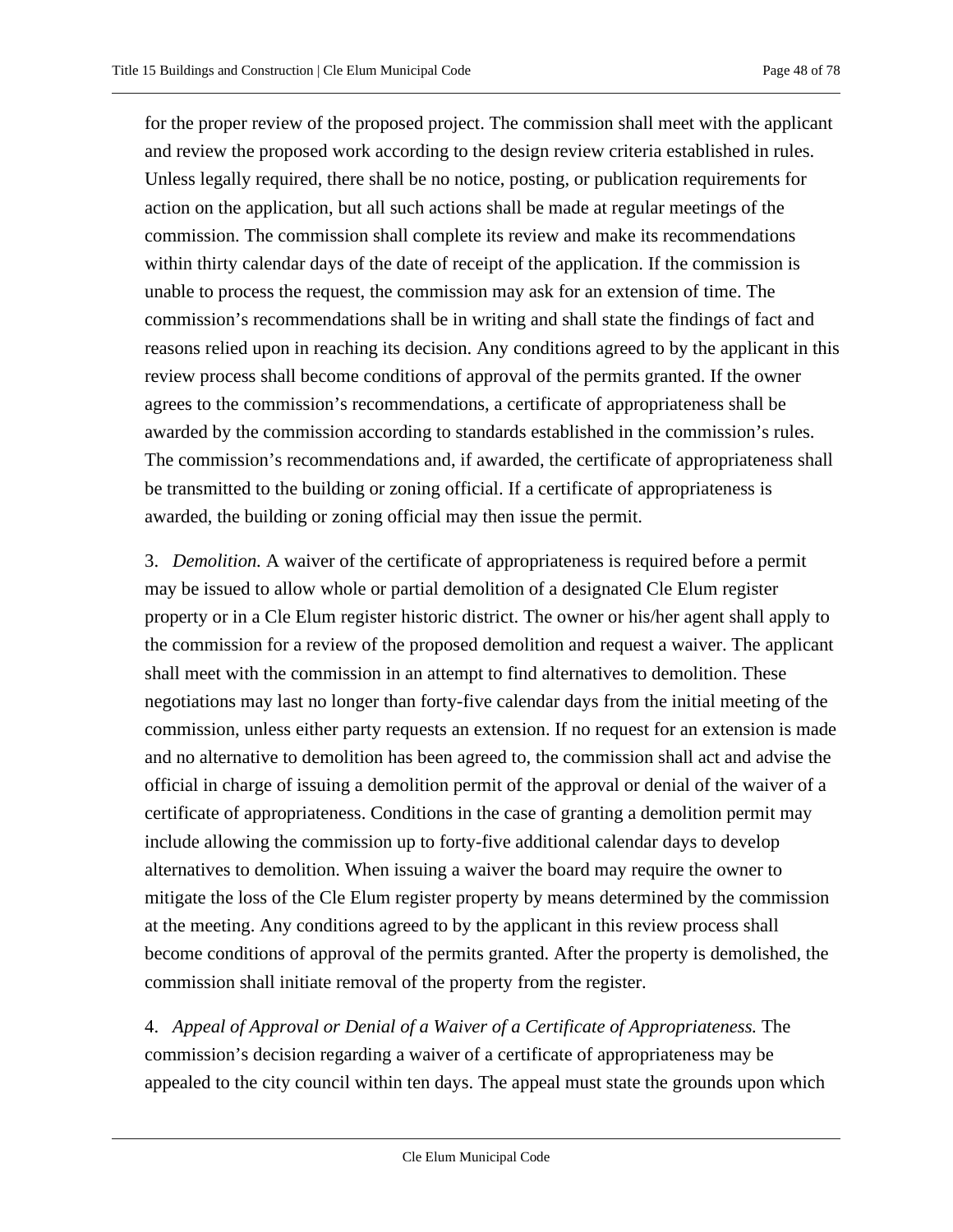for the proper review of the proposed project. The commission shall meet with the applicant and review the proposed work according to the design review criteria established in rules. Unless legally required, there shall be no notice, posting, or publication requirements for action on the application, but all such actions shall be made at regular meetings of the commission. The commission shall complete its review and make its recommendations within thirty calendar days of the date of receipt of the application. If the commission is unable to process the request, the commission may ask for an extension of time. The commission's recommendations shall be in writing and shall state the findings of fact and reasons relied upon in reaching its decision. Any conditions agreed to by the applicant in this review process shall become conditions of approval of the permits granted. If the owner agrees to the commission's recommendations, a certificate of appropriateness shall be awarded by the commission according to standards established in the commission's rules. The commission's recommendations and, if awarded, the certificate of appropriateness shall be transmitted to the building or zoning official. If a certificate of appropriateness is awarded, the building or zoning official may then issue the permit.

3. *Demolition.* A waiver of the certificate of appropriateness is required before a permit may be issued to allow whole or partial demolition of a designated Cle Elum register property or in a Cle Elum register historic district. The owner or his/her agent shall apply to the commission for a review of the proposed demolition and request a waiver. The applicant shall meet with the commission in an attempt to find alternatives to demolition. These negotiations may last no longer than forty-five calendar days from the initial meeting of the commission, unless either party requests an extension. If no request for an extension is made and no alternative to demolition has been agreed to, the commission shall act and advise the official in charge of issuing a demolition permit of the approval or denial of the waiver of a certificate of appropriateness. Conditions in the case of granting a demolition permit may include allowing the commission up to forty-five additional calendar days to develop alternatives to demolition. When issuing a waiver the board may require the owner to mitigate the loss of the Cle Elum register property by means determined by the commission at the meeting. Any conditions agreed to by the applicant in this review process shall become conditions of approval of the permits granted. After the property is demolished, the commission shall initiate removal of the property from the register.

4. *Appeal of Approval or Denial of a Waiver of a Certificate of Appropriateness.* The commission's decision regarding a waiver of a certificate of appropriateness may be appealed to the city council within ten days. The appeal must state the grounds upon which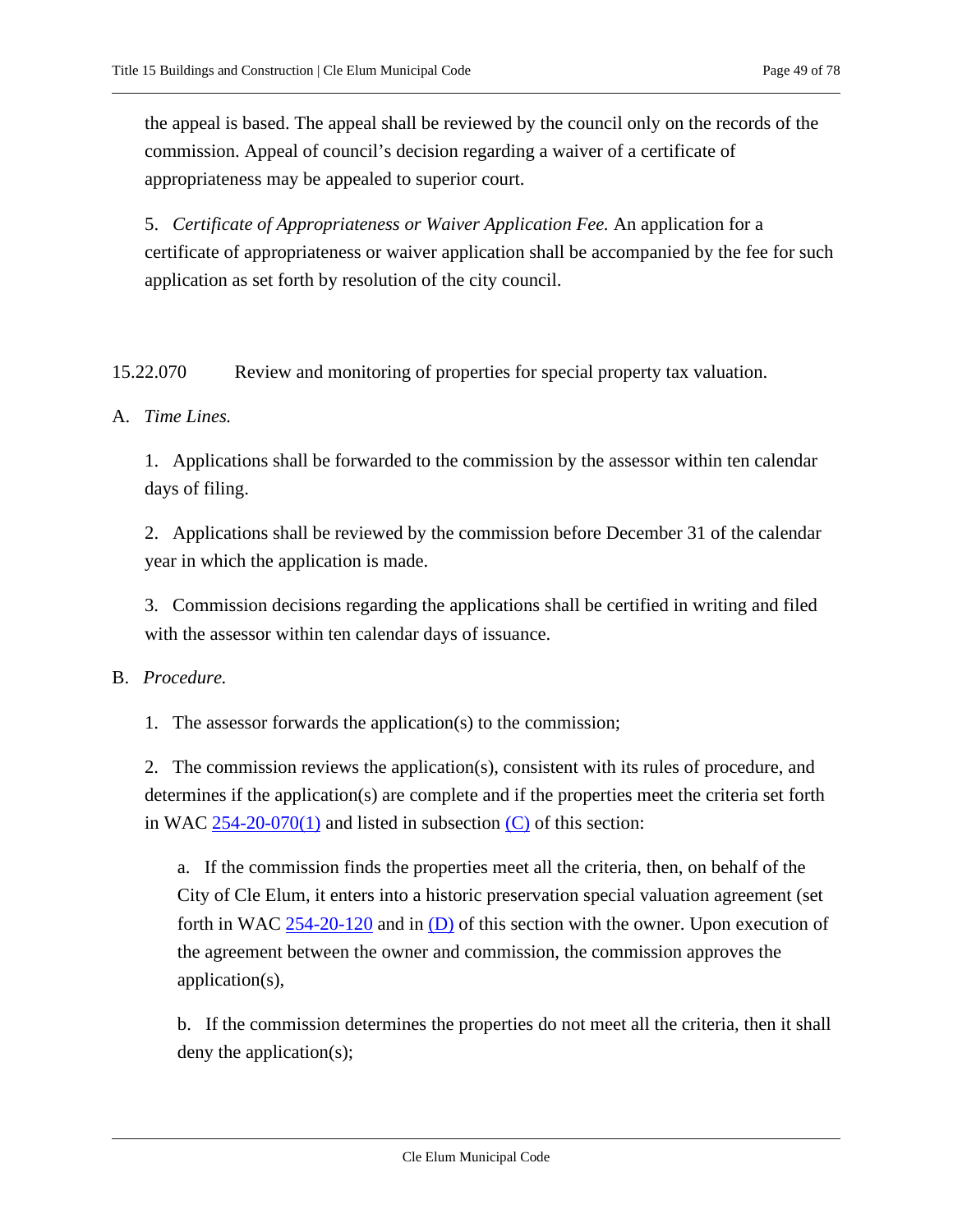the appeal is based. The appeal shall be reviewed by the council only on the records of the commission. Appeal of council's decision regarding a waiver of a certificate of appropriateness may be appealed to superior court.

5. *Certificate of Appropriateness or Waiver Application Fee.* An application for a certificate of appropriateness or waiver application shall be accompanied by the fee for such application as set forth by resolution of the city council.

15.22.070 Review and monitoring of properties for special property tax valuation.

A. *Time Lines.*

1. Applications shall be forwarded to the commission by the assessor within ten calendar days of filing.

2. Applications shall be reviewed by the commission before December 31 of the calendar year in which the application is made.

3. Commission decisions regarding the applications shall be certified in writing and filed with the assessor within ten calendar days of issuance.

B. *Procedure.*

1. The assessor forwards the application(s) to the commission;

2. The commission reviews the application(s), consistent with its rules of procedure, and determines if the application(s) are complete and if the properties meet the criteria set forth in WAC 254-20-070(1) and listed in subsection (C) of this section:

a. If the commission finds the properties meet all the criteria, then, on behalf of the City of Cle Elum, it enters into a historic preservation special valuation agreement (set forth in WAC 254-20-120 and in (D) of this section with the owner. Upon execution of the agreement between the owner and commission, the commission approves the application(s),

b. If the commission determines the properties do not meet all the criteria, then it shall deny the application(s);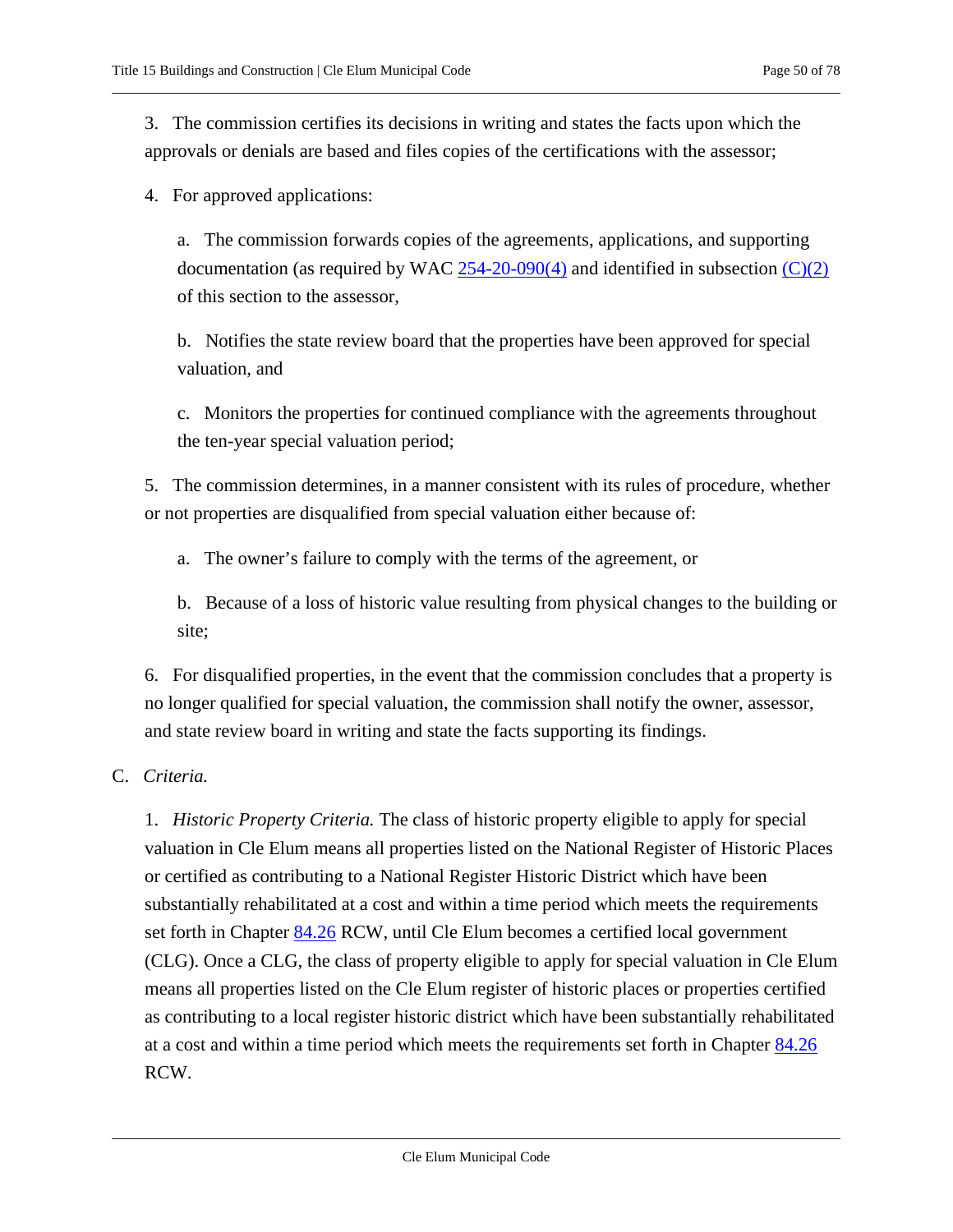3. The commission certifies its decisions in writing and states the facts upon which the approvals or denials are based and files copies of the certifications with the assessor;

4. For approved applications:

a. The commission forwards copies of the agreements, applications, and supporting documentation (as required by WAC 254-20-090(4) and identified in subsection (C)(2) of this section to the assessor,

b. Notifies the state review board that the properties have been approved for special valuation, and

c. Monitors the properties for continued compliance with the agreements throughout the ten-year special valuation period;

5. The commission determines, in a manner consistent with its rules of procedure, whether or not properties are disqualified from special valuation either because of:

a. The owner's failure to comply with the terms of the agreement, or

b. Because of a loss of historic value resulting from physical changes to the building or site;

6. For disqualified properties, in the event that the commission concludes that a property is no longer qualified for special valuation, the commission shall notify the owner, assessor, and state review board in writing and state the facts supporting its findings.

C. *Criteria.*

1. *Historic Property Criteria.* The class of historic property eligible to apply for special valuation in Cle Elum means all properties listed on the National Register of Historic Places or certified as contributing to a National Register Historic District which have been substantially rehabilitated at a cost and within a time period which meets the requirements set forth in Chapter 84.26 RCW, until Cle Elum becomes a certified local government (CLG). Once a CLG, the class of property eligible to apply for special valuation in Cle Elum means all properties listed on the Cle Elum register of historic places or properties certified as contributing to a local register historic district which have been substantially rehabilitated at a cost and within a time period which meets the requirements set forth in Chapter 84.26 RCW.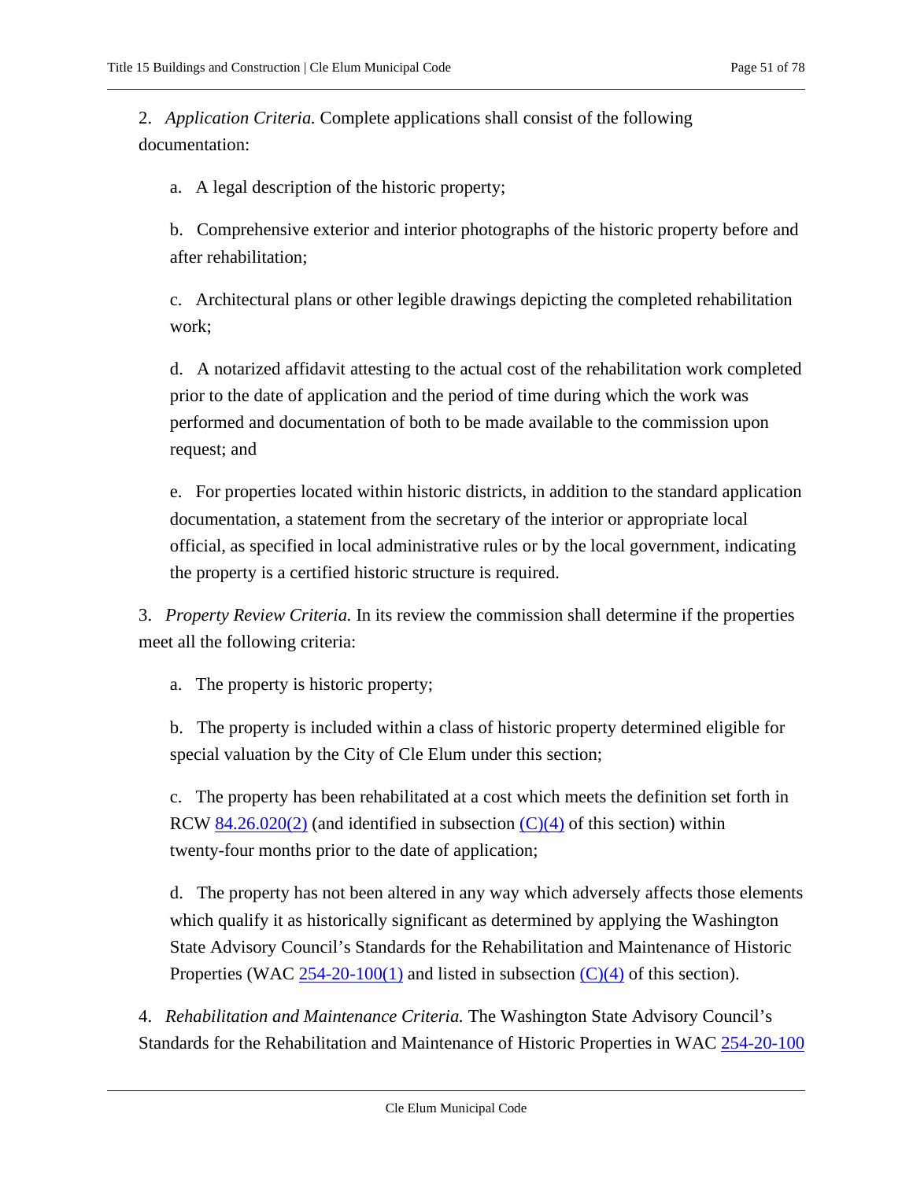2. *Application Criteria.* Complete applications shall consist of the following documentation:

   a. A legal description of the historic property;

   b. Comprehensive exterior and interior photographs of the historic property before and after rehabilitation;

   c. Architectural plans or other legible drawings depicting the completed rehabilitation work;

   d. A notarized affidavit attesting to the actual cost of the rehabilitation work completed prior to the date of application and the period of time during which the work was performed and documentation of both to be made available to the commission upon request; and

   e. For properties located within historic districts, in addition to the standard application documentation, a statement from the secretary of the interior or appropriate local official, as specified in local administrative rules or by the local government, indicating the property is a certified historic structure is required.

3. *Property Review Criteria.* In its review the commission shall determine if the properties meet all the following criteria:

   a. The property is historic property;

   b. The property is included within a class of historic property determined eligible for special valuation by the City of Cle Elum under this section;

   c. The property has been rehabilitated at a cost which meets the definition set forth in RCW 84.26.020(2) (and identified in subsection (C)(4) of this section) within twenty-four months prior to the date of application;

   d. The property has not been altered in any way which adversely affects those elements which qualify it as historically significant as determined by applying the Washington State Advisory Council's Standards for the Rehabilitation and Maintenance of Historic Properties (WAC 254-20-100(1) and listed in subsection (C)(4) of this section).

4. *Rehabilitation and Maintenance Criteria.* The Washington State Advisory Council's Standards for the Rehabilitation and Maintenance of Historic Properties in WAC 254-20-100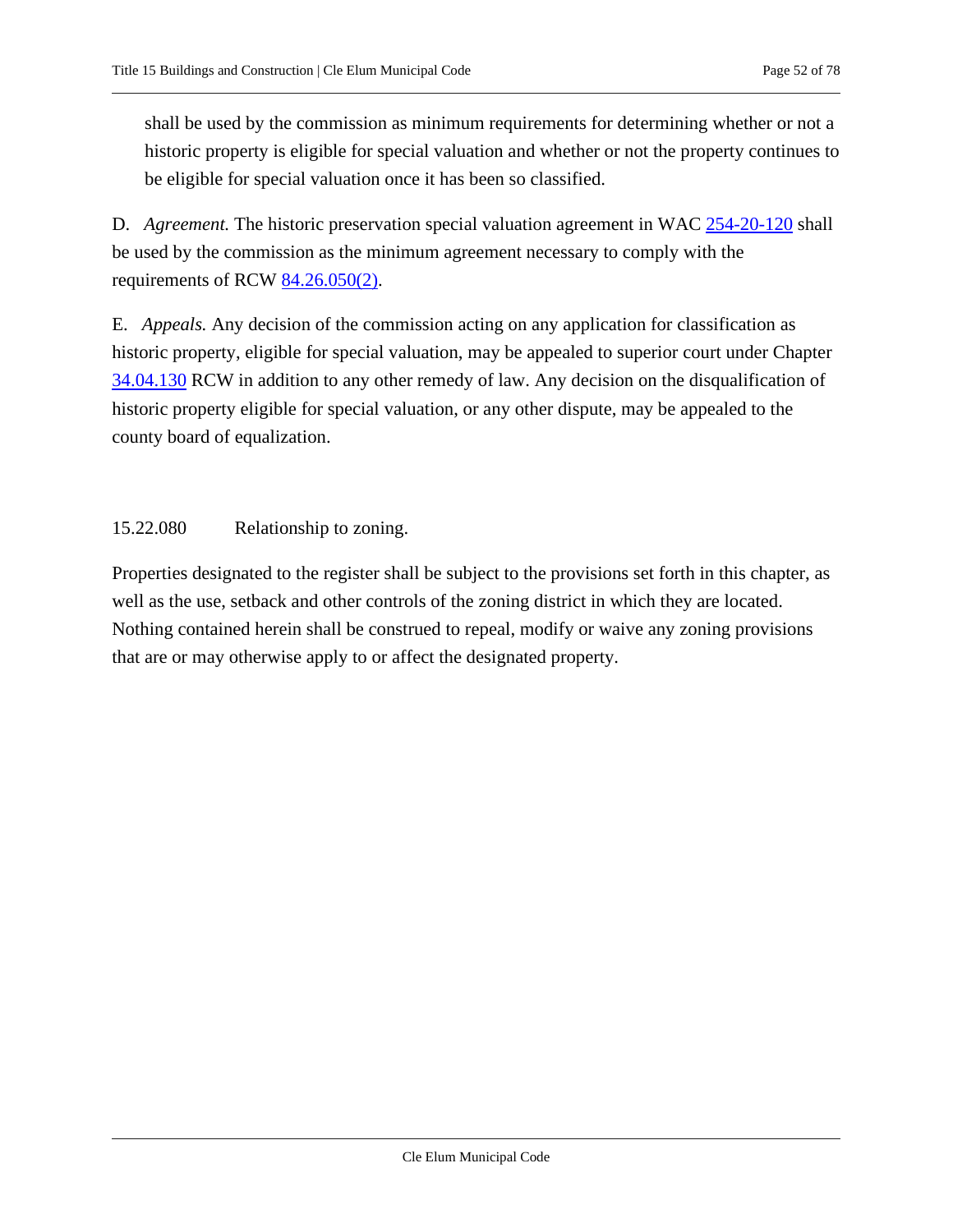shall be used by the commission as minimum requirements for determining whether or not a historic property is eligible for special valuation and whether or not the property continues to be eligible for special valuation once it has been so classified.

D. *Agreement.* The historic preservation special valuation agreement in WAC 254-20-120 shall be used by the commission as the minimum agreement necessary to comply with the requirements of RCW 84.26.050(2).

E. *Appeals.* Any decision of the commission acting on any application for classification as historic property, eligible for special valuation, may be appealed to superior court under Chapter 34.04.130 RCW in addition to any other remedy of law. Any decision on the disqualification of historic property eligible for special valuation, or any other dispute, may be appealed to the county board of equalization.

## 15.22.080 Relationship to zoning.

Properties designated to the register shall be subject to the provisions set forth in this chapter, as well as the use, setback and other controls of the zoning district in which they are located. Nothing contained herein shall be construed to repeal, modify or waive any zoning provisions that are or may otherwise apply to or affect the designated property.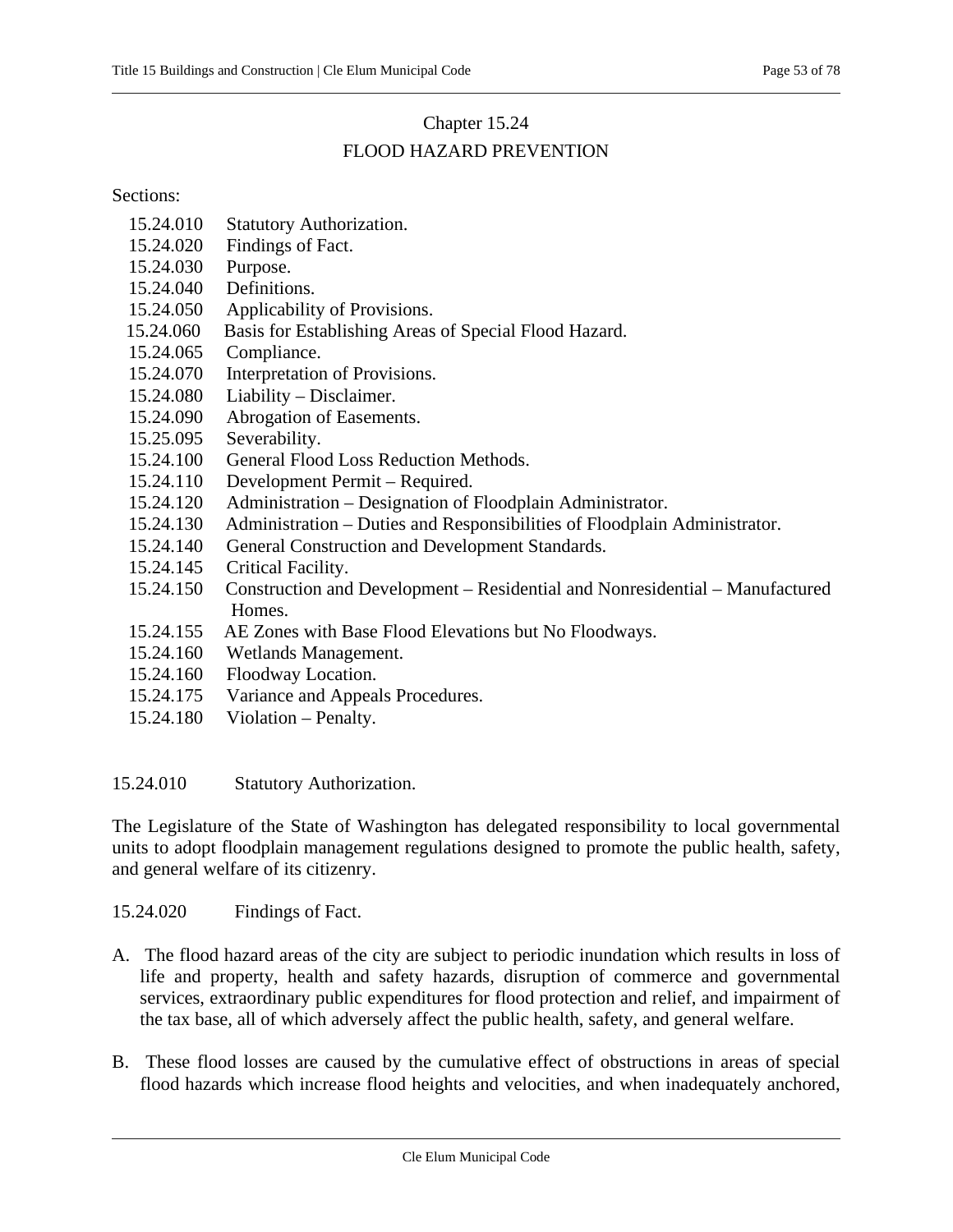## Chapter 15.24
## FLOOD HAZARD PREVENTION

Sections:

- 15.24.010 Statutory Authorization.
- 15.24.020 Findings of Fact.
- 15.24.030 Purpose.
- 15.24.040 Definitions.
- 15.24.050 Applicability of Provisions.
- 15.24.060 Basis for Establishing Areas of Special Flood Hazard.
- 15.24.065 Compliance.
- 15.24.070 Interpretation of Provisions.
- 15.24.080 Liability – Disclaimer.
- 15.24.090 Abrogation of Easements.
- 15.25.095 Severability.
- 15.24.100 General Flood Loss Reduction Methods.
- 15.24.110 Development Permit – Required.
- 15.24.120 Administration – Designation of Floodplain Administrator.
- 15.24.130 Administration – Duties and Responsibilities of Floodplain Administrator.
- 15.24.140 General Construction and Development Standards.
- 15.24.145 Critical Facility.
- 15.24.150 Construction and Development – Residential and Nonresidential – Manufactured Homes.
- 15.24.155 AE Zones with Base Flood Elevations but No Floodways.
- 15.24.160 Wetlands Management.
- 15.24.160 Floodway Location.
- 15.24.175 Variance and Appeals Procedures.
- 15.24.180 Violation – Penalty.

### 15.24.010 Statutory Authorization.

The Legislature of the State of Washington has delegated responsibility to local governmental units to adopt floodplain management regulations designed to promote the public health, safety, and general welfare of its citizenry.

### 15.24.020 Findings of Fact.

A. The flood hazard areas of the city are subject to periodic inundation which results in loss of life and property, health and safety hazards, disruption of commerce and governmental services, extraordinary public expenditures for flood protection and relief, and impairment of the tax base, all of which adversely affect the public health, safety, and general welfare.

B. These flood losses are caused by the cumulative effect of obstructions in areas of special flood hazards which increase flood heights and velocities, and when inadequately anchored,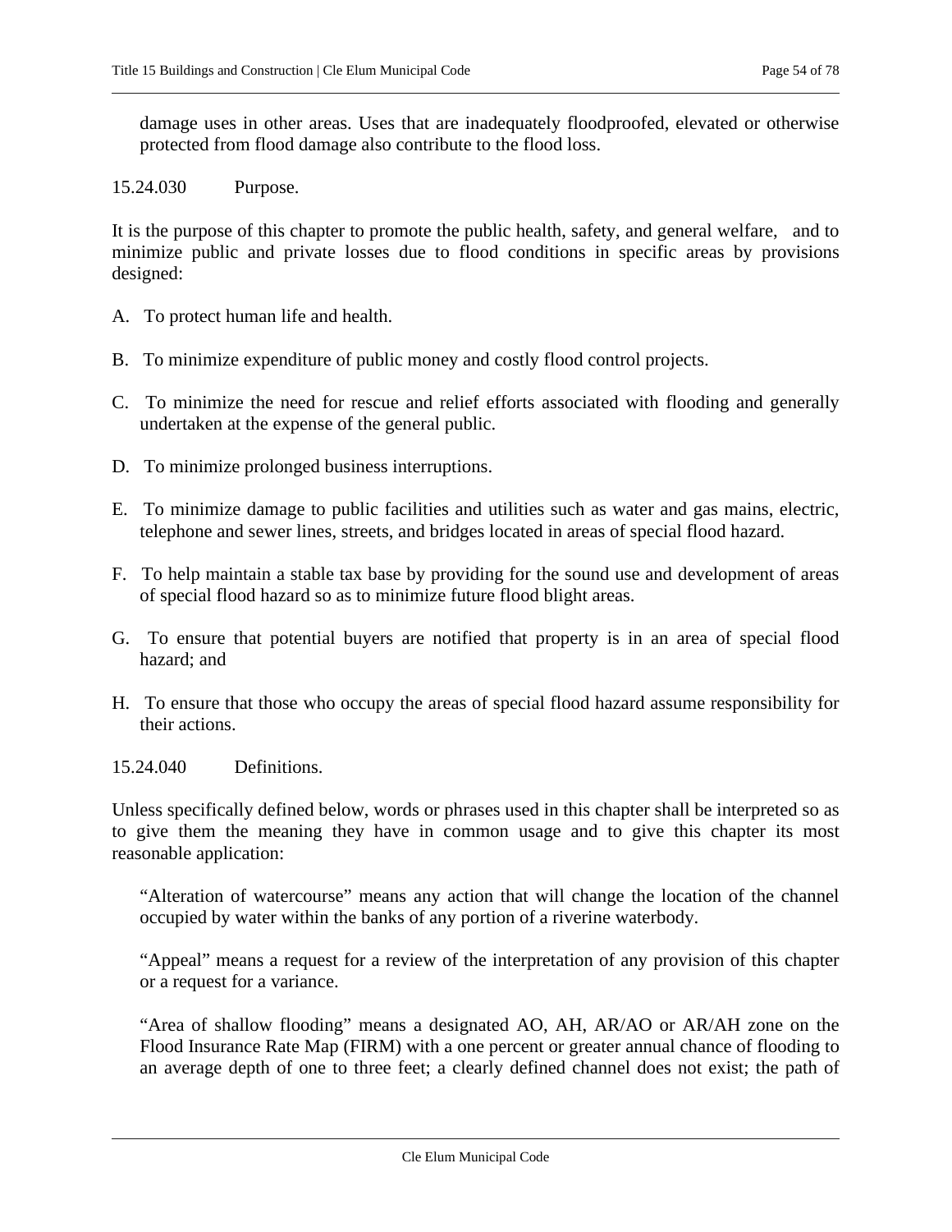damage uses in other areas. Uses that are inadequately floodproofed, elevated or otherwise protected from flood damage also contribute to the flood loss.

15.24.030 Purpose.

It is the purpose of this chapter to promote the public health, safety, and general welfare, and to minimize public and private losses due to flood conditions in specific areas by provisions designed:

A. To protect human life and health.

B. To minimize expenditure of public money and costly flood control projects.

C. To minimize the need for rescue and relief efforts associated with flooding and generally undertaken at the expense of the general public.

D. To minimize prolonged business interruptions.

E. To minimize damage to public facilities and utilities such as water and gas mains, electric, telephone and sewer lines, streets, and bridges located in areas of special flood hazard.

F. To help maintain a stable tax base by providing for the sound use and development of areas of special flood hazard so as to minimize future flood blight areas.

G. To ensure that potential buyers are notified that property is in an area of special flood hazard; and

H. To ensure that those who occupy the areas of special flood hazard assume responsibility for their actions.

15.24.040 Definitions.

Unless specifically defined below, words or phrases used in this chapter shall be interpreted so as to give them the meaning they have in common usage and to give this chapter its most reasonable application:

"Alteration of watercourse" means any action that will change the location of the channel occupied by water within the banks of any portion of a riverine waterbody.

"Appeal" means a request for a review of the interpretation of any provision of this chapter or a request for a variance.

"Area of shallow flooding" means a designated AO, AH, AR/AO or AR/AH zone on the Flood Insurance Rate Map (FIRM) with a one percent or greater annual chance of flooding to an average depth of one to three feet; a clearly defined channel does not exist; the path of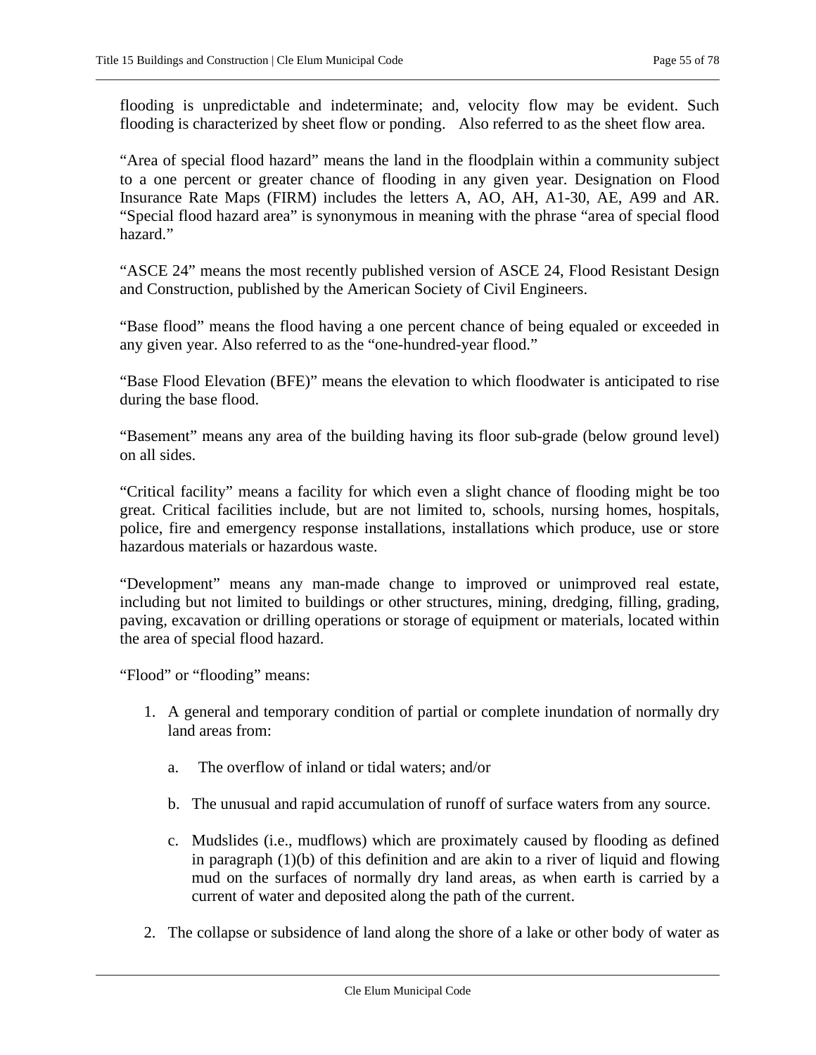flooding is unpredictable and indeterminate; and, velocity flow may be evident. Such flooding is characterized by sheet flow or ponding. Also referred to as the sheet flow area.

"Area of special flood hazard" means the land in the floodplain within a community subject to a one percent or greater chance of flooding in any given year. Designation on Flood Insurance Rate Maps (FIRM) includes the letters A, AO, AH, A1-30, AE, A99 and AR. "Special flood hazard area" is synonymous in meaning with the phrase "area of special flood hazard."

"ASCE 24" means the most recently published version of ASCE 24, Flood Resistant Design and Construction, published by the American Society of Civil Engineers.

"Base flood" means the flood having a one percent chance of being equaled or exceeded in any given year. Also referred to as the "one-hundred-year flood."

"Base Flood Elevation (BFE)" means the elevation to which floodwater is anticipated to rise during the base flood.

"Basement" means any area of the building having its floor sub-grade (below ground level) on all sides.

"Critical facility" means a facility for which even a slight chance of flooding might be too great. Critical facilities include, but are not limited to, schools, nursing homes, hospitals, police, fire and emergency response installations, installations which produce, use or store hazardous materials or hazardous waste.

"Development" means any man-made change to improved or unimproved real estate, including but not limited to buildings or other structures, mining, dredging, filling, grading, paving, excavation or drilling operations or storage of equipment or materials, located within the area of special flood hazard.

"Flood" or "flooding" means:

1. A general and temporary condition of partial or complete inundation of normally dry land areas from:

    a. The overflow of inland or tidal waters; and/or

    b. The unusual and rapid accumulation of runoff of surface waters from any source.

    c. Mudslides (i.e., mudflows) which are proximately caused by flooding as defined in paragraph (1)(b) of this definition and are akin to a river of liquid and flowing mud on the surfaces of normally dry land areas, as when earth is carried by a current of water and deposited along the path of the current.

2. The collapse or subsidence of land along the shore of a lake or other body of water as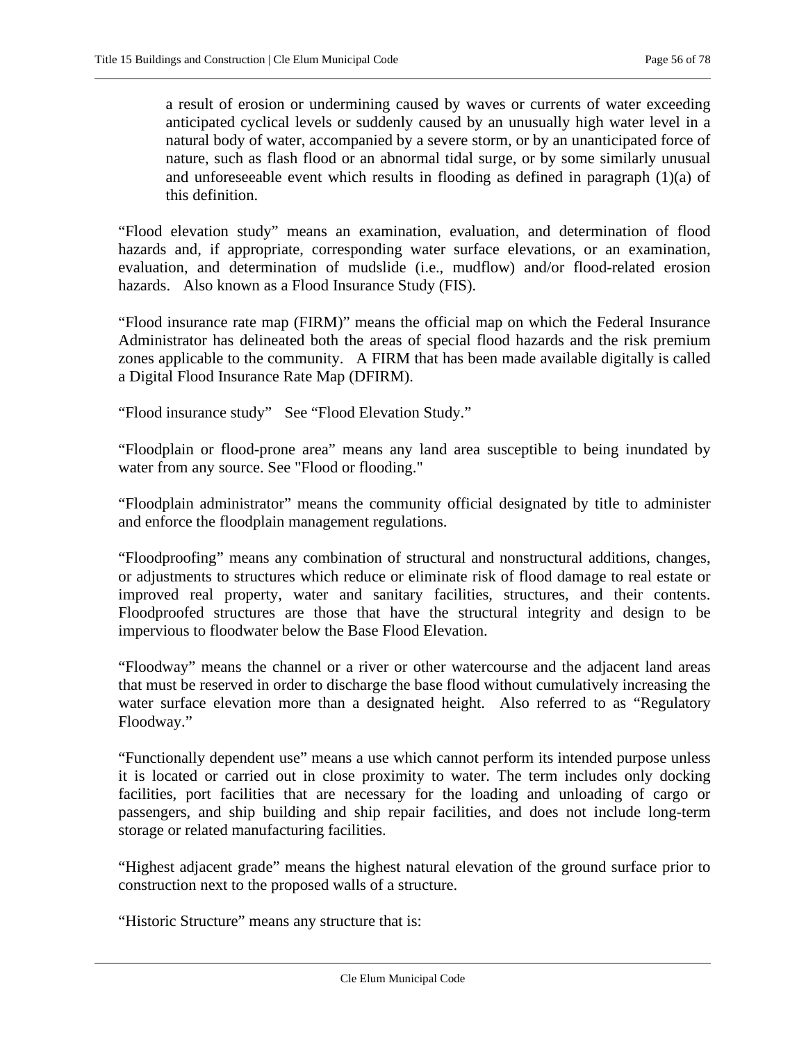a result of erosion or undermining caused by waves or currents of water exceeding anticipated cyclical levels or suddenly caused by an unusually high water level in a natural body of water, accompanied by a severe storm, or by an unanticipated force of nature, such as flash flood or an abnormal tidal surge, or by some similarly unusual and unforeseeable event which results in flooding as defined in paragraph (1)(a) of this definition.

"Flood elevation study" means an examination, evaluation, and determination of flood hazards and, if appropriate, corresponding water surface elevations, or an examination, evaluation, and determination of mudslide (i.e., mudflow) and/or flood-related erosion hazards. Also known as a Flood Insurance Study (FIS).

"Flood insurance rate map (FIRM)" means the official map on which the Federal Insurance Administrator has delineated both the areas of special flood hazards and the risk premium zones applicable to the community. A FIRM that has been made available digitally is called a Digital Flood Insurance Rate Map (DFIRM).

"Flood insurance study" See "Flood Elevation Study."

"Floodplain or flood-prone area" means any land area susceptible to being inundated by water from any source. See "Flood or flooding."

"Floodplain administrator" means the community official designated by title to administer and enforce the floodplain management regulations.

"Floodproofing" means any combination of structural and nonstructural additions, changes, or adjustments to structures which reduce or eliminate risk of flood damage to real estate or improved real property, water and sanitary facilities, structures, and their contents. Floodproofed structures are those that have the structural integrity and design to be impervious to floodwater below the Base Flood Elevation.

"Floodway" means the channel or a river or other watercourse and the adjacent land areas that must be reserved in order to discharge the base flood without cumulatively increasing the water surface elevation more than a designated height. Also referred to as "Regulatory Floodway."

"Functionally dependent use" means a use which cannot perform its intended purpose unless it is located or carried out in close proximity to water. The term includes only docking facilities, port facilities that are necessary for the loading and unloading of cargo or passengers, and ship building and ship repair facilities, and does not include long-term storage or related manufacturing facilities.

"Highest adjacent grade" means the highest natural elevation of the ground surface prior to construction next to the proposed walls of a structure.

"Historic Structure" means any structure that is: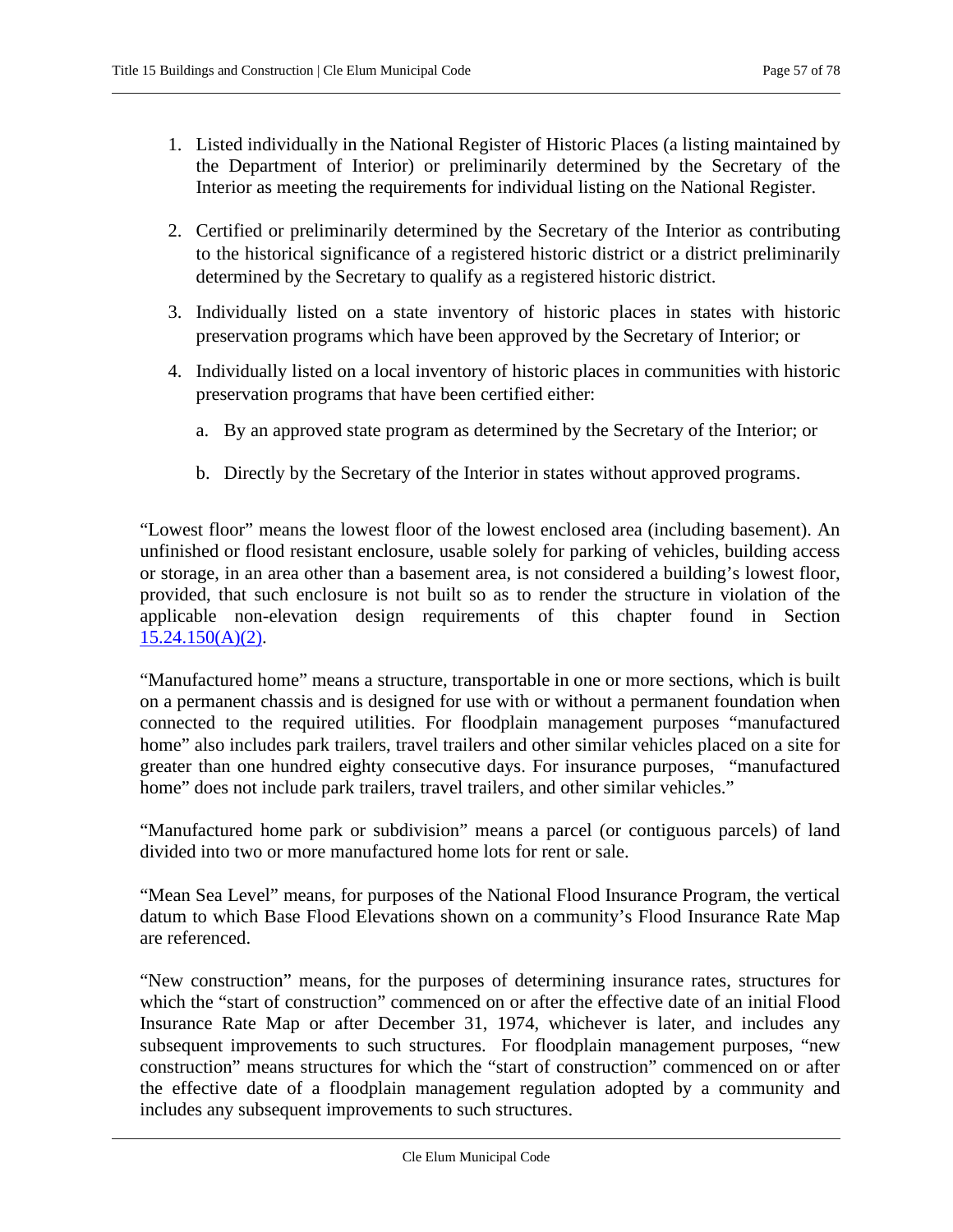1. Listed individually in the National Register of Historic Places (a listing maintained by the Department of Interior) or preliminarily determined by the Secretary of the Interior as meeting the requirements for individual listing on the National Register.

2. Certified or preliminarily determined by the Secretary of the Interior as contributing to the historical significance of a registered historic district or a district preliminarily determined by the Secretary to qualify as a registered historic district.

3. Individually listed on a state inventory of historic places in states with historic preservation programs which have been approved by the Secretary of Interior; or

4. Individually listed on a local inventory of historic places in communities with historic preservation programs that have been certified either:

   a. By an approved state program as determined by the Secretary of the Interior; or

   b. Directly by the Secretary of the Interior in states without approved programs.

"Lowest floor" means the lowest floor of the lowest enclosed area (including basement). An unfinished or flood resistant enclosure, usable solely for parking of vehicles, building access or storage, in an area other than a basement area, is not considered a building's lowest floor, provided, that such enclosure is not built so as to render the structure in violation of the applicable non-elevation design requirements of this chapter found in Section 15.24.150(A)(2).

"Manufactured home" means a structure, transportable in one or more sections, which is built on a permanent chassis and is designed for use with or without a permanent foundation when connected to the required utilities. For floodplain management purposes "manufactured home" also includes park trailers, travel trailers and other similar vehicles placed on a site for greater than one hundred eighty consecutive days. For insurance purposes, "manufactured home" does not include park trailers, travel trailers, and other similar vehicles."

"Manufactured home park or subdivision" means a parcel (or contiguous parcels) of land divided into two or more manufactured home lots for rent or sale.

"Mean Sea Level" means, for purposes of the National Flood Insurance Program, the vertical datum to which Base Flood Elevations shown on a community's Flood Insurance Rate Map are referenced.

"New construction" means, for the purposes of determining insurance rates, structures for which the "start of construction" commenced on or after the effective date of an initial Flood Insurance Rate Map or after December 31, 1974, whichever is later, and includes any subsequent improvements to such structures. For floodplain management purposes, "new construction" means structures for which the "start of construction" commenced on or after the effective date of a floodplain management regulation adopted by a community and includes any subsequent improvements to such structures.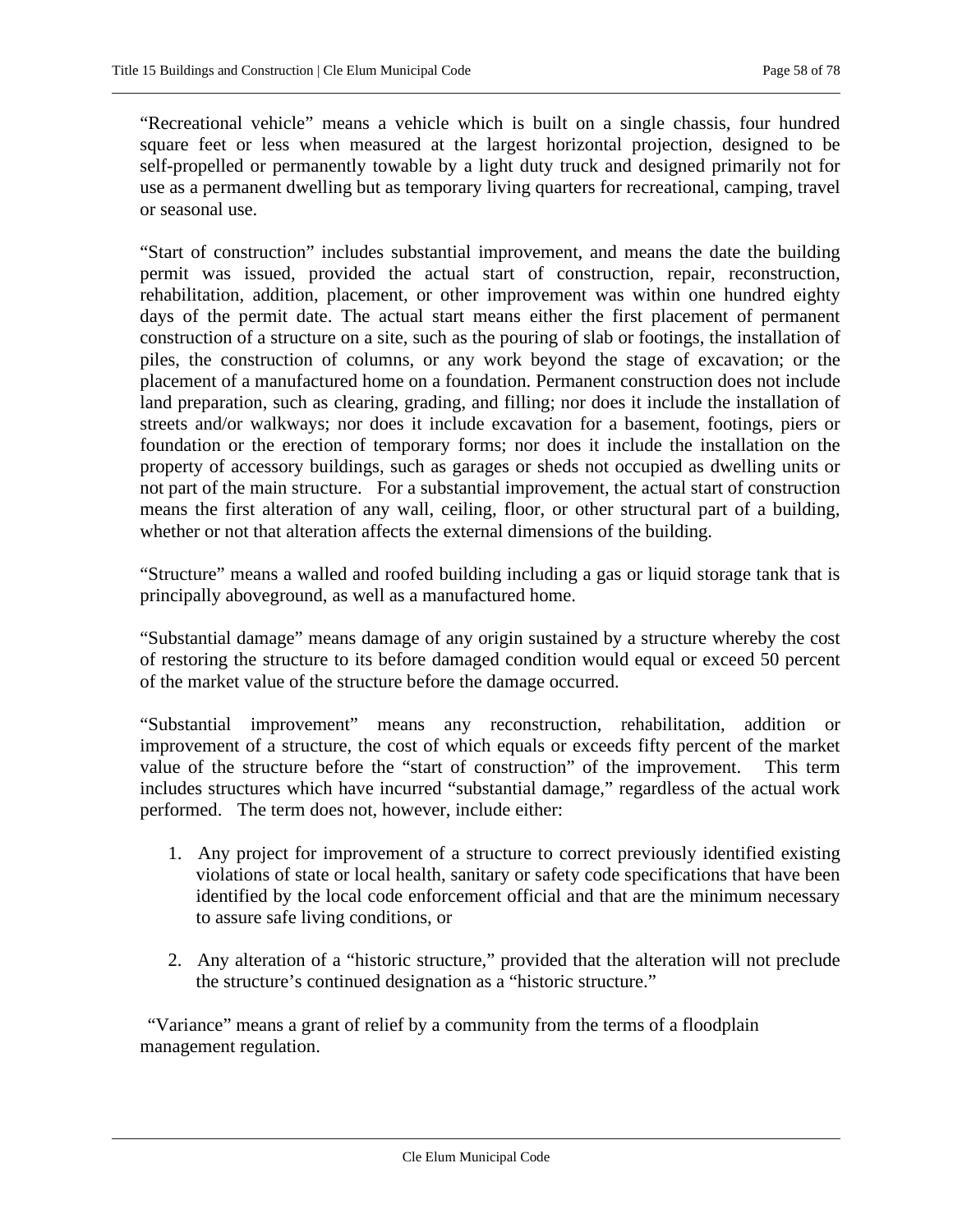"Recreational vehicle" means a vehicle which is built on a single chassis, four hundred square feet or less when measured at the largest horizontal projection, designed to be self-propelled or permanently towable by a light duty truck and designed primarily not for use as a permanent dwelling but as temporary living quarters for recreational, camping, travel or seasonal use.

"Start of construction" includes substantial improvement, and means the date the building permit was issued, provided the actual start of construction, repair, reconstruction, rehabilitation, addition, placement, or other improvement was within one hundred eighty days of the permit date. The actual start means either the first placement of permanent construction of a structure on a site, such as the pouring of slab or footings, the installation of piles, the construction of columns, or any work beyond the stage of excavation; or the placement of a manufactured home on a foundation. Permanent construction does not include land preparation, such as clearing, grading, and filling; nor does it include the installation of streets and/or walkways; nor does it include excavation for a basement, footings, piers or foundation or the erection of temporary forms; nor does it include the installation on the property of accessory buildings, such as garages or sheds not occupied as dwelling units or not part of the main structure. For a substantial improvement, the actual start of construction means the first alteration of any wall, ceiling, floor, or other structural part of a building, whether or not that alteration affects the external dimensions of the building.

"Structure" means a walled and roofed building including a gas or liquid storage tank that is principally aboveground, as well as a manufactured home.

"Substantial damage" means damage of any origin sustained by a structure whereby the cost of restoring the structure to its before damaged condition would equal or exceed 50 percent of the market value of the structure before the damage occurred.

"Substantial improvement" means any reconstruction, rehabilitation, addition or improvement of a structure, the cost of which equals or exceeds fifty percent of the market value of the structure before the "start of construction" of the improvement. This term includes structures which have incurred "substantial damage," regardless of the actual work performed. The term does not, however, include either:

1. Any project for improvement of a structure to correct previously identified existing violations of state or local health, sanitary or safety code specifications that have been identified by the local code enforcement official and that are the minimum necessary to assure safe living conditions, or

2. Any alteration of a "historic structure," provided that the alteration will not preclude the structure's continued designation as a "historic structure."

"Variance" means a grant of relief by a community from the terms of a floodplain management regulation.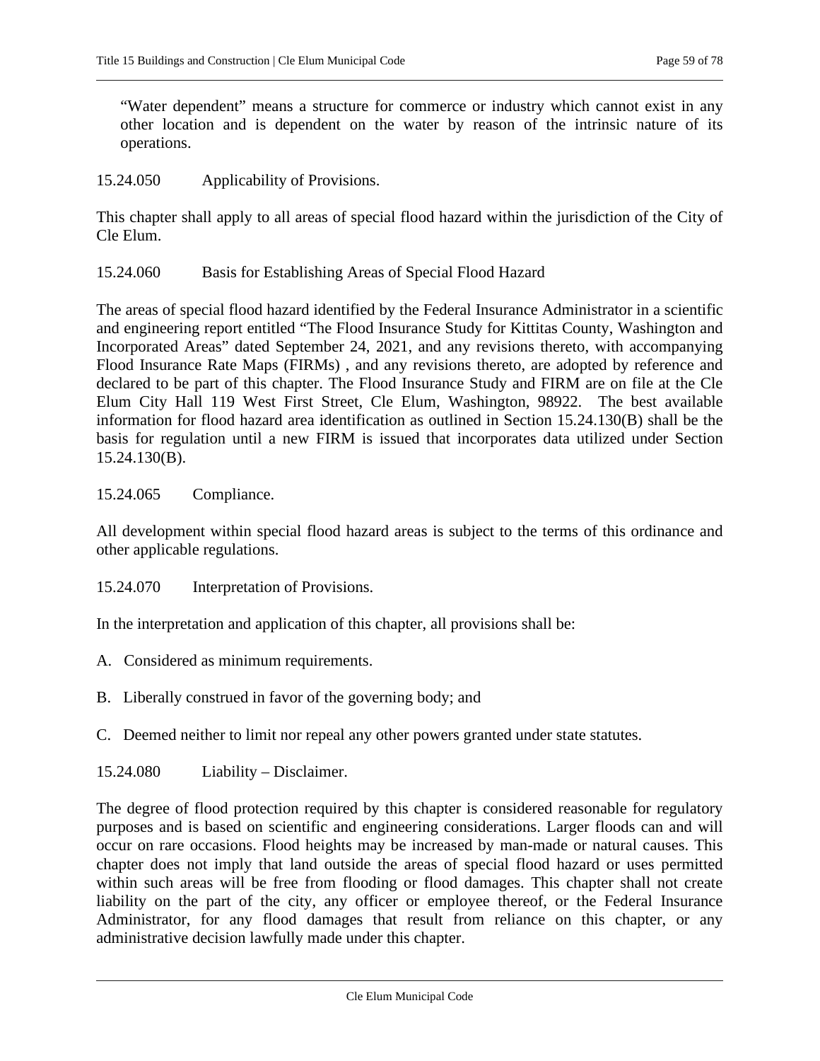"Water dependent" means a structure for commerce or industry which cannot exist in any other location and is dependent on the water by reason of the intrinsic nature of its operations.

15.24.050 Applicability of Provisions.

This chapter shall apply to all areas of special flood hazard within the jurisdiction of the City of Cle Elum.

15.24.060 Basis for Establishing Areas of Special Flood Hazard

The areas of special flood hazard identified by the Federal Insurance Administrator in a scientific and engineering report entitled "The Flood Insurance Study for Kittitas County, Washington and Incorporated Areas" dated September 24, 2021, and any revisions thereto, with accompanying Flood Insurance Rate Maps (FIRMs) , and any revisions thereto, are adopted by reference and declared to be part of this chapter. The Flood Insurance Study and FIRM are on file at the Cle Elum City Hall 119 West First Street, Cle Elum, Washington, 98922. The best available information for flood hazard area identification as outlined in Section 15.24.130(B) shall be the basis for regulation until a new FIRM is issued that incorporates data utilized under Section 15.24.130(B).

15.24.065 Compliance.

All development within special flood hazard areas is subject to the terms of this ordinance and other applicable regulations.

15.24.070 Interpretation of Provisions.

In the interpretation and application of this chapter, all provisions shall be:

A. Considered as minimum requirements.

B. Liberally construed in favor of the governing body; and

C. Deemed neither to limit nor repeal any other powers granted under state statutes.

15.24.080 Liability – Disclaimer.

The degree of flood protection required by this chapter is considered reasonable for regulatory purposes and is based on scientific and engineering considerations. Larger floods can and will occur on rare occasions. Flood heights may be increased by man-made or natural causes. This chapter does not imply that land outside the areas of special flood hazard or uses permitted within such areas will be free from flooding or flood damages. This chapter shall not create liability on the part of the city, any officer or employee thereof, or the Federal Insurance Administrator, for any flood damages that result from reliance on this chapter, or any administrative decision lawfully made under this chapter.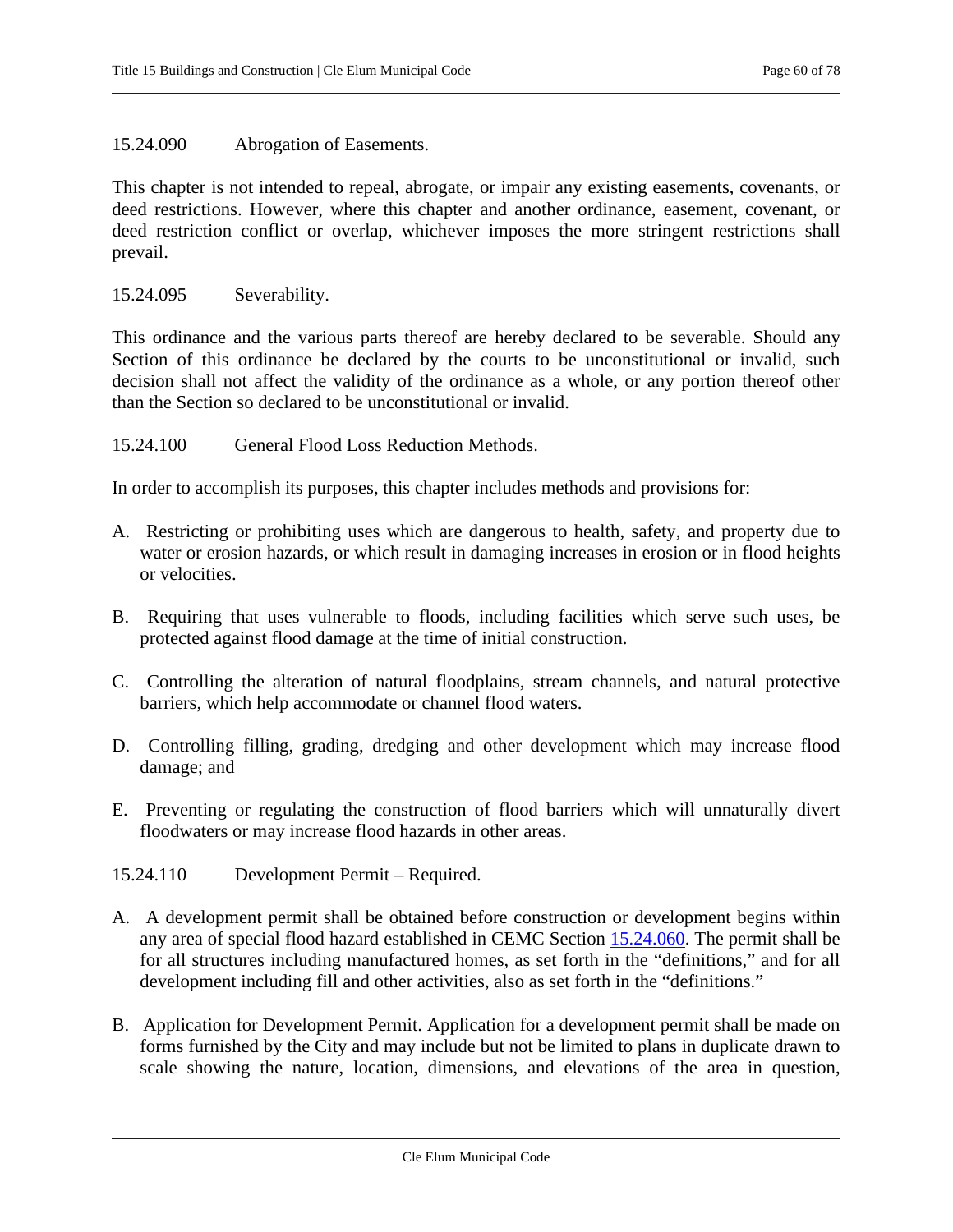### 15.24.090 Abrogation of Easements.

This chapter is not intended to repeal, abrogate, or impair any existing easements, covenants, or deed restrictions. However, where this chapter and another ordinance, easement, covenant, or deed restriction conflict or overlap, whichever imposes the more stringent restrictions shall prevail.

### 15.24.095 Severability.

This ordinance and the various parts thereof are hereby declared to be severable. Should any Section of this ordinance be declared by the courts to be unconstitutional or invalid, such decision shall not affect the validity of the ordinance as a whole, or any portion thereof other than the Section so declared to be unconstitutional or invalid.

### 15.24.100 General Flood Loss Reduction Methods.

In order to accomplish its purposes, this chapter includes methods and provisions for:

A. Restricting or prohibiting uses which are dangerous to health, safety, and property due to water or erosion hazards, or which result in damaging increases in erosion or in flood heights or velocities.

B. Requiring that uses vulnerable to floods, including facilities which serve such uses, be protected against flood damage at the time of initial construction.

C. Controlling the alteration of natural floodplains, stream channels, and natural protective barriers, which help accommodate or channel flood waters.

D. Controlling filling, grading, dredging and other development which may increase flood damage; and

E. Preventing or regulating the construction of flood barriers which will unnaturally divert floodwaters or may increase flood hazards in other areas.

### 15.24.110 Development Permit – Required.

A. A development permit shall be obtained before construction or development begins within any area of special flood hazard established in CEMC Section 15.24.060. The permit shall be for all structures including manufactured homes, as set forth in the "definitions," and for all development including fill and other activities, also as set forth in the "definitions."

B. Application for Development Permit. Application for a development permit shall be made on forms furnished by the City and may include but not be limited to plans in duplicate drawn to scale showing the nature, location, dimensions, and elevations of the area in question,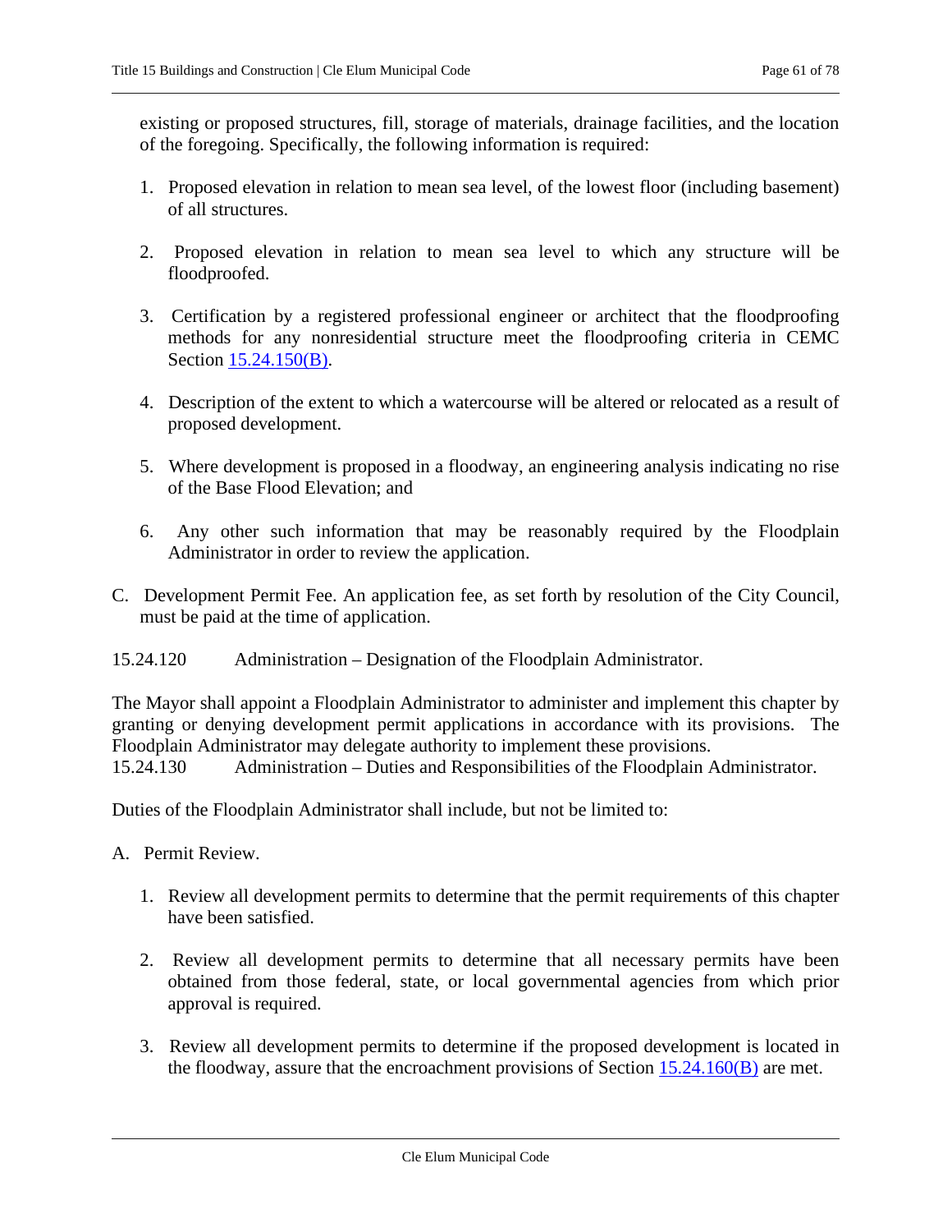existing or proposed structures, fill, storage of materials, drainage facilities, and the location of the foregoing. Specifically, the following information is required:

1. Proposed elevation in relation to mean sea level, of the lowest floor (including basement) of all structures.

2. Proposed elevation in relation to mean sea level to which any structure will be floodproofed.

3. Certification by a registered professional engineer or architect that the floodproofing methods for any nonresidential structure meet the floodproofing criteria in CEMC Section 15.24.150(B).

4. Description of the extent to which a watercourse will be altered or relocated as a result of proposed development.

5. Where development is proposed in a floodway, an engineering analysis indicating no rise of the Base Flood Elevation; and

6. Any other such information that may be reasonably required by the Floodplain Administrator in order to review the application.

C. Development Permit Fee. An application fee, as set forth by resolution of the City Council, must be paid at the time of application.

15.24.120 Administration – Designation of the Floodplain Administrator.

The Mayor shall appoint a Floodplain Administrator to administer and implement this chapter by granting or denying development permit applications in accordance with its provisions. The Floodplain Administrator may delegate authority to implement these provisions.

15.24.130 Administration – Duties and Responsibilities of the Floodplain Administrator.

Duties of the Floodplain Administrator shall include, but not be limited to:

A. Permit Review.

1. Review all development permits to determine that the permit requirements of this chapter have been satisfied.

2. Review all development permits to determine that all necessary permits have been obtained from those federal, state, or local governmental agencies from which prior approval is required.

3. Review all development permits to determine if the proposed development is located in the floodway, assure that the encroachment provisions of Section 15.24.160(B) are met.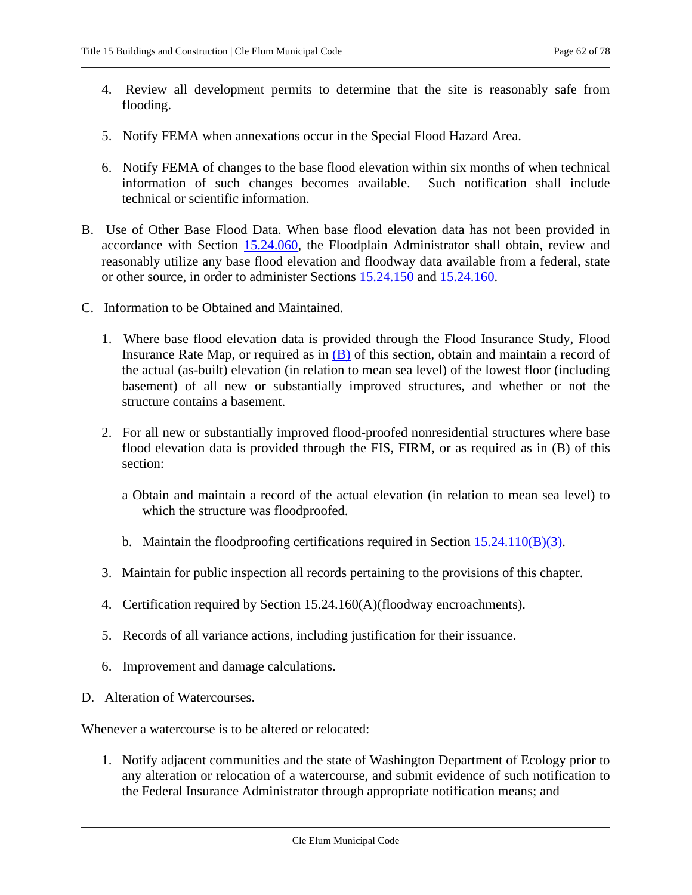4. Review all development permits to determine that the site is reasonably safe from flooding.

5. Notify FEMA when annexations occur in the Special Flood Hazard Area.

6. Notify FEMA of changes to the base flood elevation within six months of when technical information of such changes becomes available. Such notification shall include technical or scientific information.

B. Use of Other Base Flood Data. When base flood elevation data has not been provided in accordance with Section 15.24.060, the Floodplain Administrator shall obtain, review and reasonably utilize any base flood elevation and floodway data available from a federal, state or other source, in order to administer Sections 15.24.150 and 15.24.160.

C. Information to be Obtained and Maintained.

1. Where base flood elevation data is provided through the Flood Insurance Study, Flood Insurance Rate Map, or required as in (B) of this section, obtain and maintain a record of the actual (as-built) elevation (in relation to mean sea level) of the lowest floor (including basement) of all new or substantially improved structures, and whether or not the structure contains a basement.

2. For all new or substantially improved flood-proofed nonresidential structures where base flood elevation data is provided through the FIS, FIRM, or as required as in (B) of this section:

   a Obtain and maintain a record of the actual elevation (in relation to mean sea level) to which the structure was floodproofed.

   b. Maintain the floodproofing certifications required in Section 15.24.110(B)(3).

3. Maintain for public inspection all records pertaining to the provisions of this chapter.

4. Certification required by Section 15.24.160(A)(floodway encroachments).

5. Records of all variance actions, including justification for their issuance.

6. Improvement and damage calculations.

D. Alteration of Watercourses.

Whenever a watercourse is to be altered or relocated:

1. Notify adjacent communities and the state of Washington Department of Ecology prior to any alteration or relocation of a watercourse, and submit evidence of such notification to the Federal Insurance Administrator through appropriate notification means; and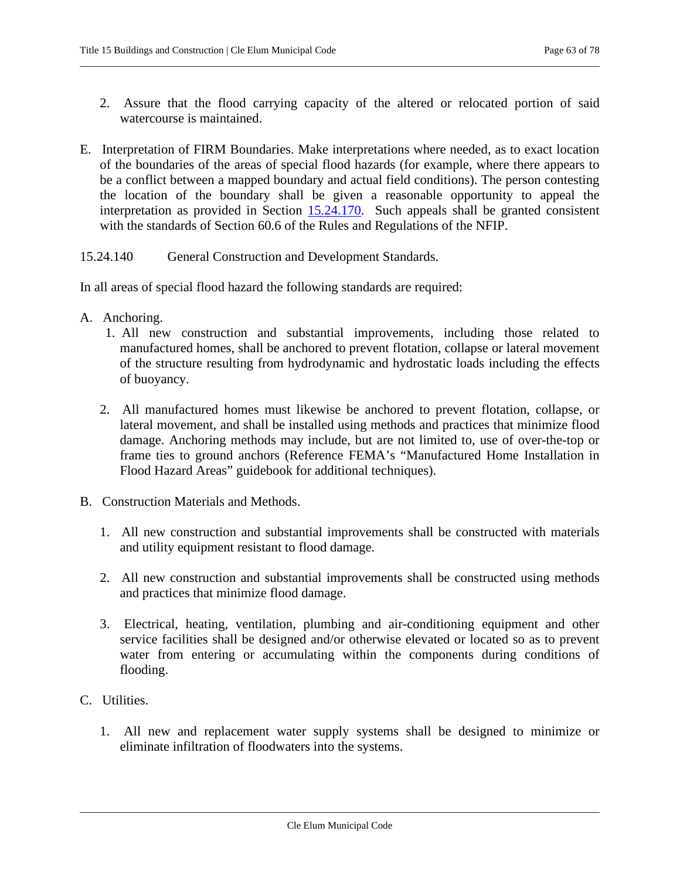2. Assure that the flood carrying capacity of the altered or relocated portion of said watercourse is maintained.

E. Interpretation of FIRM Boundaries. Make interpretations where needed, as to exact location of the boundaries of the areas of special flood hazards (for example, where there appears to be a conflict between a mapped boundary and actual field conditions). The person contesting the location of the boundary shall be given a reasonable opportunity to appeal the interpretation as provided in Section 15.24.170. Such appeals shall be granted consistent with the standards of Section 60.6 of the Rules and Regulations of the NFIP.

15.24.140 General Construction and Development Standards.

In all areas of special flood hazard the following standards are required:

A. Anchoring.
   1. All new construction and substantial improvements, including those related to manufactured homes, shall be anchored to prevent flotation, collapse or lateral movement of the structure resulting from hydrodynamic and hydrostatic loads including the effects of buoyancy.

   2. All manufactured homes must likewise be anchored to prevent flotation, collapse, or lateral movement, and shall be installed using methods and practices that minimize flood damage. Anchoring methods may include, but are not limited to, use of over-the-top or frame ties to ground anchors (Reference FEMA's "Manufactured Home Installation in Flood Hazard Areas" guidebook for additional techniques).

B. Construction Materials and Methods.

   1. All new construction and substantial improvements shall be constructed with materials and utility equipment resistant to flood damage.

   2. All new construction and substantial improvements shall be constructed using methods and practices that minimize flood damage.

   3. Electrical, heating, ventilation, plumbing and air-conditioning equipment and other service facilities shall be designed and/or otherwise elevated or located so as to prevent water from entering or accumulating within the components during conditions of flooding.

C. Utilities.

   1. All new and replacement water supply systems shall be designed to minimize or eliminate infiltration of floodwaters into the systems.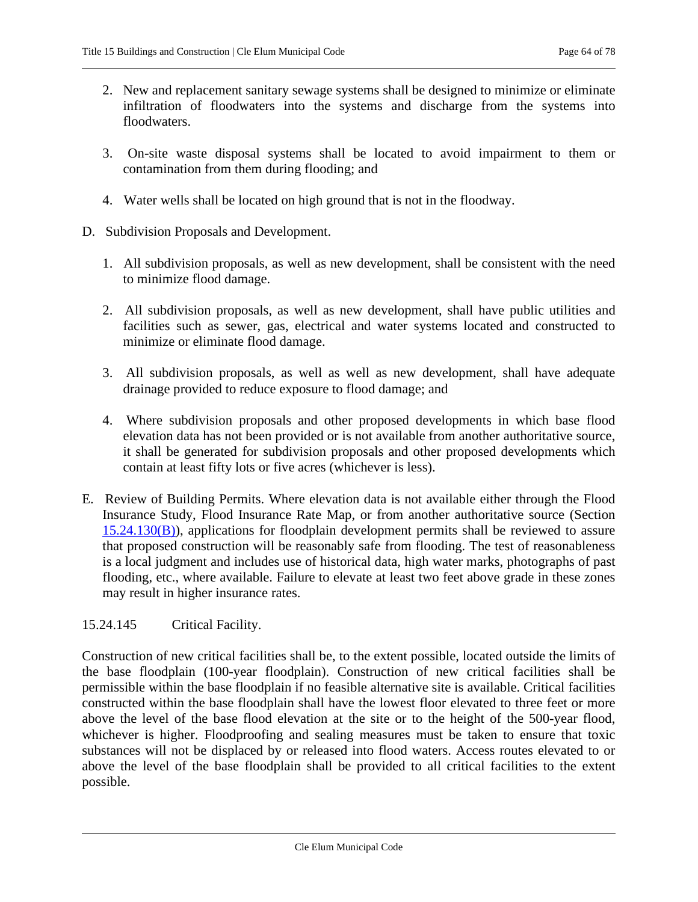2. New and replacement sanitary sewage systems shall be designed to minimize or eliminate infiltration of floodwaters into the systems and discharge from the systems into floodwaters.

3. On-site waste disposal systems shall be located to avoid impairment to them or contamination from them during flooding; and

4. Water wells shall be located on high ground that is not in the floodway.

D. Subdivision Proposals and Development.

1. All subdivision proposals, as well as new development, shall be consistent with the need to minimize flood damage.

2. All subdivision proposals, as well as new development, shall have public utilities and facilities such as sewer, gas, electrical and water systems located and constructed to minimize or eliminate flood damage.

3. All subdivision proposals, as well as well as new development, shall have adequate drainage provided to reduce exposure to flood damage; and

4. Where subdivision proposals and other proposed developments in which base flood elevation data has not been provided or is not available from another authoritative source, it shall be generated for subdivision proposals and other proposed developments which contain at least fifty lots or five acres (whichever is less).

E. Review of Building Permits. Where elevation data is not available either through the Flood Insurance Study, Flood Insurance Rate Map, or from another authoritative source (Section 15.24.130(B)), applications for floodplain development permits shall be reviewed to assure that proposed construction will be reasonably safe from flooding. The test of reasonableness is a local judgment and includes use of historical data, high water marks, photographs of past flooding, etc., where available. Failure to elevate at least two feet above grade in these zones may result in higher insurance rates.

15.24.145 Critical Facility.

Construction of new critical facilities shall be, to the extent possible, located outside the limits of the base floodplain (100-year floodplain). Construction of new critical facilities shall be permissible within the base floodplain if no feasible alternative site is available. Critical facilities constructed within the base floodplain shall have the lowest floor elevated to three feet or more above the level of the base flood elevation at the site or to the height of the 500-year flood, whichever is higher. Floodproofing and sealing measures must be taken to ensure that toxic substances will not be displaced by or released into flood waters. Access routes elevated to or above the level of the base floodplain shall be provided to all critical facilities to the extent possible.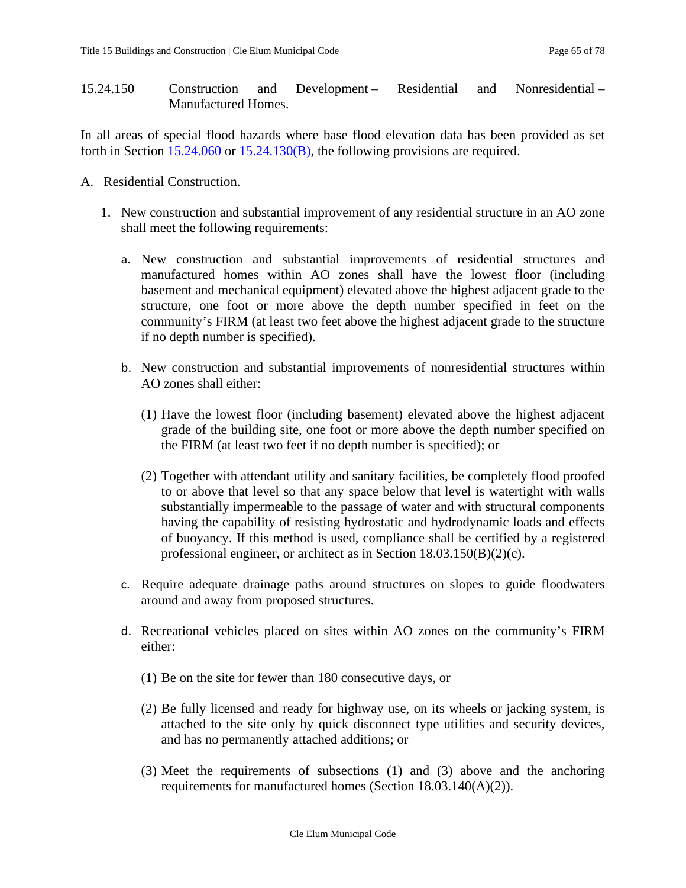## 15.24.150 Construction and Development – Residential and Nonresidential – Manufactured Homes.

In all areas of special flood hazards where base flood elevation data has been provided as set forth in Section [15.24.060](15.24.060) or [15.24.130(B)](15.24.130(B)), the following provisions are required.

A. Residential Construction.

1. New construction and substantial improvement of any residential structure in an AO zone shall meet the following requirements:

   a. New construction and substantial improvements of residential structures and manufactured homes within AO zones shall have the lowest floor (including basement and mechanical equipment) elevated above the highest adjacent grade to the structure, one foot or more above the depth number specified in feet on the community's FIRM (at least two feet above the highest adjacent grade to the structure if no depth number is specified).

   b. New construction and substantial improvements of nonresidential structures within AO zones shall either:

      (1) Have the lowest floor (including basement) elevated above the highest adjacent grade of the building site, one foot or more above the depth number specified on the FIRM (at least two feet if no depth number is specified); or

      (2) Together with attendant utility and sanitary facilities, be completely flood proofed to or above that level so that any space below that level is watertight with walls substantially impermeable to the passage of water and with structural components having the capability of resisting hydrostatic and hydrodynamic loads and effects of buoyancy. If this method is used, compliance shall be certified by a registered professional engineer, or architect as in Section 18.03.150(B)(2)(c).

   c. Require adequate drainage paths around structures on slopes to guide floodwaters around and away from proposed structures.

   d. Recreational vehicles placed on sites within AO zones on the community's FIRM either:

      (1) Be on the site for fewer than 180 consecutive days, or

      (2) Be fully licensed and ready for highway use, on its wheels or jacking system, is attached to the site only by quick disconnect type utilities and security devices, and has no permanently attached additions; or

      (3) Meet the requirements of subsections (1) and (3) above and the anchoring requirements for manufactured homes (Section 18.03.140(A)(2)).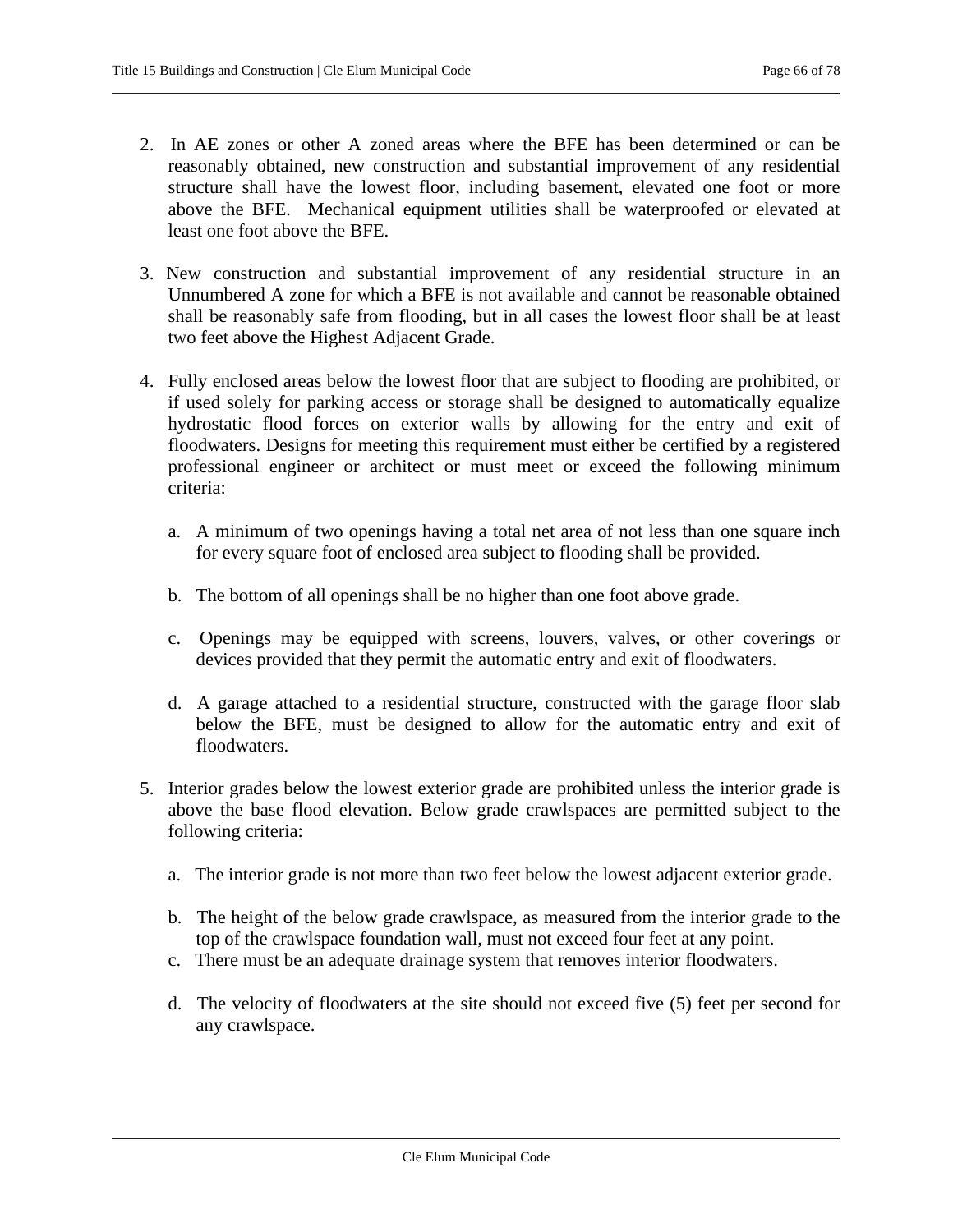2. In AE zones or other A zoned areas where the BFE has been determined or can be reasonably obtained, new construction and substantial improvement of any residential structure shall have the lowest floor, including basement, elevated one foot or more above the BFE. Mechanical equipment utilities shall be waterproofed or elevated at least one foot above the BFE.

3. New construction and substantial improvement of any residential structure in an Unnumbered A zone for which a BFE is not available and cannot be reasonable obtained shall be reasonably safe from flooding, but in all cases the lowest floor shall be at least two feet above the Highest Adjacent Grade.

4. Fully enclosed areas below the lowest floor that are subject to flooding are prohibited, or if used solely for parking access or storage shall be designed to automatically equalize hydrostatic flood forces on exterior walls by allowing for the entry and exit of floodwaters. Designs for meeting this requirement must either be certified by a registered professional engineer or architect or must meet or exceed the following minimum criteria:

   a. A minimum of two openings having a total net area of not less than one square inch for every square foot of enclosed area subject to flooding shall be provided.

   b. The bottom of all openings shall be no higher than one foot above grade.

   c. Openings may be equipped with screens, louvers, valves, or other coverings or devices provided that they permit the automatic entry and exit of floodwaters.

   d. A garage attached to a residential structure, constructed with the garage floor slab below the BFE, must be designed to allow for the automatic entry and exit of floodwaters.

5. Interior grades below the lowest exterior grade are prohibited unless the interior grade is above the base flood elevation. Below grade crawlspaces are permitted subject to the following criteria:

   a. The interior grade is not more than two feet below the lowest adjacent exterior grade.

   b. The height of the below grade crawlspace, as measured from the interior grade to the top of the crawlspace foundation wall, must not exceed four feet at any point.

   c. There must be an adequate drainage system that removes interior floodwaters.

   d. The velocity of floodwaters at the site should not exceed five (5) feet per second for any crawlspace.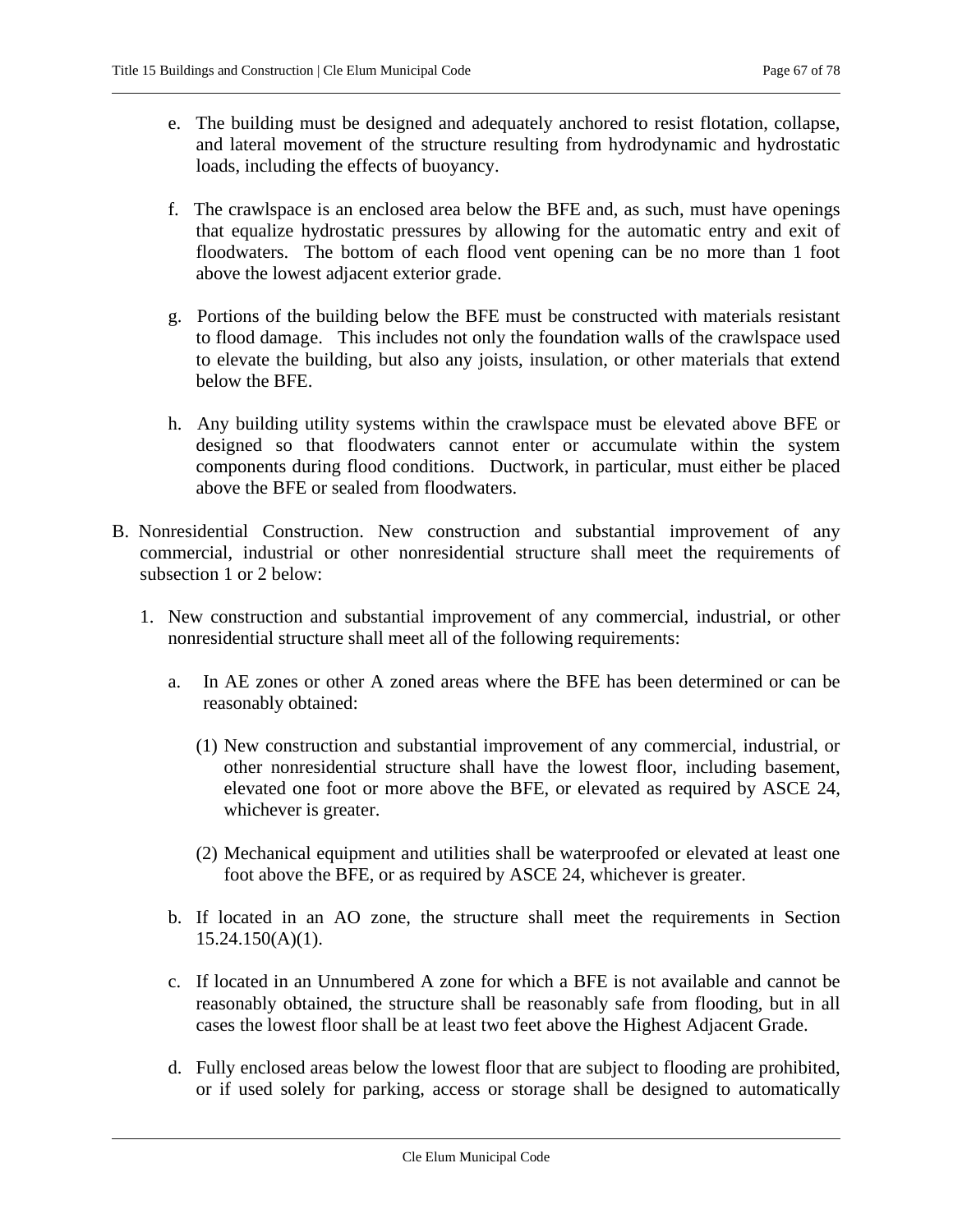e. The building must be designed and adequately anchored to resist flotation, collapse, and lateral movement of the structure resulting from hydrodynamic and hydrostatic loads, including the effects of buoyancy.

f. The crawlspace is an enclosed area below the BFE and, as such, must have openings that equalize hydrostatic pressures by allowing for the automatic entry and exit of floodwaters. The bottom of each flood vent opening can be no more than 1 foot above the lowest adjacent exterior grade.

g. Portions of the building below the BFE must be constructed with materials resistant to flood damage. This includes not only the foundation walls of the crawlspace used to elevate the building, but also any joists, insulation, or other materials that extend below the BFE.

h. Any building utility systems within the crawlspace must be elevated above BFE or designed so that floodwaters cannot enter or accumulate within the system components during flood conditions. Ductwork, in particular, must either be placed above the BFE or sealed from floodwaters.

B. Nonresidential Construction. New construction and substantial improvement of any commercial, industrial or other nonresidential structure shall meet the requirements of subsection 1 or 2 below:

1. New construction and substantial improvement of any commercial, industrial, or other nonresidential structure shall meet all of the following requirements:

   a. In AE zones or other A zoned areas where the BFE has been determined or can be reasonably obtained:

      (1) New construction and substantial improvement of any commercial, industrial, or other nonresidential structure shall have the lowest floor, including basement, elevated one foot or more above the BFE, or elevated as required by ASCE 24, whichever is greater.

      (2) Mechanical equipment and utilities shall be waterproofed or elevated at least one foot above the BFE, or as required by ASCE 24, whichever is greater.

   b. If located in an AO zone, the structure shall meet the requirements in Section 15.24.150(A)(1).

   c. If located in an Unnumbered A zone for which a BFE is not available and cannot be reasonably obtained, the structure shall be reasonably safe from flooding, but in all cases the lowest floor shall be at least two feet above the Highest Adjacent Grade.

   d. Fully enclosed areas below the lowest floor that are subject to flooding are prohibited, or if used solely for parking, access or storage shall be designed to automatically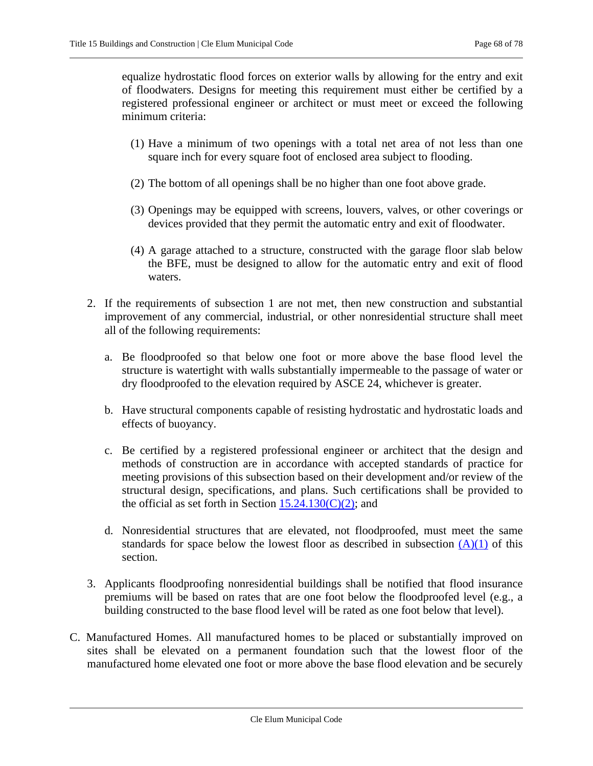equalize hydrostatic flood forces on exterior walls by allowing for the entry and exit of floodwaters. Designs for meeting this requirement must either be certified by a registered professional engineer or architect or must meet or exceed the following minimum criteria:

(1) Have a minimum of two openings with a total net area of not less than one square inch for every square foot of enclosed area subject to flooding.

(2) The bottom of all openings shall be no higher than one foot above grade.

(3) Openings may be equipped with screens, louvers, valves, or other coverings or devices provided that they permit the automatic entry and exit of floodwater.

(4) A garage attached to a structure, constructed with the garage floor slab below the BFE, must be designed to allow for the automatic entry and exit of flood waters.

2. If the requirements of subsection 1 are not met, then new construction and substantial improvement of any commercial, industrial, or other nonresidential structure shall meet all of the following requirements:

   a. Be floodproofed so that below one foot or more above the base flood level the structure is watertight with walls substantially impermeable to the passage of water or dry floodproofed to the elevation required by ASCE 24, whichever is greater.

   b. Have structural components capable of resisting hydrostatic and hydrostatic loads and effects of buoyancy.

   c. Be certified by a registered professional engineer or architect that the design and methods of construction are in accordance with accepted standards of practice for meeting provisions of this subsection based on their development and/or review of the structural design, specifications, and plans. Such certifications shall be provided to the official as set forth in Section 15.24.130(C)(2); and

   d. Nonresidential structures that are elevated, not floodproofed, must meet the same standards for space below the lowest floor as described in subsection (A)(1) of this section.

3. Applicants floodproofing nonresidential buildings shall be notified that flood insurance premiums will be based on rates that are one foot below the floodproofed level (e.g., a building constructed to the base flood level will be rated as one foot below that level).

C. Manufactured Homes. All manufactured homes to be placed or substantially improved on sites shall be elevated on a permanent foundation such that the lowest floor of the manufactured home elevated one foot or more above the base flood elevation and be securely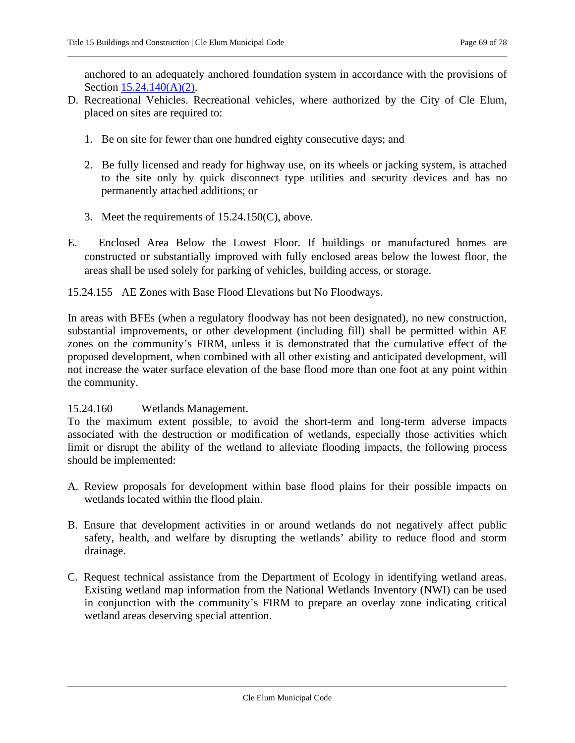anchored to an adequately anchored foundation system in accordance with the provisions of Section 15.24.140(A)(2).

D. Recreational Vehicles. Recreational vehicles, where authorized by the City of Cle Elum, placed on sites are required to:

   1. Be on site for fewer than one hundred eighty consecutive days; and

   2. Be fully licensed and ready for highway use, on its wheels or jacking system, is attached to the site only by quick disconnect type utilities and security devices and has no permanently attached additions; or

   3. Meet the requirements of 15.24.150(C), above.

E. Enclosed Area Below the Lowest Floor. If buildings or manufactured homes are constructed or substantially improved with fully enclosed areas below the lowest floor, the areas shall be used solely for parking of vehicles, building access, or storage.

15.24.155 AE Zones with Base Flood Elevations but No Floodways.

In areas with BFEs (when a regulatory floodway has not been designated), no new construction, substantial improvements, or other development (including fill) shall be permitted within AE zones on the community's FIRM, unless it is demonstrated that the cumulative effect of the proposed development, when combined with all other existing and anticipated development, will not increase the water surface elevation of the base flood more than one foot at any point within the community.

15.24.160 Wetlands Management.

To the maximum extent possible, to avoid the short-term and long-term adverse impacts associated with the destruction or modification of wetlands, especially those activities which limit or disrupt the ability of the wetland to alleviate flooding impacts, the following process should be implemented:

A. Review proposals for development within base flood plains for their possible impacts on wetlands located within the flood plain.

B. Ensure that development activities in or around wetlands do not negatively affect public safety, health, and welfare by disrupting the wetlands' ability to reduce flood and storm drainage.

C. Request technical assistance from the Department of Ecology in identifying wetland areas. Existing wetland map information from the National Wetlands Inventory (NWI) can be used in conjunction with the community's FIRM to prepare an overlay zone indicating critical wetland areas deserving special attention.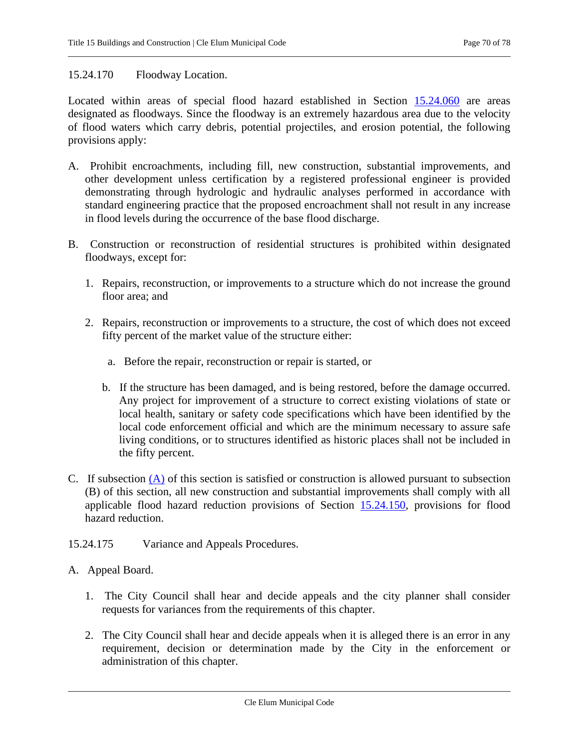15.24.170 Floodway Location.

Located within areas of special flood hazard established in Section 15.24.060 are areas designated as floodways. Since the floodway is an extremely hazardous area due to the velocity of flood waters which carry debris, potential projectiles, and erosion potential, the following provisions apply:

A. Prohibit encroachments, including fill, new construction, substantial improvements, and other development unless certification by a registered professional engineer is provided demonstrating through hydrologic and hydraulic analyses performed in accordance with standard engineering practice that the proposed encroachment shall not result in any increase in flood levels during the occurrence of the base flood discharge.

B. Construction or reconstruction of residential structures is prohibited within designated floodways, except for:

   1. Repairs, reconstruction, or improvements to a structure which do not increase the ground floor area; and

   2. Repairs, reconstruction or improvements to a structure, the cost of which does not exceed fifty percent of the market value of the structure either:

      a. Before the repair, reconstruction or repair is started, or

      b. If the structure has been damaged, and is being restored, before the damage occurred. Any project for improvement of a structure to correct existing violations of state or local health, sanitary or safety code specifications which have been identified by the local code enforcement official and which are the minimum necessary to assure safe living conditions, or to structures identified as historic places shall not be included in the fifty percent.

C. If subsection (A) of this section is satisfied or construction is allowed pursuant to subsection (B) of this section, all new construction and substantial improvements shall comply with all applicable flood hazard reduction provisions of Section 15.24.150, provisions for flood hazard reduction.

15.24.175 Variance and Appeals Procedures.

A. Appeal Board.

   1. The City Council shall hear and decide appeals and the city planner shall consider requests for variances from the requirements of this chapter.

   2. The City Council shall hear and decide appeals when it is alleged there is an error in any requirement, decision or determination made by the City in the enforcement or administration of this chapter.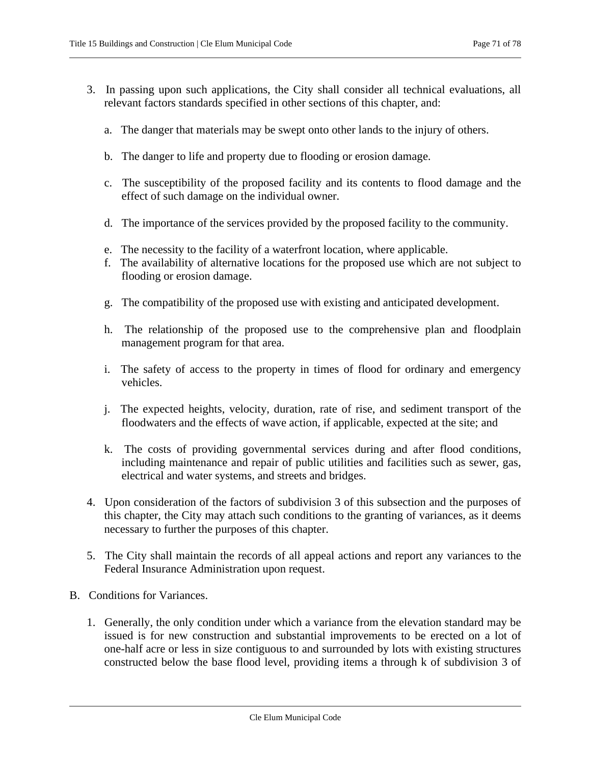3. In passing upon such applications, the City shall consider all technical evaluations, all relevant factors standards specified in other sections of this chapter, and:

   a. The danger that materials may be swept onto other lands to the injury of others.

   b. The danger to life and property due to flooding or erosion damage.

   c. The susceptibility of the proposed facility and its contents to flood damage and the effect of such damage on the individual owner.

   d. The importance of the services provided by the proposed facility to the community.

   e. The necessity to the facility of a waterfront location, where applicable.

   f. The availability of alternative locations for the proposed use which are not subject to flooding or erosion damage.

   g. The compatibility of the proposed use with existing and anticipated development.

   h. The relationship of the proposed use to the comprehensive plan and floodplain management program for that area.

   i. The safety of access to the property in times of flood for ordinary and emergency vehicles.

   j. The expected heights, velocity, duration, rate of rise, and sediment transport of the floodwaters and the effects of wave action, if applicable, expected at the site; and

   k. The costs of providing governmental services during and after flood conditions, including maintenance and repair of public utilities and facilities such as sewer, gas, electrical and water systems, and streets and bridges.

4. Upon consideration of the factors of subdivision 3 of this subsection and the purposes of this chapter, the City may attach such conditions to the granting of variances, as it deems necessary to further the purposes of this chapter.

5. The City shall maintain the records of all appeal actions and report any variances to the Federal Insurance Administration upon request.

B. Conditions for Variances.

   1. Generally, the only condition under which a variance from the elevation standard may be issued is for new construction and substantial improvements to be erected on a lot of one-half acre or less in size contiguous to and surrounded by lots with existing structures constructed below the base flood level, providing items a through k of subdivision 3 of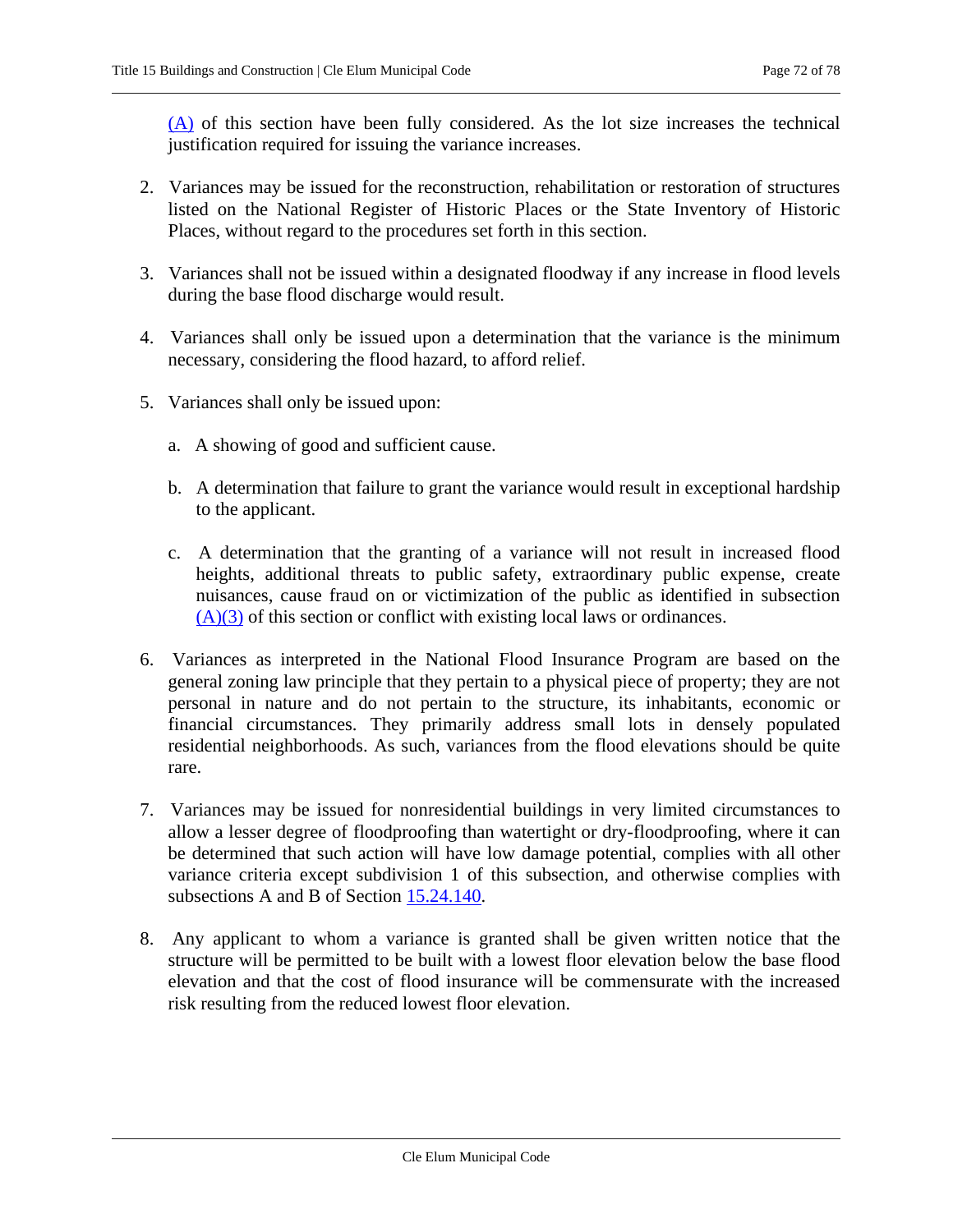(A) of this section have been fully considered. As the lot size increases the technical justification required for issuing the variance increases.

2. Variances may be issued for the reconstruction, rehabilitation or restoration of structures listed on the National Register of Historic Places or the State Inventory of Historic Places, without regard to the procedures set forth in this section.

3. Variances shall not be issued within a designated floodway if any increase in flood levels during the base flood discharge would result.

4. Variances shall only be issued upon a determination that the variance is the minimum necessary, considering the flood hazard, to afford relief.

5. Variances shall only be issued upon:

   a. A showing of good and sufficient cause.

   b. A determination that failure to grant the variance would result in exceptional hardship to the applicant.

   c. A determination that the granting of a variance will not result in increased flood heights, additional threats to public safety, extraordinary public expense, create nuisances, cause fraud on or victimization of the public as identified in subsection (A)(3) of this section or conflict with existing local laws or ordinances.

6. Variances as interpreted in the National Flood Insurance Program are based on the general zoning law principle that they pertain to a physical piece of property; they are not personal in nature and do not pertain to the structure, its inhabitants, economic or financial circumstances. They primarily address small lots in densely populated residential neighborhoods. As such, variances from the flood elevations should be quite rare.

7. Variances may be issued for nonresidential buildings in very limited circumstances to allow a lesser degree of floodproofing than watertight or dry-floodproofing, where it can be determined that such action will have low damage potential, complies with all other variance criteria except subdivision 1 of this subsection, and otherwise complies with subsections A and B of Section 15.24.140.

8. Any applicant to whom a variance is granted shall be given written notice that the structure will be permitted to be built with a lowest floor elevation below the base flood elevation and that the cost of flood insurance will be commensurate with the increased risk resulting from the reduced lowest floor elevation.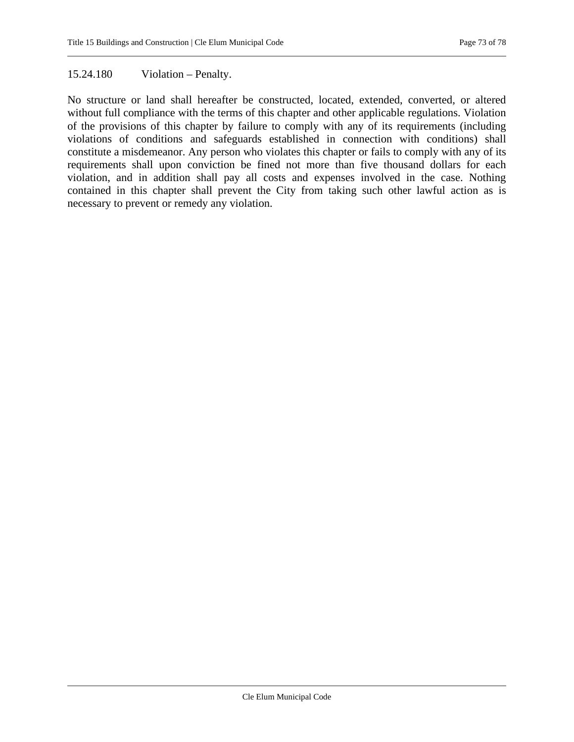### 15.24.180 Violation – Penalty.

No structure or land shall hereafter be constructed, located, extended, converted, or altered without full compliance with the terms of this chapter and other applicable regulations. Violation of the provisions of this chapter by failure to comply with any of its requirements (including violations of conditions and safeguards established in connection with conditions) shall constitute a misdemeanor. Any person who violates this chapter or fails to comply with any of its requirements shall upon conviction be fined not more than five thousand dollars for each violation, and in addition shall pay all costs and expenses involved in the case. Nothing contained in this chapter shall prevent the City from taking such other lawful action as is necessary to prevent or remedy any violation.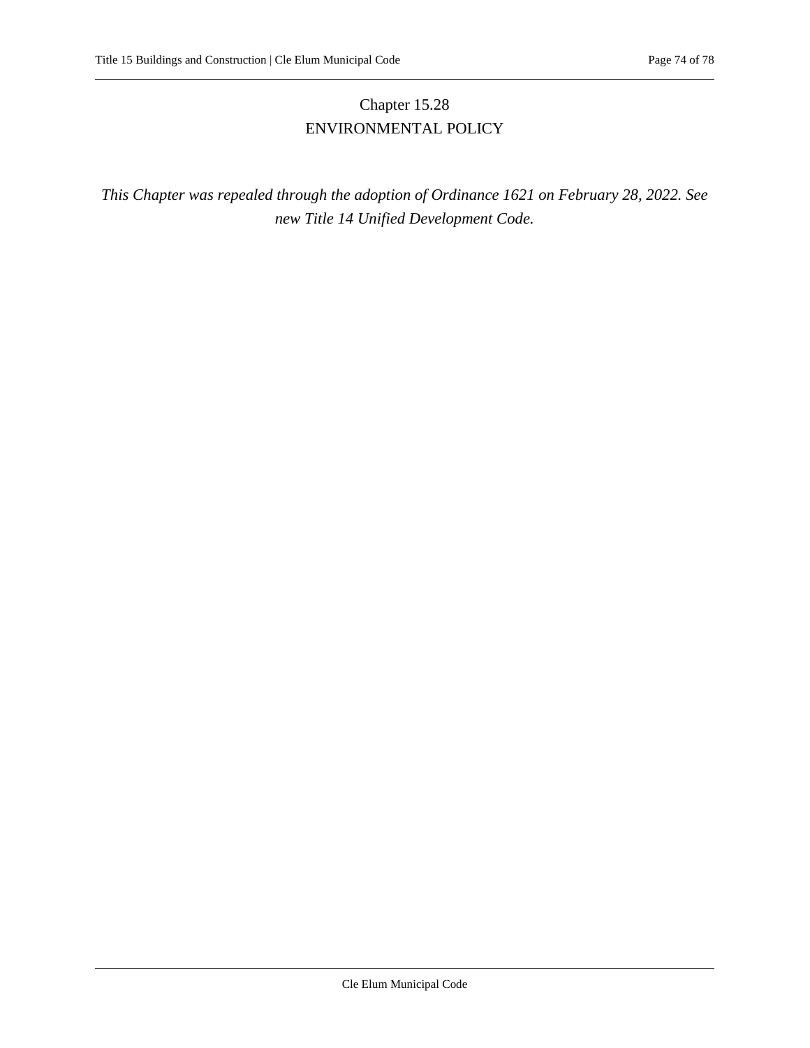# Chapter 15.28
# ENVIRONMENTAL POLICY

*This Chapter was repealed through the adoption of Ordinance 1621 on February 28, 2022. See new Title 14 Unified Development Code.*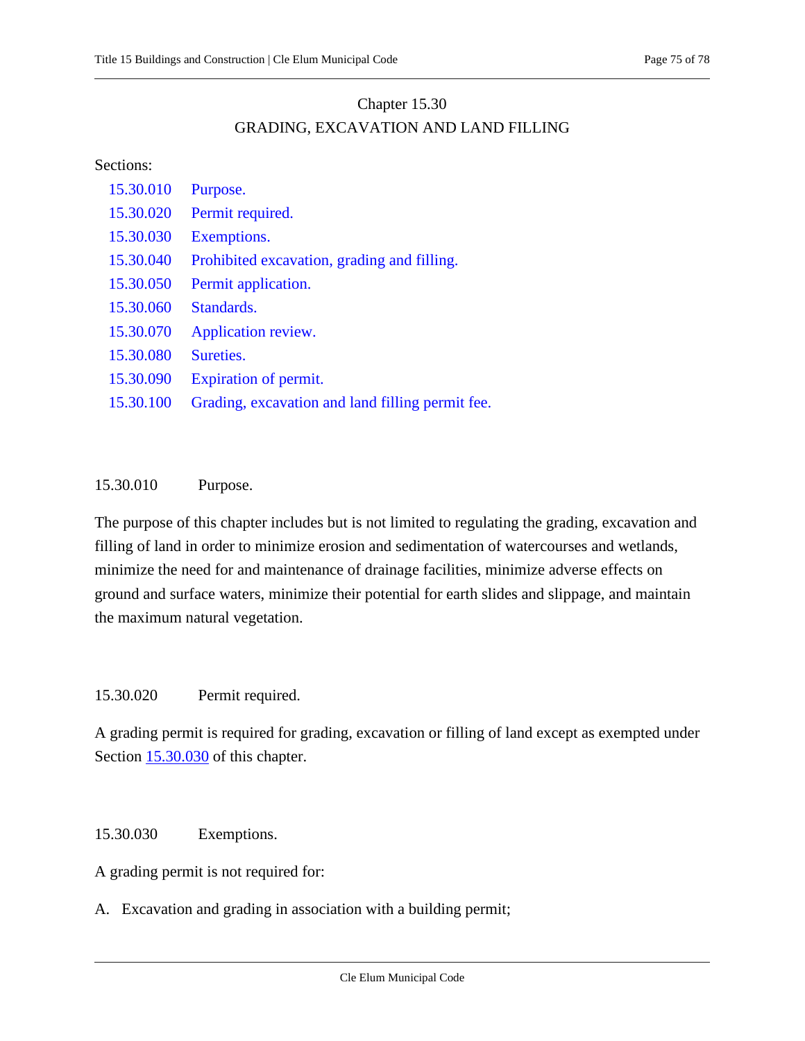# Chapter 15.30

# GRADING, EXCAVATION AND LAND FILLING

Sections:

| | |
|---|---|
| 15.30.010 | Purpose. |
| 15.30.020 | Permit required. |
| 15.30.030 | Exemptions. |
| 15.30.040 | Prohibited excavation, grading and filling. |
| 15.30.050 | Permit application. |
| 15.30.060 | Standards. |
| 15.30.070 | Application review. |
| 15.30.080 | Sureties. |
| 15.30.090 | Expiration of permit. |
| 15.30.100 | Grading, excavation and land filling permit fee. |

## 15.30.010 Purpose.

The purpose of this chapter includes but is not limited to regulating the grading, excavation and filling of land in order to minimize erosion and sedimentation of watercourses and wetlands, minimize the need for and maintenance of drainage facilities, minimize adverse effects on ground and surface waters, minimize their potential for earth slides and slippage, and maintain the maximum natural vegetation.

## 15.30.020 Permit required.

A grading permit is required for grading, excavation or filling of land except as exempted under Section 15.30.030 of this chapter.

## 15.30.030 Exemptions.

A grading permit is not required for:

A. Excavation and grading in association with a building permit;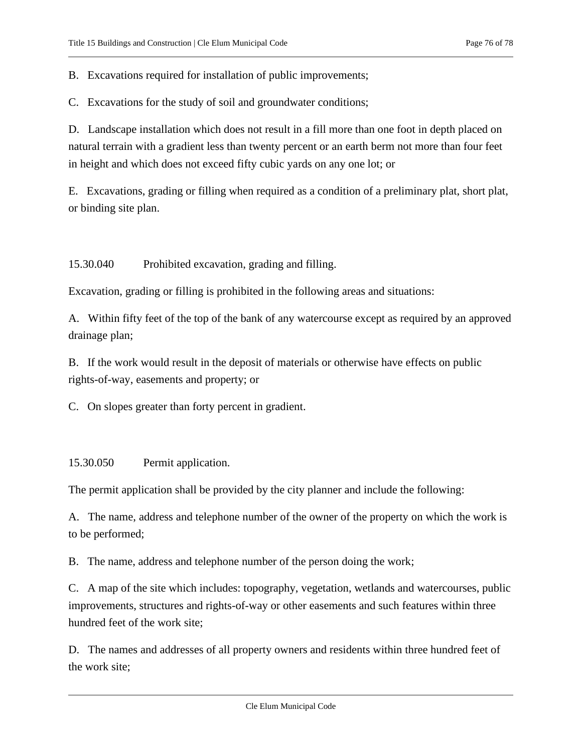B. Excavations required for installation of public improvements;

C. Excavations for the study of soil and groundwater conditions;

D. Landscape installation which does not result in a fill more than one foot in depth placed on natural terrain with a gradient less than twenty percent or an earth berm not more than four feet in height and which does not exceed fifty cubic yards on any one lot; or

E. Excavations, grading or filling when required as a condition of a preliminary plat, short plat, or binding site plan.

### 15.30.040 Prohibited excavation, grading and filling.

Excavation, grading or filling is prohibited in the following areas and situations:

A. Within fifty feet of the top of the bank of any watercourse except as required by an approved drainage plan;

B. If the work would result in the deposit of materials or otherwise have effects on public rights-of-way, easements and property; or

C. On slopes greater than forty percent in gradient.

### 15.30.050 Permit application.

The permit application shall be provided by the city planner and include the following:

A. The name, address and telephone number of the owner of the property on which the work is to be performed;

B. The name, address and telephone number of the person doing the work;

C. A map of the site which includes: topography, vegetation, wetlands and watercourses, public improvements, structures and rights-of-way or other easements and such features within three hundred feet of the work site;

D. The names and addresses of all property owners and residents within three hundred feet of the work site;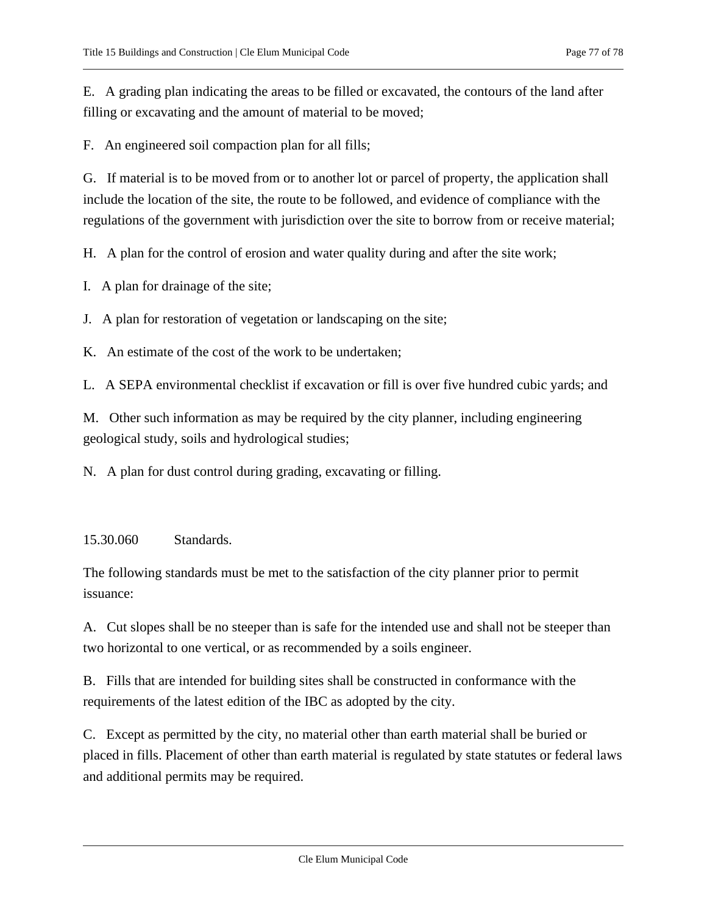E. A grading plan indicating the areas to be filled or excavated, the contours of the land after filling or excavating and the amount of material to be moved;

F. An engineered soil compaction plan for all fills;

G. If material is to be moved from or to another lot or parcel of property, the application shall include the location of the site, the route to be followed, and evidence of compliance with the regulations of the government with jurisdiction over the site to borrow from or receive material;

H. A plan for the control of erosion and water quality during and after the site work;

I. A plan for drainage of the site;

J. A plan for restoration of vegetation or landscaping on the site;

K. An estimate of the cost of the work to be undertaken;

L. A SEPA environmental checklist if excavation or fill is over five hundred cubic yards; and

M. Other such information as may be required by the city planner, including engineering geological study, soils and hydrological studies;

N. A plan for dust control during grading, excavating or filling.

### 15.30.060 Standards.

The following standards must be met to the satisfaction of the city planner prior to permit issuance:

A. Cut slopes shall be no steeper than is safe for the intended use and shall not be steeper than two horizontal to one vertical, or as recommended by a soils engineer.

B. Fills that are intended for building sites shall be constructed in conformance with the requirements of the latest edition of the IBC as adopted by the city.

C. Except as permitted by the city, no material other than earth material shall be buried or placed in fills. Placement of other than earth material is regulated by state statutes or federal laws and additional permits may be required.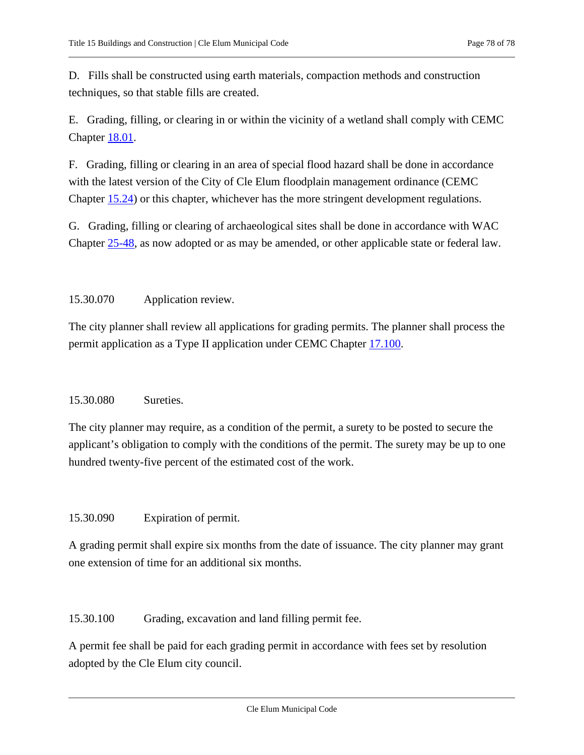D. Fills shall be constructed using earth materials, compaction methods and construction techniques, so that stable fills are created.

E. Grading, filling, or clearing in or within the vicinity of a wetland shall comply with CEMC Chapter 18.01.

F. Grading, filling or clearing in an area of special flood hazard shall be done in accordance with the latest version of the City of Cle Elum floodplain management ordinance (CEMC Chapter 15.24) or this chapter, whichever has the more stringent development regulations.

G. Grading, filling or clearing of archaeological sites shall be done in accordance with WAC Chapter 25-48, as now adopted or as may be amended, or other applicable state or federal law.

### 15.30.070 Application review.

The city planner shall review all applications for grading permits. The planner shall process the permit application as a Type II application under CEMC Chapter 17.100.

### 15.30.080 Sureties.

The city planner may require, as a condition of the permit, a surety to be posted to secure the applicant's obligation to comply with the conditions of the permit. The surety may be up to one hundred twenty-five percent of the estimated cost of the work.

### 15.30.090 Expiration of permit.

A grading permit shall expire six months from the date of issuance. The city planner may grant one extension of time for an additional six months.

### 15.30.100 Grading, excavation and land filling permit fee.

A permit fee shall be paid for each grading permit in accordance with fees set by resolution adopted by the Cle Elum city council.